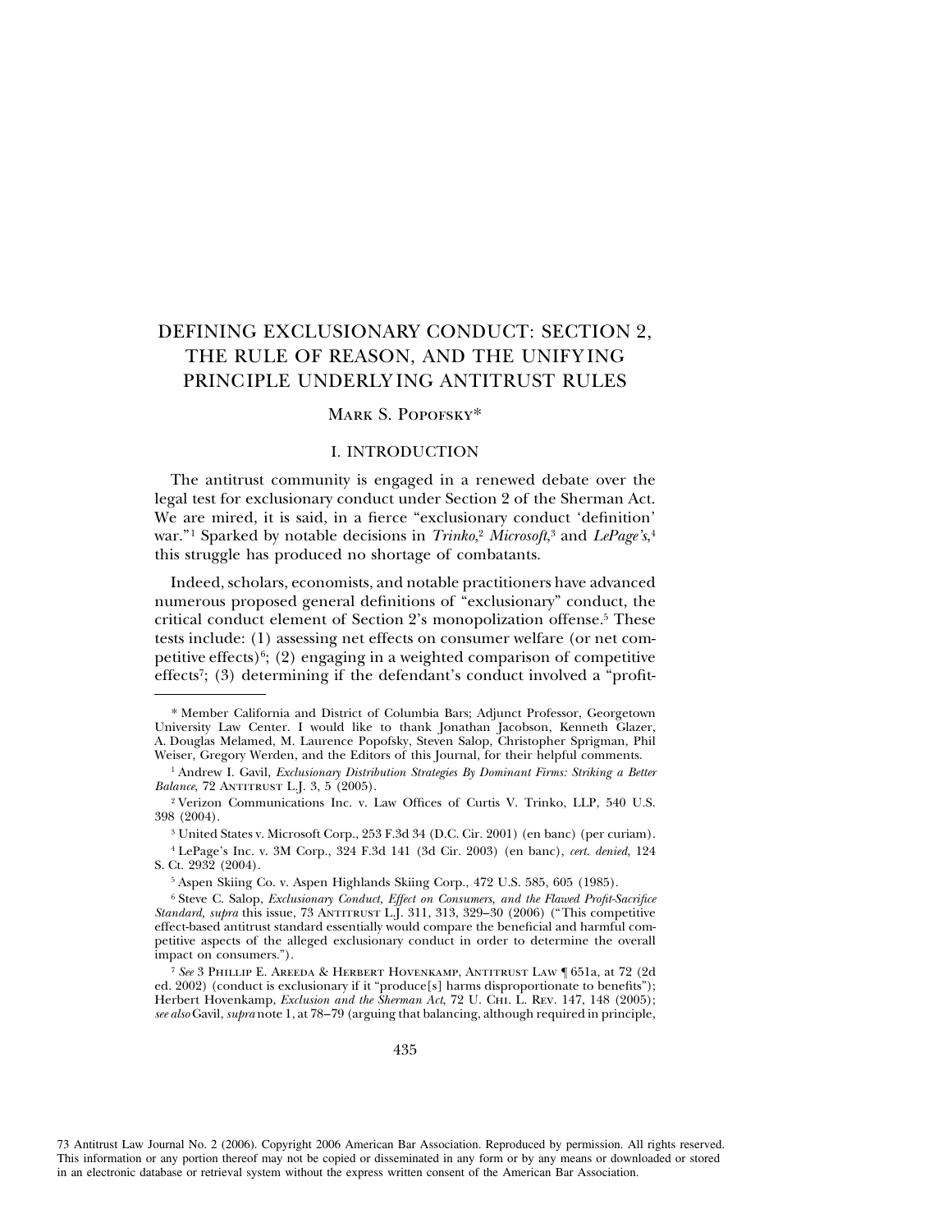# DEFINING EXCLUSIONARY CONDUCT: SECTION 2, THE RULE OF REASON, AND THE UNIFYING PRINCIPLE UNDERLYING ANTITRUST RULES

MARK S. POPOFSKY*

## I. INTRODUCTION

The antitrust community is engaged in a renewed debate over the legal test for exclusionary conduct under Section 2 of the Sherman Act. We are mired, it is said, in a fierce "exclusionary conduct 'definition' war."[1] Sparked by notable decisions in *Trinko*,[2] *Microsoft*,[3] and *LePage's*,[4] this struggle has produced no shortage of combatants.

Indeed, scholars, economists, and notable practitioners have advanced numerous proposed general definitions of "exclusionary" conduct, the critical conduct element of Section 2's monopolization offense.[5] These tests include: (1) assessing net effects on consumer welfare (or net competitive effects)[6]; (2) engaging in a weighted comparison of competitive effects[7]; (3) determining if the defendant's conduct involved a "profit-

---

\* Member California and District of Columbia Bars; Adjunct Professor, Georgetown University Law Center. I would like to thank Jonathan Jacobson, Kenneth Glazer, A. Douglas Melamed, M. Laurence Popofsky, Steven Salop, Christopher Sprigman, Phil Weiser, Gregory Werden, and the Editors of this Journal, for their helpful comments.

[1] Andrew I. Gavil, *Exclusionary Distribution Strategies By Dominant Firms: Striking a Better Balance*, 72 ANTITRUST L.J. 3, 5 (2005).

[2] Verizon Communications Inc. v. Law Offices of Curtis V. Trinko, LLP, 540 U.S. 398 (2004).

[3] United States v. Microsoft Corp., 253 F.3d 34 (D.C. Cir. 2001) (en banc) (per curiam).

[4] LePage's Inc. v. 3M Corp., 324 F.3d 141 (3d Cir. 2003) (en banc), *cert. denied*, 124 S. Ct. 2932 (2004).

[5] Aspen Skiing Co. v. Aspen Highlands Skiing Corp., 472 U.S. 585, 605 (1985).

[6] Steve C. Salop, *Exclusionary Conduct, Effect on Consumers, and the Flawed Profit-Sacrifice Standard*, *supra* this issue, 73 ANTITRUST L.J. 311, 313, 329–30 (2006) ("This competitive effect-based antitrust standard essentially would compare the beneficial and harmful competitive aspects of the alleged exclusionary conduct in order to determine the overall impact on consumers.").

[7] *See* 3 PHILLIP E. AREEDA & HERBERT HOVENKAMP, ANTITRUST LAW ¶ 651a, at 72 (2d ed. 2002) (conduct is exclusionary if it "produce[s] harms disproportionate to benefits"); Herbert Hovenkamp, *Exclusion and the Sherman Act*, 72 U. CHI. L. REV. 147, 148 (2005); *see also* Gavil, *supra* note 1, at 78–79 (arguing that balancing, although required in principle,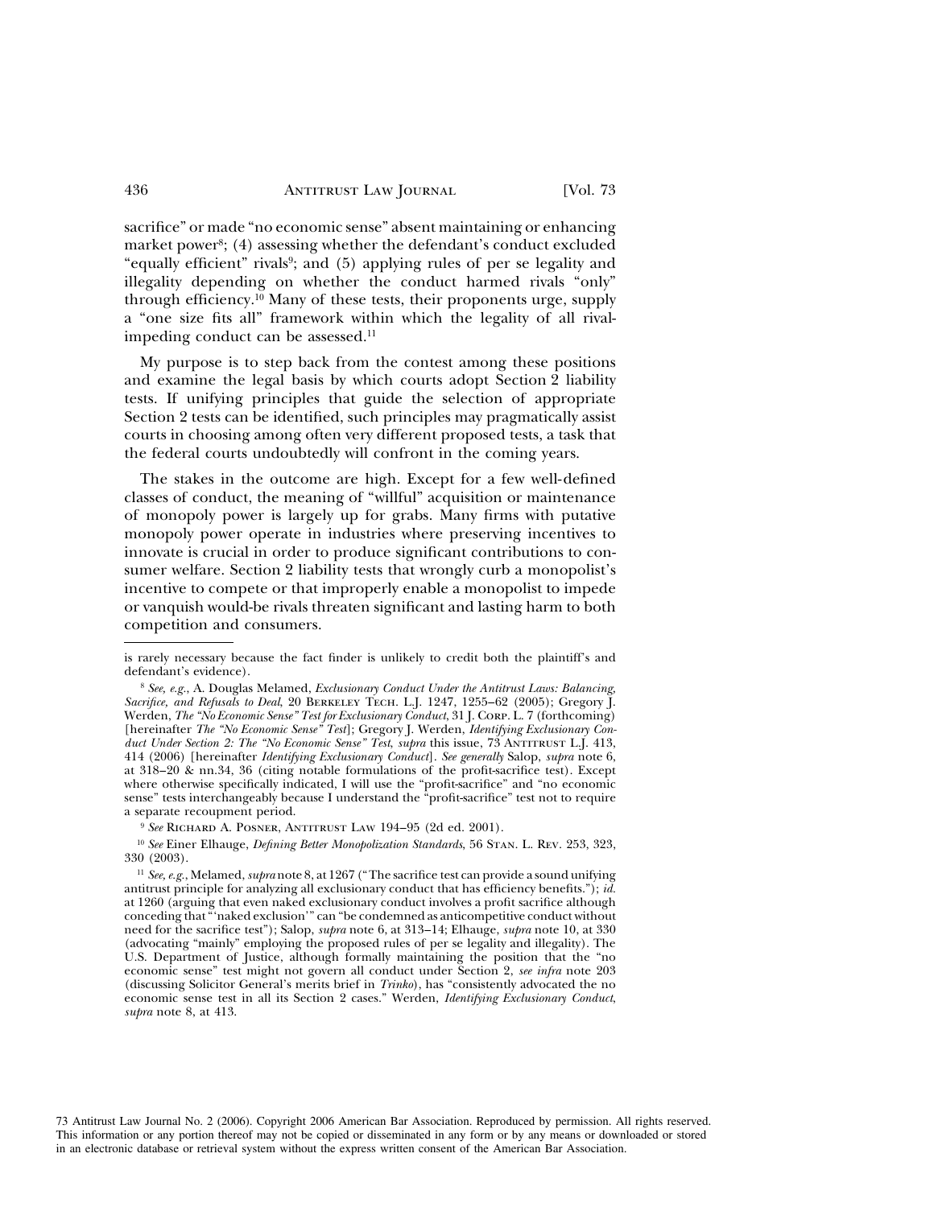sacrifice" or made "no economic sense" absent maintaining or enhancing market power[8]; (4) assessing whether the defendant's conduct excluded "equally efficient" rivals[9]; and (5) applying rules of per se legality and illegality depending on whether the conduct harmed rivals "only" through efficiency.[10] Many of these tests, their proponents urge, supply a "one size fits all" framework within which the legality of all rival-impeding conduct can be assessed.[11]

My purpose is to step back from the contest among these positions and examine the legal basis by which courts adopt Section 2 liability tests. If unifying principles that guide the selection of appropriate Section 2 tests can be identified, such principles may pragmatically assist courts in choosing among often very different proposed tests, a task that the federal courts undoubtedly will confront in the coming years.

The stakes in the outcome are high. Except for a few well-defined classes of conduct, the meaning of "willful" acquisition or maintenance of monopoly power is largely up for grabs. Many firms with putative monopoly power operate in industries where preserving incentives to innovate is crucial in order to produce significant contributions to consumer welfare. Section 2 liability tests that wrongly curb a monopolist's incentive to compete or that improperly enable a monopolist to impede or vanquish would-be rivals threaten significant and lasting harm to both competition and consumers.

---

is rarely necessary because the fact finder is unlikely to credit both the plaintiff's and defendant's evidence).

[8] *See, e.g.*, A. Douglas Melamed, *Exclusionary Conduct Under the Antitrust Laws: Balancing, Sacrifice, and Refusals to Deal*, 20 Berkeley Tech. L.J. 1247, 1255–62 (2005); Gregory J. Werden, *The "No Economic Sense" Test for Exclusionary Conduct*, 31 J. Corp. L. 7 (forthcoming) [hereinafter *The "No Economic Sense" Test*]; Gregory J. Werden, *Identifying Exclusionary Conduct Under Section 2: The "No Economic Sense" Test*, *supra* this issue, 73 Antitrust L.J. 413, 414 (2006) [hereinafter *Identifying Exclusionary Conduct*]. *See generally* Salop, *supra* note 6, at 318–20 & nn.34, 36 (citing notable formulations of the profit-sacrifice test). Except where otherwise specifically indicated, I will use the "profit-sacrifice" and "no economic sense" tests interchangeably because I understand the "profit-sacrifice" test not to require a separate recoupment period.

[9] *See* Richard A. Posner, Antitrust Law 194–95 (2d ed. 2001).

[10] *See* Einer Elhauge, *Defining Better Monopolization Standards*, 56 Stan. L. Rev. 253, 323, 330 (2003).

[11] *See, e.g.*, Melamed, *supra* note 8, at 1267 ("The sacrifice test can provide a sound unifying antitrust principle for analyzing all exclusionary conduct that has efficiency benefits."); *id.* at 1260 (arguing that even naked exclusionary conduct involves a profit sacrifice although conceding that "'naked exclusion'" can "be condemned as anticompetitive conduct without need for the sacrifice test"); Salop, *supra* note 6, at 313–14; Elhauge, *supra* note 10, at 330 (advocating "mainly" employing the proposed rules of per se legality and illegality). The U.S. Department of Justice, although formally maintaining the position that the "no economic sense" test might not govern all conduct under Section 2, *see infra* note 203 (discussing Solicitor General's merits brief in *Trinko*), has "consistently advocated the no economic sense test in all its Section 2 cases." Werden, *Identifying Exclusionary Conduct*, *supra* note 8, at 413.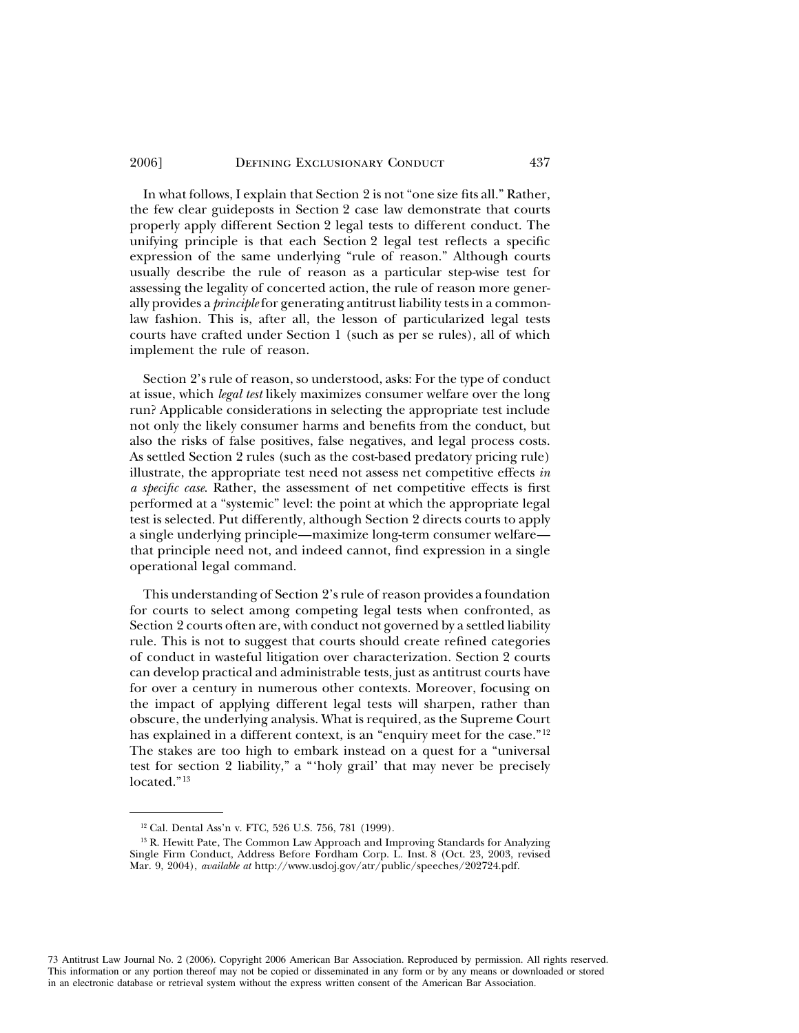In what follows, I explain that Section 2 is not "one size fits all." Rather, the few clear guideposts in Section 2 case law demonstrate that courts properly apply different Section 2 legal tests to different conduct. The unifying principle is that each Section 2 legal test reflects a specific expression of the same underlying "rule of reason." Although courts usually describe the rule of reason as a particular step-wise test for assessing the legality of concerted action, the rule of reason more generally provides a *principle* for generating antitrust liability tests in a common-law fashion. This is, after all, the lesson of particularized legal tests courts have crafted under Section 1 (such as per se rules), all of which implement the rule of reason.

Section 2's rule of reason, so understood, asks: For the type of conduct at issue, which *legal test* likely maximizes consumer welfare over the long run? Applicable considerations in selecting the appropriate test include not only the likely consumer harms and benefits from the conduct, but also the risks of false positives, false negatives, and legal process costs. As settled Section 2 rules (such as the cost-based predatory pricing rule) illustrate, the appropriate test need not assess net competitive effects *in a specific case*. Rather, the assessment of net competitive effects is first performed at a "systemic" level: the point at which the appropriate legal test is selected. Put differently, although Section 2 directs courts to apply a single underlying principle—maximize long-term consumer welfare—that principle need not, and indeed cannot, find expression in a single operational legal command.

This understanding of Section 2's rule of reason provides a foundation for courts to select among competing legal tests when confronted, as Section 2 courts often are, with conduct not governed by a settled liability rule. This is not to suggest that courts should create refined categories of conduct in wasteful litigation over characterization. Section 2 courts can develop practical and administrable tests, just as antitrust courts have for over a century in numerous other contexts. Moreover, focusing on the impact of applying different legal tests will sharpen, rather than obscure, the underlying analysis. What is required, as the Supreme Court has explained in a different context, is an "enquiry meet for the case."[12] The stakes are too high to embark instead on a quest for a "universal test for section 2 liability," a "'holy grail' that may never be precisely located."[13]

---

[12] Cal. Dental Ass'n v. FTC, 526 U.S. 756, 781 (1999).

[13] R. Hewitt Pate, The Common Law Approach and Improving Standards for Analyzing Single Firm Conduct, Address Before Fordham Corp. L. Inst. 8 (Oct. 23, 2003, revised Mar. 9, 2004), *available at* http://www.usdoj.gov/atr/public/speeches/202724.pdf.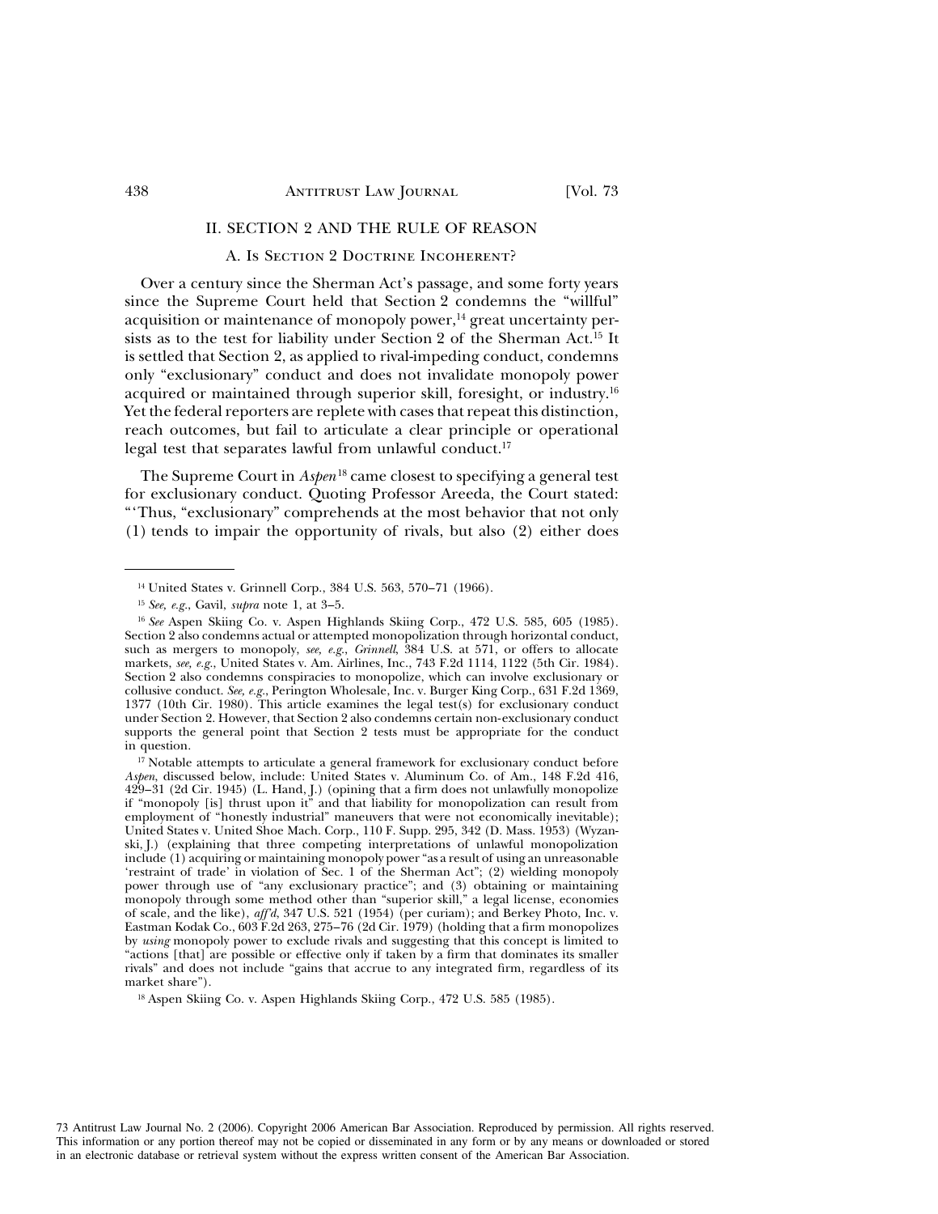## II. SECTION 2 AND THE RULE OF REASON

### A. Is Section 2 Doctrine Incoherent?

Over a century since the Sherman Act's passage, and some forty years since the Supreme Court held that Section 2 condemns the "willful" acquisition or maintenance of monopoly power,[14] great uncertainty persists as to the test for liability under Section 2 of the Sherman Act.[15] It is settled that Section 2, as applied to rival-impeding conduct, condemns only "exclusionary" conduct and does not invalidate monopoly power acquired or maintained through superior skill, foresight, or industry.[16] Yet the federal reporters are replete with cases that repeat this distinction, reach outcomes, but fail to articulate a clear principle or operational legal test that separates lawful from unlawful conduct.[17]

The Supreme Court in *Aspen*[18] came closest to specifying a general test for exclusionary conduct. Quoting Professor Areeda, the Court stated: "'Thus, "exclusionary" comprehends at the most behavior that not only (1) tends to impair the opportunity of rivals, but also (2) either does

---

[14] United States v. Grinnell Corp., 384 U.S. 563, 570–71 (1966).

[15] *See, e.g.*, Gavil, *supra* note 1, at 3–5.

[16] *See* Aspen Skiing Co. v. Aspen Highlands Skiing Corp., 472 U.S. 585, 605 (1985). Section 2 also condemns actual or attempted monopolization through horizontal conduct, such as mergers to monopoly, *see, e.g.*, *Grinnell*, 384 U.S. at 571, or offers to allocate markets, *see, e.g.*, United States v. Am. Airlines, Inc., 743 F.2d 1114, 1122 (5th Cir. 1984). Section 2 also condemns conspiracies to monopolize, which can involve exclusionary or collusive conduct. *See, e.g.*, Perington Wholesale, Inc. v. Burger King Corp., 631 F.2d 1369, 1377 (10th Cir. 1980). This article examines the legal test(s) for exclusionary conduct under Section 2. However, that Section 2 also condemns certain non-exclusionary conduct supports the general point that Section 2 tests must be appropriate for the conduct in question.

[17] Notable attempts to articulate a general framework for exclusionary conduct before *Aspen*, discussed below, include: United States v. Aluminum Co. of Am., 148 F.2d 416, 429–31 (2d Cir. 1945) (L. Hand, J.) (opining that a firm does not unlawfully monopolize if "monopoly [is] thrust upon it" and that liability for monopolization can result from employment of "honestly industrial" maneuvers that were not economically inevitable); United States v. United Shoe Mach. Corp., 110 F. Supp. 295, 342 (D. Mass. 1953) (Wyzanski, J.) (explaining that three competing interpretations of unlawful monopolization include (1) acquiring or maintaining monopoly power "as a result of using an unreasonable 'restraint of trade' in violation of Sec. 1 of the Sherman Act"; (2) wielding monopoly power through use of "any exclusionary practice"; and (3) obtaining or maintaining monopoly through some method other than "superior skill," a legal license, economies of scale, and the like), *aff'd*, 347 U.S. 521 (1954) (per curiam); and Berkey Photo, Inc. v. Eastman Kodak Co., 603 F.2d 263, 275–76 (2d Cir. 1979) (holding that a firm monopolizes by *using* monopoly power to exclude rivals and suggesting that this concept is limited to "actions [that] are possible or effective only if taken by a firm that dominates its smaller rivals" and does not include "gains that accrue to any integrated firm, regardless of its market share").

[18] Aspen Skiing Co. v. Aspen Highlands Skiing Corp., 472 U.S. 585 (1985).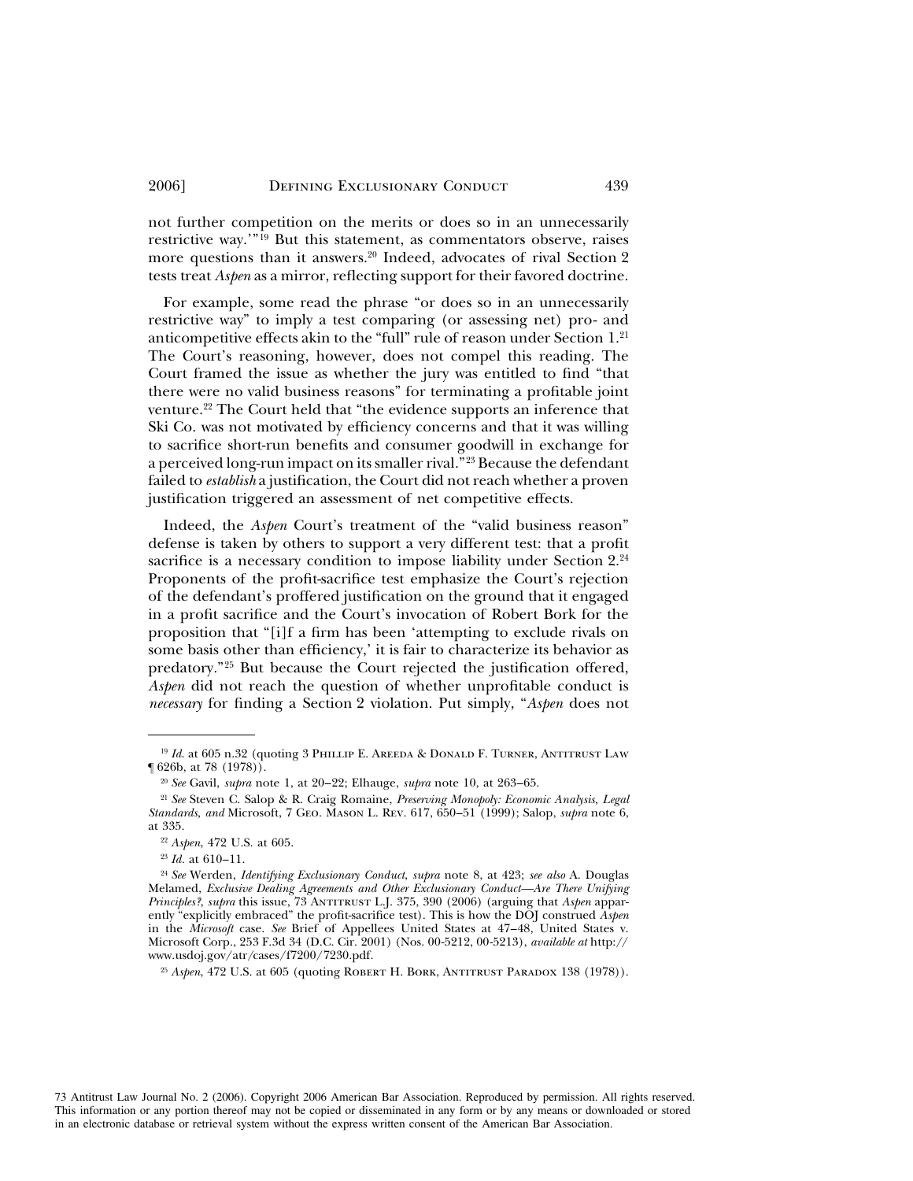not further competition on the merits or does so in an unnecessarily restrictive way.'"[19] But this statement, as commentators observe, raises more questions than it answers.[20] Indeed, advocates of rival Section 2 tests treat *Aspen* as a mirror, reflecting support for their favored doctrine.

For example, some read the phrase "or does so in an unnecessarily restrictive way" to imply a test comparing (or assessing net) pro- and anticompetitive effects akin to the "full" rule of reason under Section 1.[21] The Court's reasoning, however, does not compel this reading. The Court framed the issue as whether the jury was entitled to find "that there were no valid business reasons" for terminating a profitable joint venture.[22] The Court held that "the evidence supports an inference that Ski Co. was not motivated by efficiency concerns and that it was willing to sacrifice short-run benefits and consumer goodwill in exchange for a perceived long-run impact on its smaller rival."[23] Because the defendant failed to *establish* a justification, the Court did not reach whether a proven justification triggered an assessment of net competitive effects.

Indeed, the *Aspen* Court's treatment of the "valid business reason" defense is taken by others to support a very different test: that a profit sacrifice is a necessary condition to impose liability under Section 2.[24] Proponents of the profit-sacrifice test emphasize the Court's rejection of the defendant's proffered justification on the ground that it engaged in a profit sacrifice and the Court's invocation of Robert Bork for the proposition that "[i]f a firm has been 'attempting to exclude rivals on some basis other than efficiency,' it is fair to characterize its behavior as predatory."[25] But because the Court rejected the justification offered, *Aspen* did not reach the question of whether unprofitable conduct is *necessary* for finding a Section 2 violation. Put simply, "*Aspen* does not

---

[19] *Id.* at 605 n.32 (quoting 3 Phillip E. Areeda & Donald F. Turner, Antitrust Law ¶ 626b, at 78 (1978)).

[20] *See* Gavil, *supra* note 1, at 20–22; Elhauge, *supra* note 10, at 263–65.

[21] *See* Steven C. Salop & R. Craig Romaine, *Preserving Monopoly: Economic Analysis, Legal Standards, and* Microsoft, 7 Geo. Mason L. Rev. 617, 650–51 (1999); Salop, *supra* note 6, at 335.

[22] *Aspen*, 472 U.S. at 605.

[23] *Id.* at 610–11.

[24] *See* Werden, *Identifying Exclusionary Conduct*, *supra* note 8, at 423; *see also* A. Douglas Melamed, *Exclusive Dealing Agreements and Other Exclusionary Conduct—Are There Unifying Principles?*, *supra* this issue, 73 Antitrust L.J. 375, 390 (2006) (arguing that *Aspen* apparently "explicitly embraced" the profit-sacrifice test). This is how the DOJ construed *Aspen* in the *Microsoft* case. *See* Brief of Appellees United States at 47–48, United States v. Microsoft Corp., 253 F.3d 34 (D.C. Cir. 2001) (Nos. 00-5212, 00-5213), *available at* http://www.usdoj.gov/atr/cases/f7200/7230.pdf.

[25] *Aspen*, 472 U.S. at 605 (quoting Robert H. Bork, Antitrust Paradox 138 (1978)).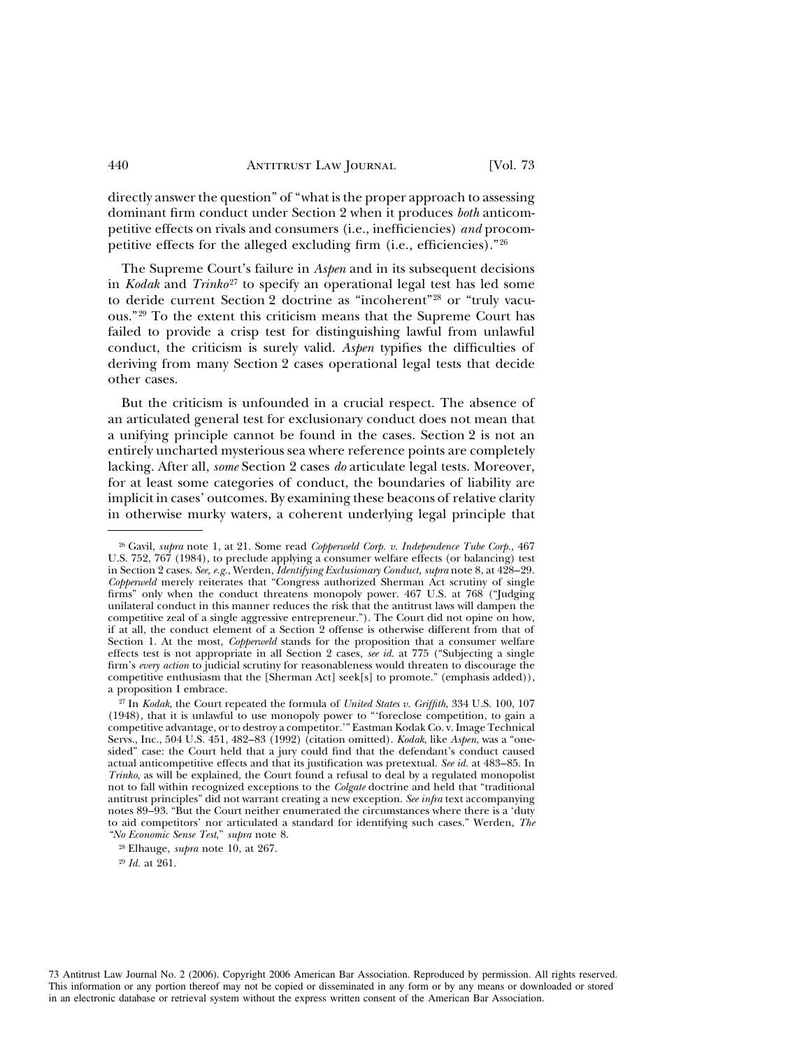directly answer the question" of "what is the proper approach to assessing dominant firm conduct under Section 2 when it produces *both* anticompetitive effects on rivals and consumers (i.e., inefficiencies) *and* procompetitive effects for the alleged excluding firm (i.e., efficiencies)."[26]

The Supreme Court's failure in *Aspen* and in its subsequent decisions in *Kodak* and *Trinko*[27] to specify an operational legal test has led some to deride current Section 2 doctrine as "incoherent"[28] or "truly vacuous."[29] To the extent this criticism means that the Supreme Court has failed to provide a crisp test for distinguishing lawful from unlawful conduct, the criticism is surely valid. *Aspen* typifies the difficulties of deriving from many Section 2 cases operational legal tests that decide other cases.

But the criticism is unfounded in a crucial respect. The absence of an articulated general test for exclusionary conduct does not mean that a unifying principle cannot be found in the cases. Section 2 is not an entirely uncharted mysterious sea where reference points are completely lacking. After all, *some* Section 2 cases *do* articulate legal tests. Moreover, for at least some categories of conduct, the boundaries of liability are implicit in cases' outcomes. By examining these beacons of relative clarity in otherwise murky waters, a coherent underlying legal principle that

---

[26] Gavil, *supra* note 1, at 21. Some read *Copperweld Corp. v. Independence Tube Corp.*, 467 U.S. 752, 767 (1984), to preclude applying a consumer welfare effects (or balancing) test in Section 2 cases. *See, e.g.*, Werden, *Identifying Exclusionary Conduct, supra* note 8, at 428–29. *Copperweld* merely reiterates that "Congress authorized Sherman Act scrutiny of single firms" only when the conduct threatens monopoly power. 467 U.S. at 768 ("Judging unilateral conduct in this manner reduces the risk that the antitrust laws will dampen the competitive zeal of a single aggressive entrepreneur."). The Court did not opine on how, if at all, the conduct element of a Section 2 offense is otherwise different from that of Section 1. At the most, *Copperweld* stands for the proposition that a consumer welfare effects test is not appropriate in all Section 2 cases, *see id.* at 775 ("Subjecting a single firm's *every action* to judicial scrutiny for reasonableness would threaten to discourage the competitive enthusiasm that the [Sherman Act] seek[s] to promote." (emphasis added)), a proposition I embrace.

[27] In *Kodak*, the Court repeated the formula of *United States v. Griffith*, 334 U.S. 100, 107 (1948), that it is unlawful to use monopoly power to "'foreclose competition, to gain a competitive advantage, or to destroy a competitor.'" Eastman Kodak Co. v. Image Technical Servs., Inc., 504 U.S. 451, 482–83 (1992) (citation omitted). *Kodak*, like *Aspen*, was a "one-sided" case: the Court held that a jury could find that the defendant's conduct caused actual anticompetitive effects and that its justification was pretextual. *See id.* at 483–85. In *Trinko*, as will be explained, the Court found a refusal to deal by a regulated monopolist not to fall within recognized exceptions to the *Colgate* doctrine and held that "traditional antitrust principles" did not warrant creating a new exception. *See infra* text accompanying notes 89–93. "But the Court neither enumerated the circumstances where there is a 'duty to aid competitors' nor articulated a standard for identifying such cases." Werden, *The "No Economic Sense Test," supra* note 8.

[28] Elhauge, *supra* note 10, at 267.

[29] *Id.* at 261.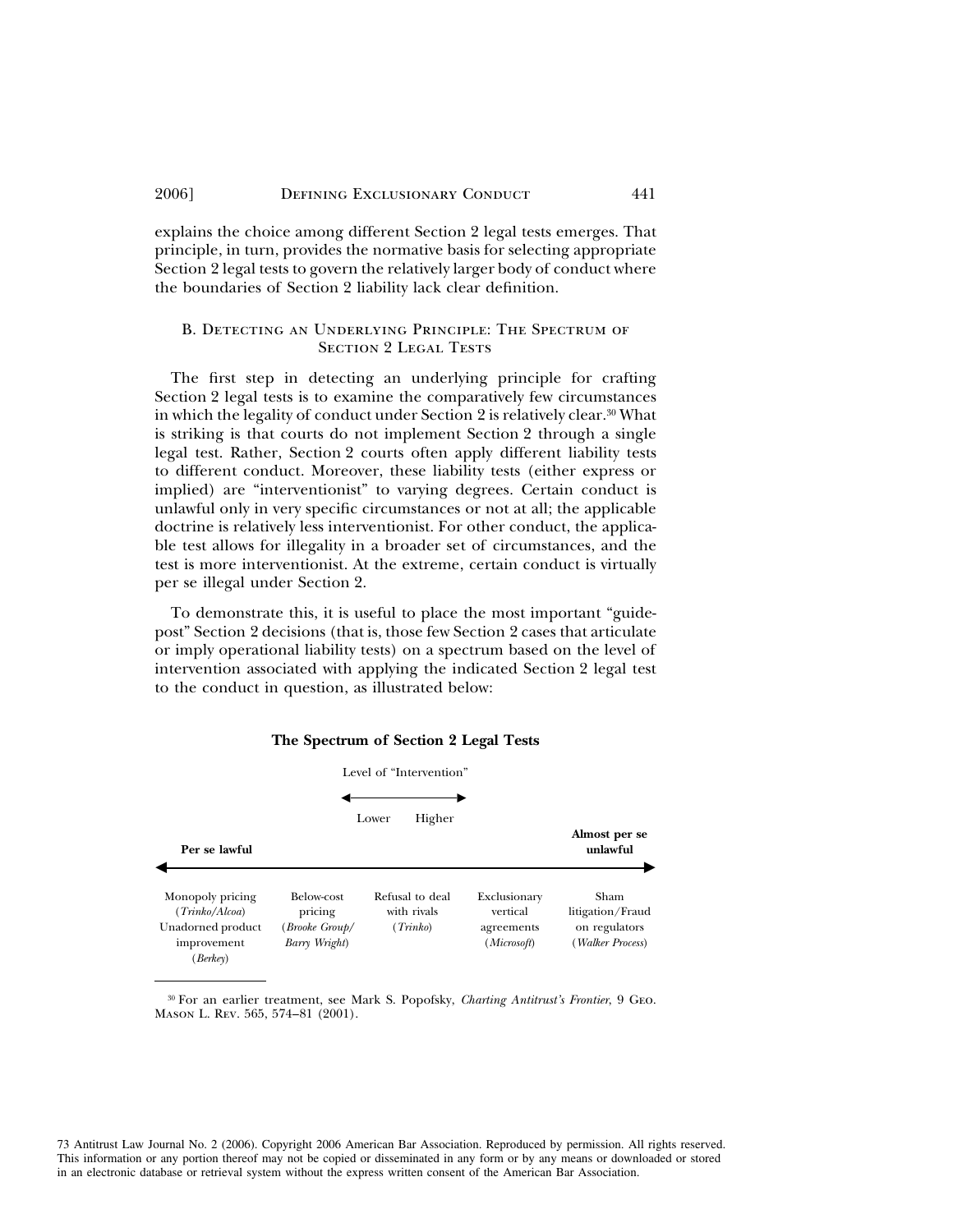explains the choice among different Section 2 legal tests emerges. That principle, in turn, provides the normative basis for selecting appropriate Section 2 legal tests to govern the relatively larger body of conduct where the boundaries of Section 2 liability lack clear definition.

## B. Detecting an Underlying Principle: The Spectrum of Section 2 Legal Tests

The first step in detecting an underlying principle for crafting Section 2 legal tests is to examine the comparatively few circumstances in which the legality of conduct under Section 2 is relatively clear.[30] What is striking is that courts do not implement Section 2 through a single legal test. Rather, Section 2 courts often apply different liability tests to different conduct. Moreover, these liability tests (either express or implied) are "interventionist" to varying degrees. Certain conduct is unlawful only in very specific circumstances or not at all; the applicable doctrine is relatively less interventionist. For other conduct, the applicable test allows for illegality in a broader set of circumstances, and the test is more interventionist. At the extreme, certain conduct is virtually per se illegal under Section 2.

To demonstrate this, it is useful to place the most important "guidepost" Section 2 decisions (that is, those few Section 2 cases that articulate or imply operational liability tests) on a spectrum based on the level of intervention associated with applying the indicated Section 2 legal test to the conduct in question, as illustrated below:

**The Spectrum of Section 2 Legal Tests**

Level of "Intervention": Lower ←→ Higher

| **Per se lawful** | | | | **Almost per se unlawful** |
|---|---|---|---|---|
| Monopoly pricing (*Trinko/Alcoa*) Unadorned product improvement (*Berkey*) | Below-cost pricing (*Brooke Group/ Barry Wright*) | Refusal to deal with rivals (*Trinko*) | Exclusionary vertical agreements (*Microsoft*) | Sham litigation/Fraud on regulators (*Walker Process*) |

[30] For an earlier treatment, see Mark S. Popofsky, *Charting Antitrust's Frontier*, 9 Geo. Mason L. Rev. 565, 574–81 (2001).

73 Antitrust Law Journal No. 2 (2006). Copyright 2006 American Bar Association. Reproduced by permission. All rights reserved. This information or any portion thereof may not be copied or disseminated in any form or by any means or downloaded or stored in an electronic database or retrieval system without the express written consent of the American Bar Association.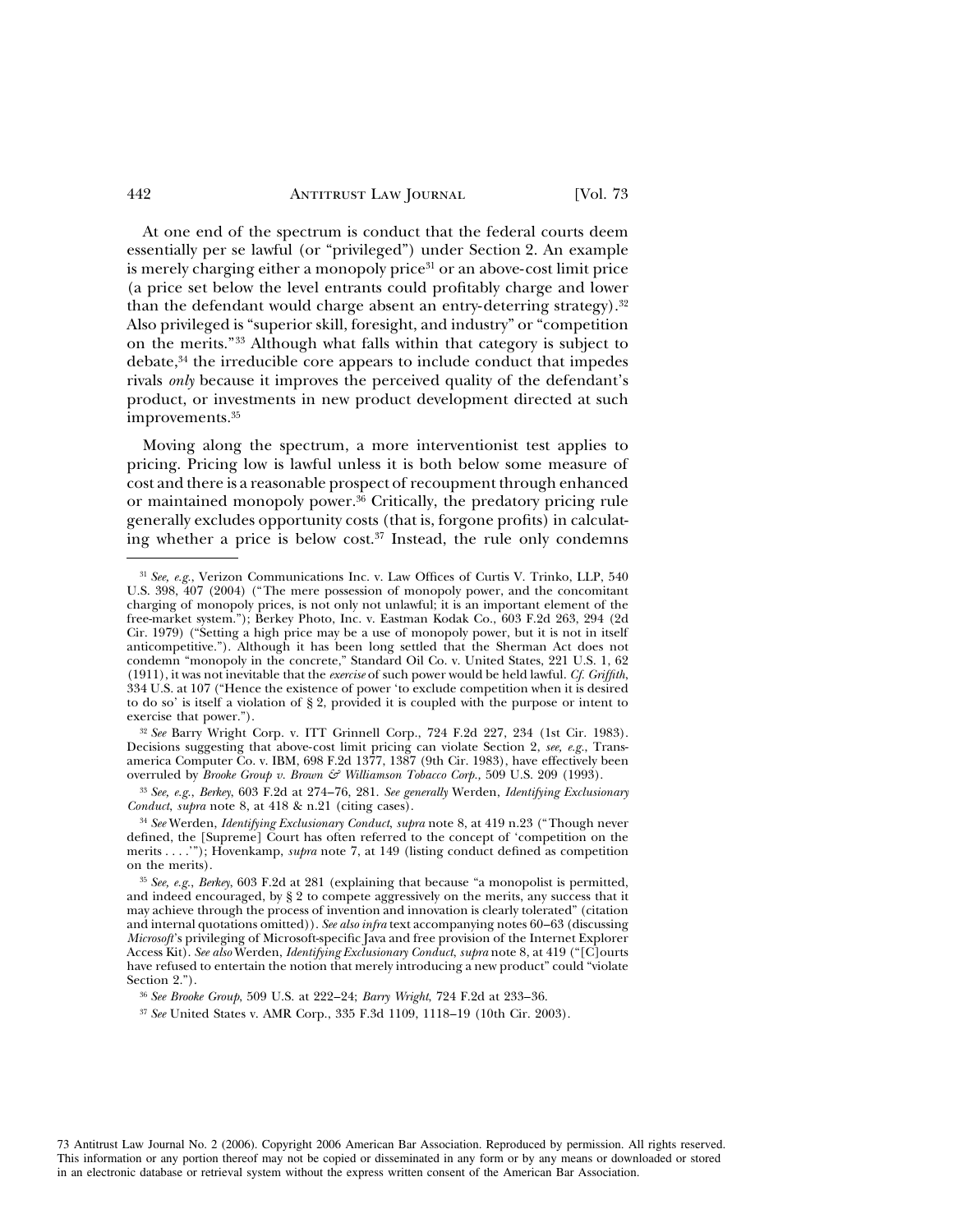At one end of the spectrum is conduct that the federal courts deem essentially per se lawful (or "privileged") under Section 2. An example is merely charging either a monopoly price[31] or an above-cost limit price (a price set below the level entrants could profitably charge and lower than the defendant would charge absent an entry-deterring strategy).[32] Also privileged is "superior skill, foresight, and industry" or "competition on the merits."[33] Although what falls within that category is subject to debate,[34] the irreducible core appears to include conduct that impedes rivals *only* because it improves the perceived quality of the defendant's product, or investments in new product development directed at such improvements.[35]

Moving along the spectrum, a more interventionist test applies to pricing. Pricing low is lawful unless it is both below some measure of cost and there is a reasonable prospect of recoupment through enhanced or maintained monopoly power.[36] Critically, the predatory pricing rule generally excludes opportunity costs (that is, forgone profits) in calculating whether a price is below cost.[37] Instead, the rule only condemns

---

[31] *See, e.g.*, Verizon Communications Inc. v. Law Offices of Curtis V. Trinko, LLP, 540 U.S. 398, 407 (2004) ("The mere possession of monopoly power, and the concomitant charging of monopoly prices, is not only not unlawful; it is an important element of the free-market system."); Berkey Photo, Inc. v. Eastman Kodak Co., 603 F.2d 263, 294 (2d Cir. 1979) ("Setting a high price may be a use of monopoly power, but it is not in itself anticompetitive."). Although it has been long settled that the Sherman Act does not condemn "monopoly in the concrete," Standard Oil Co. v. United States, 221 U.S. 1, 62 (1911), it was not inevitable that the *exercise* of such power would be held lawful. *Cf. Griffith*, 334 U.S. at 107 ("Hence the existence of power 'to exclude competition when it is desired to do so' is itself a violation of § 2, provided it is coupled with the purpose or intent to exercise that power.").

[32] *See* Barry Wright Corp. v. ITT Grinnell Corp., 724 F.2d 227, 234 (1st Cir. 1983). Decisions suggesting that above-cost limit pricing can violate Section 2, *see, e.g.*, Transamerica Computer Co. v. IBM, 698 F.2d 1377, 1387 (9th Cir. 1983), have effectively been overruled by *Brooke Group v. Brown & Williamson Tobacco Corp.*, 509 U.S. 209 (1993).

[33] *See, e.g.*, *Berkey*, 603 F.2d at 274–76, 281. *See generally* Werden, *Identifying Exclusionary Conduct*, *supra* note 8, at 418 & n.21 (citing cases).

[34] *See* Werden, *Identifying Exclusionary Conduct*, *supra* note 8, at 419 n.23 ("Though never defined, the [Supreme] Court has often referred to the concept of 'competition on the merits . . . .'"); Hovenkamp, *supra* note 7, at 149 (listing conduct defined as competition on the merits).

[35] *See, e.g.*, *Berkey*, 603 F.2d at 281 (explaining that because "a monopolist is permitted, and indeed encouraged, by § 2 to compete aggressively on the merits, any success that it may achieve through the process of invention and innovation is clearly tolerated" (citation and internal quotations omitted)). *See also infra* text accompanying notes 60–63 (discussing *Microsoft*'s privileging of Microsoft-specific Java and free provision of the Internet Explorer Access Kit). *See also* Werden, *Identifying Exclusionary Conduct*, *supra* note 8, at 419 ("[C]ourts have refused to entertain the notion that merely introducing a new product" could "violate Section 2.").

[36] *See Brooke Group*, 509 U.S. at 222–24; *Barry Wright*, 724 F.2d at 233–36.

[37] *See* United States v. AMR Corp., 335 F.3d 1109, 1118–19 (10th Cir. 2003).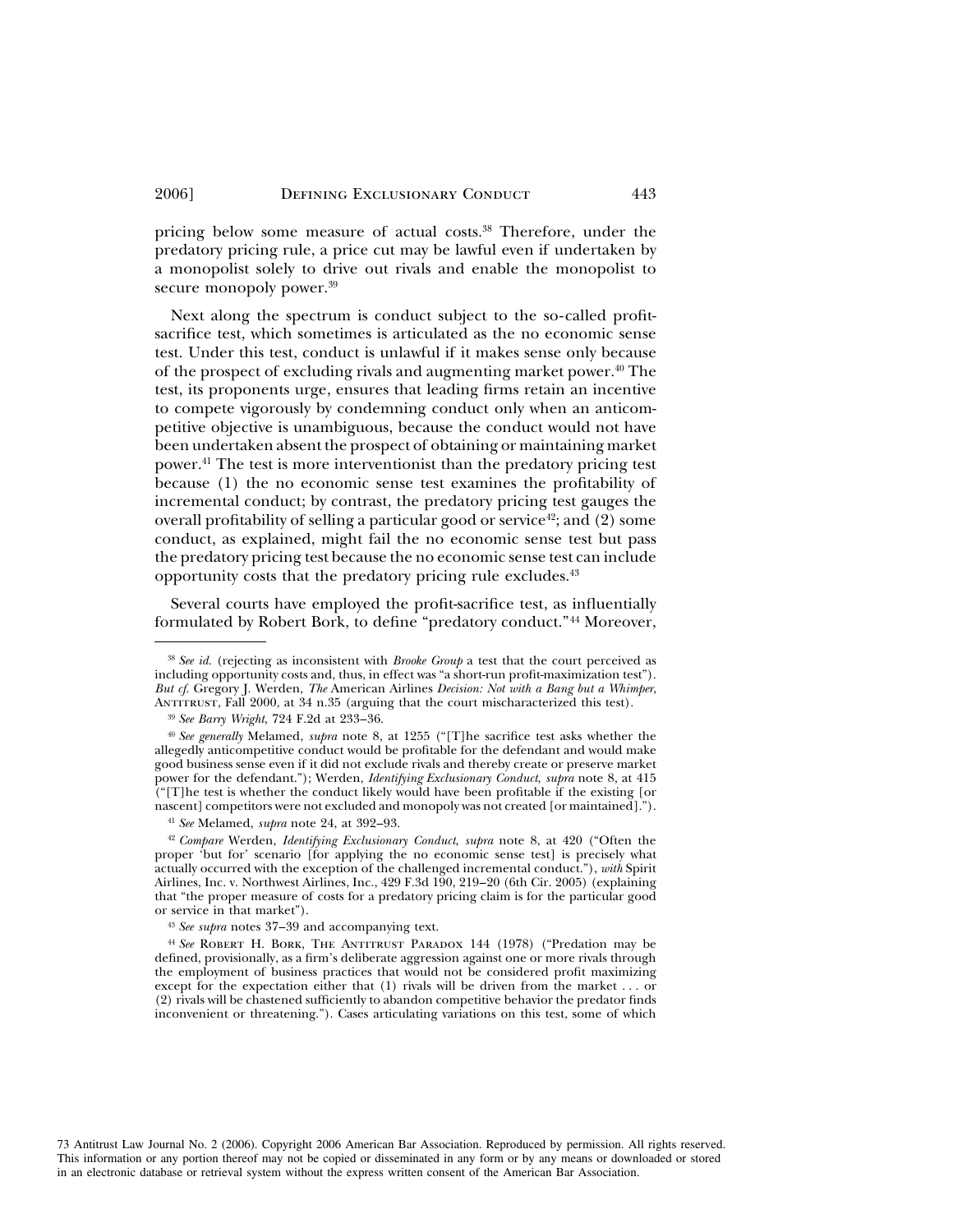pricing below some measure of actual costs.[38] Therefore, under the predatory pricing rule, a price cut may be lawful even if undertaken by a monopolist solely to drive out rivals and enable the monopolist to secure monopoly power.[39]

Next along the spectrum is conduct subject to the so-called profit-sacrifice test, which sometimes is articulated as the no economic sense test. Under this test, conduct is unlawful if it makes sense only because of the prospect of excluding rivals and augmenting market power.[40] The test, its proponents urge, ensures that leading firms retain an incentive to compete vigorously by condemning conduct only when an anticompetitive objective is unambiguous, because the conduct would not have been undertaken absent the prospect of obtaining or maintaining market power.[41] The test is more interventionist than the predatory pricing test because (1) the no economic sense test examines the profitability of incremental conduct; by contrast, the predatory pricing test gauges the overall profitability of selling a particular good or service[42]; and (2) some conduct, as explained, might fail the no economic sense test but pass the predatory pricing test because the no economic sense test can include opportunity costs that the predatory pricing rule excludes.[43]

Several courts have employed the profit-sacrifice test, as influentially formulated by Robert Bork, to define "predatory conduct."[44] Moreover,

---

[38] *See id.* (rejecting as inconsistent with *Brooke Group* a test that the court perceived as including opportunity costs and, thus, in effect was "a short-run profit-maximization test"). *But cf.* Gregory J. Werden, *The* American Airlines *Decision: Not with a Bang but a Whimper*, ANTITRUST, Fall 2000, at 34 n.35 (arguing that the court mischaracterized this test).

[39] *See Barry Wright*, 724 F.2d at 233–36.

[40] *See generally* Melamed, *supra* note 8, at 1255 ("[T]he sacrifice test asks whether the allegedly anticompetitive conduct would be profitable for the defendant and would make good business sense even if it did not exclude rivals and thereby create or preserve market power for the defendant."); Werden, *Identifying Exclusionary Conduct*, *supra* note 8, at 415 ("[T]he test is whether the conduct likely would have been profitable if the existing [or nascent] competitors were not excluded and monopoly was not created [or maintained].").

[41] *See* Melamed, *supra* note 24, at 392–93.

[42] *Compare* Werden, *Identifying Exclusionary Conduct*, *supra* note 8, at 420 ("Often the proper 'but for' scenario [for applying the no economic sense test] is precisely what actually occurred with the exception of the challenged incremental conduct."), *with* Spirit Airlines, Inc. v. Northwest Airlines, Inc., 429 F.3d 190, 219–20 (6th Cir. 2005) (explaining that "the proper measure of costs for a predatory pricing claim is for the particular good or service in that market").

[43] *See supra* notes 37–39 and accompanying text.

[44] *See* ROBERT H. BORK, THE ANTITRUST PARADOX 144 (1978) ("Predation may be defined, provisionally, as a firm's deliberate aggression against one or more rivals through the employment of business practices that would not be considered profit maximizing except for the expectation either that (1) rivals will be driven from the market . . . or (2) rivals will be chastened sufficiently to abandon competitive behavior the predator finds inconvenient or threatening."). Cases articulating variations on this test, some of which

73 Antitrust Law Journal No. 2 (2006). Copyright 2006 American Bar Association. Reproduced by permission. All rights reserved. This information or any portion thereof may not be copied or disseminated in any form or by any means or downloaded or stored in an electronic database or retrieval system without the express written consent of the American Bar Association.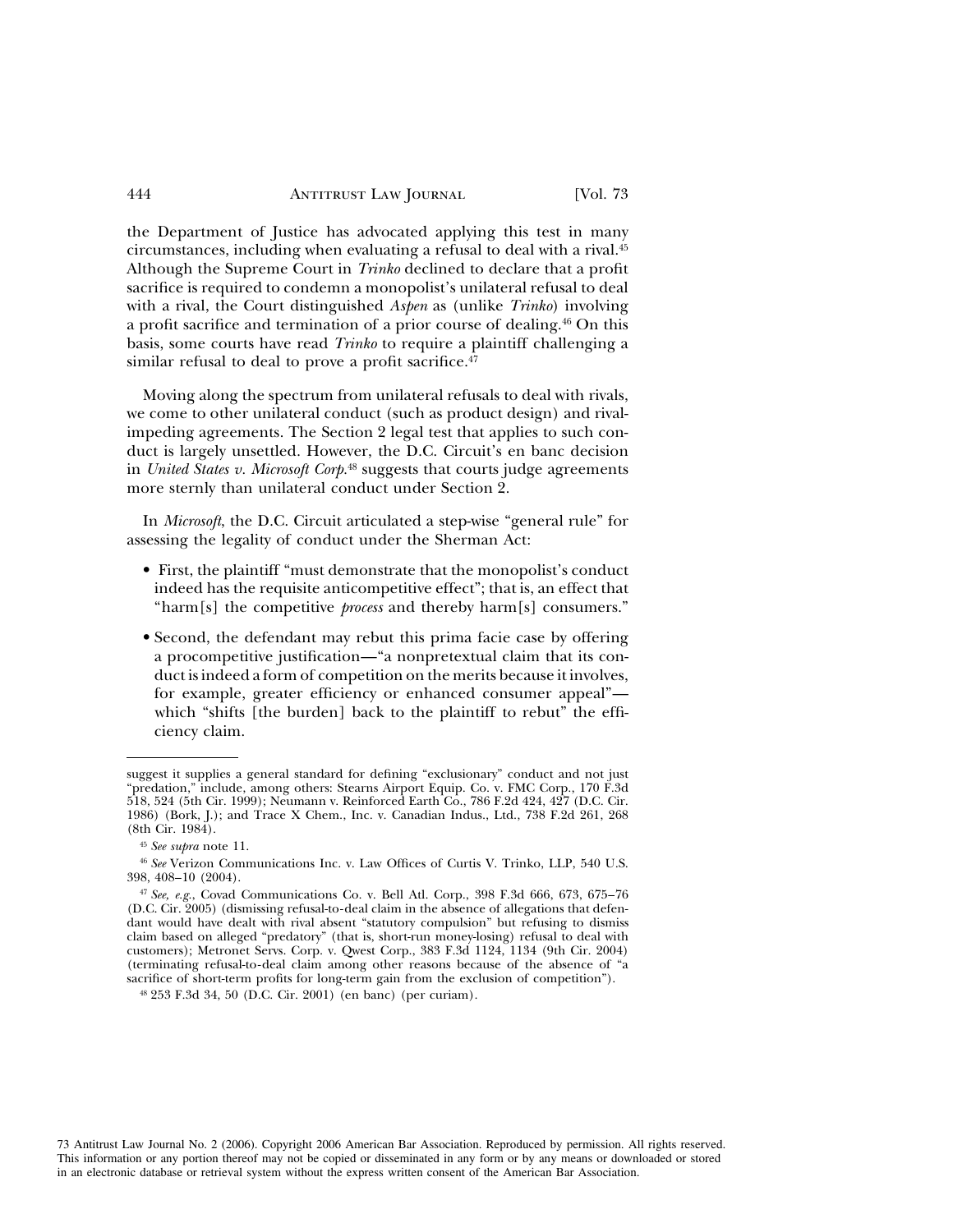the Department of Justice has advocated applying this test in many circumstances, including when evaluating a refusal to deal with a rival.[45] Although the Supreme Court in *Trinko* declined to declare that a profit sacrifice is required to condemn a monopolist's unilateral refusal to deal with a rival, the Court distinguished *Aspen* as (unlike *Trinko*) involving a profit sacrifice and termination of a prior course of dealing.[46] On this basis, some courts have read *Trinko* to require a plaintiff challenging a similar refusal to deal to prove a profit sacrifice.[47]

Moving along the spectrum from unilateral refusals to deal with rivals, we come to other unilateral conduct (such as product design) and rival-impeding agreements. The Section 2 legal test that applies to such conduct is largely unsettled. However, the D.C. Circuit's en banc decision in *United States v. Microsoft Corp.*[48] suggests that courts judge agreements more sternly than unilateral conduct under Section 2.

In *Microsoft*, the D.C. Circuit articulated a step-wise "general rule" for assessing the legality of conduct under the Sherman Act:

- First, the plaintiff "must demonstrate that the monopolist's conduct indeed has the requisite anticompetitive effect"; that is, an effect that "harm[s] the competitive *process* and thereby harm[s] consumers."
- Second, the defendant may rebut this prima facie case by offering a procompetitive justification—"a nonpretextual claim that its conduct is indeed a form of competition on the merits because it involves, for example, greater efficiency or enhanced consumer appeal"—which "shifts [the burden] back to the plaintiff to rebut" the efficiency claim.

---

suggest it supplies a general standard for defining "exclusionary" conduct and not just "predation," include, among others: Stearns Airport Equip. Co. v. FMC Corp., 170 F.3d 518, 524 (5th Cir. 1999); Neumann v. Reinforced Earth Co., 786 F.2d 424, 427 (D.C. Cir. 1986) (Bork, J.); and Trace X Chem., Inc. v. Canadian Indus., Ltd., 738 F.2d 261, 268 (8th Cir. 1984).

[45] *See supra* note 11.

[46] *See* Verizon Communications Inc. v. Law Offices of Curtis V. Trinko, LLP, 540 U.S. 398, 408–10 (2004).

[47] *See, e.g.*, Covad Communications Co. v. Bell Atl. Corp., 398 F.3d 666, 673, 675–76 (D.C. Cir. 2005) (dismissing refusal-to-deal claim in the absence of allegations that defendant would have dealt with rival absent "statutory compulsion" but refusing to dismiss claim based on alleged "predatory" (that is, short-run money-losing) refusal to deal with customers); Metronet Servs. Corp. v. Qwest Corp., 383 F.3d 1124, 1134 (9th Cir. 2004) (terminating refusal-to-deal claim among other reasons because of the absence of "a sacrifice of short-term profits for long-term gain from the exclusion of competition").

[48] 253 F.3d 34, 50 (D.C. Cir. 2001) (en banc) (per curiam).

73 Antitrust Law Journal No. 2 (2006). Copyright 2006 American Bar Association. Reproduced by permission. All rights reserved. This information or any portion thereof may not be copied or disseminated in any form or by any means or downloaded or stored in an electronic database or retrieval system without the express written consent of the American Bar Association.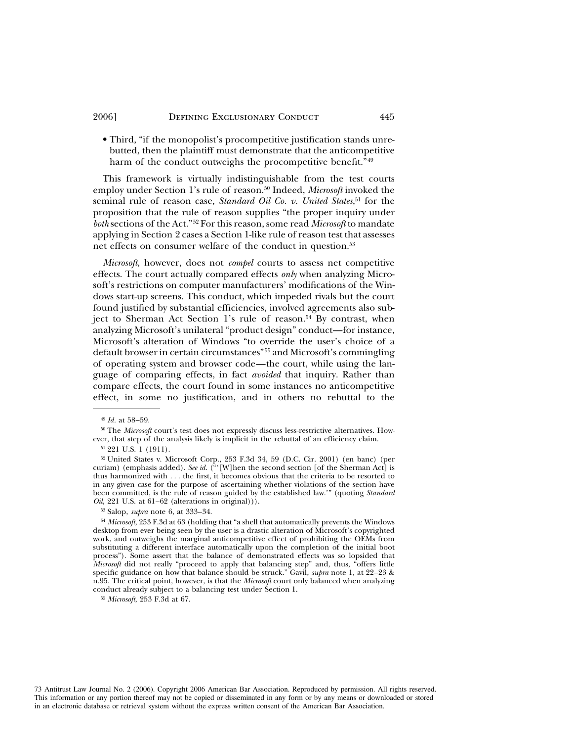- Third, "if the monopolist's procompetitive justification stands unrebutted, then the plaintiff must demonstrate that the anticompetitive harm of the conduct outweighs the procompetitive benefit."[49]

This framework is virtually indistinguishable from the test courts employ under Section 1's rule of reason.[50] Indeed, *Microsoft* invoked the seminal rule of reason case, *Standard Oil Co. v. United States*,[51] for the proposition that the rule of reason supplies "the proper inquiry under *both* sections of the Act."[52] For this reason, some read *Microsoft* to mandate applying in Section 2 cases a Section 1-like rule of reason test that assesses net effects on consumer welfare of the conduct in question.[53]

*Microsoft*, however, does not *compel* courts to assess net competitive effects. The court actually compared effects *only* when analyzing Microsoft's restrictions on computer manufacturers' modifications of the Windows start-up screens. This conduct, which impeded rivals but the court found justified by substantial efficiencies, involved agreements also subject to Sherman Act Section 1's rule of reason.[54] By contrast, when analyzing Microsoft's unilateral "product design" conduct—for instance, Microsoft's alteration of Windows "to override the user's choice of a default browser in certain circumstances"[55] and Microsoft's commingling of operating system and browser code—the court, while using the language of comparing effects, in fact *avoided* that inquiry. Rather than compare effects, the court found in some instances no anticompetitive effect, in some no justification, and in others no rebuttal to the

---

[49] *Id.* at 58–59.

[50] The *Microsoft* court's test does not expressly discuss less-restrictive alternatives. However, that step of the analysis likely is implicit in the rebuttal of an efficiency claim.

[51] 221 U.S. 1 (1911).

[52] United States v. Microsoft Corp., 253 F.3d 34, 59 (D.C. Cir. 2001) (en banc) (per curiam) (emphasis added). *See id.* ("'[W]hen the second section [of the Sherman Act] is thus harmonized with . . . the first, it becomes obvious that the criteria to be resorted to in any given case for the purpose of ascertaining whether violations of the section have been committed, is the rule of reason guided by the established law.'" (quoting *Standard Oil*, 221 U.S. at 61–62 (alterations in original))).

[53] Salop, *supra* note 6, at 333–34.

[54] *Microsoft*, 253 F.3d at 63 (holding that "a shell that automatically prevents the Windows desktop from ever being seen by the user is a drastic alteration of Microsoft's copyrighted work, and outweighs the marginal anticompetitive effect of prohibiting the OEMs from substituting a different interface automatically upon the completion of the initial boot process"). Some assert that the balance of demonstrated effects was so lopsided that *Microsoft* did not really "proceed to apply that balancing step" and, thus, "offers little specific guidance on how that balance should be struck." Gavil, *supra* note 1, at 22–23 & n.95. The critical point, however, is that the *Microsoft* court only balanced when analyzing conduct already subject to a balancing test under Section 1.

[55] *Microsoft*, 253 F.3d at 67.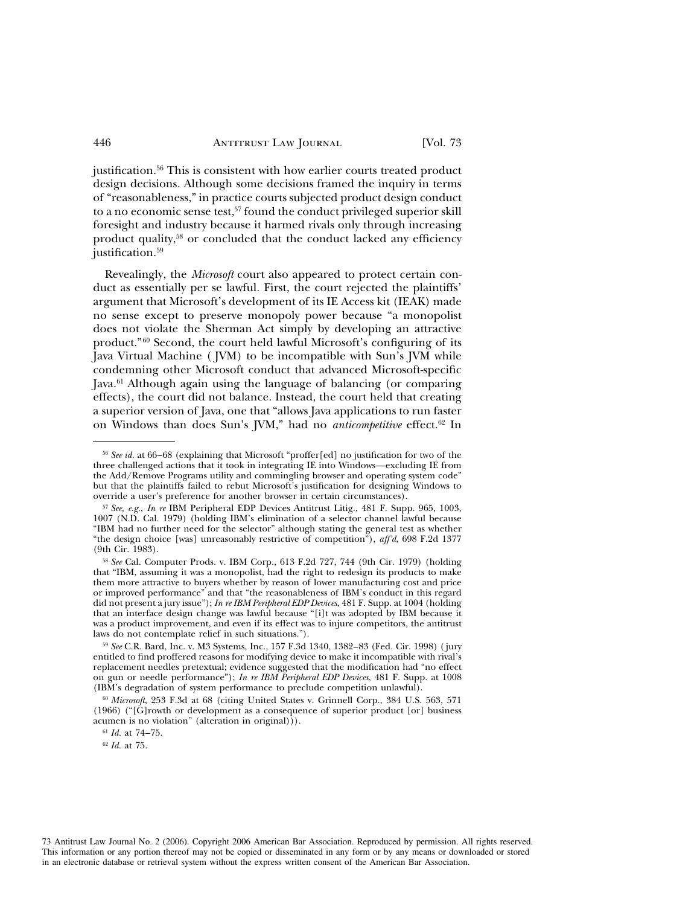justification.[56] This is consistent with how earlier courts treated product design decisions. Although some decisions framed the inquiry in terms of "reasonableness," in practice courts subjected product design conduct to a no economic sense test,[57] found the conduct privileged superior skill foresight and industry because it harmed rivals only through increasing product quality,[58] or concluded that the conduct lacked any efficiency justification.[59]

Revealingly, the *Microsoft* court also appeared to protect certain conduct as essentially per se lawful. First, the court rejected the plaintiffs' argument that Microsoft's development of its IE Access kit (IEAK) made no sense except to preserve monopoly power because "a monopolist does not violate the Sherman Act simply by developing an attractive product."[60] Second, the court held lawful Microsoft's configuring of its Java Virtual Machine ( JVM) to be incompatible with Sun's JVM while condemning other Microsoft conduct that advanced Microsoft-specific Java.[61] Although again using the language of balancing (or comparing effects), the court did not balance. Instead, the court held that creating a superior version of Java, one that "allows Java applications to run faster on Windows than does Sun's JVM," had no *anticompetitive* effect.[62] In

---

[56] *See id.* at 66–68 (explaining that Microsoft "proffer[ed] no justification for two of the three challenged actions that it took in integrating IE into Windows—excluding IE from the Add/Remove Programs utility and commingling browser and operating system code" but that the plaintiffs failed to rebut Microsoft's justification for designing Windows to override a user's preference for another browser in certain circumstances).

[57] *See, e.g.*, *In re* IBM Peripheral EDP Devices Antitrust Litig., 481 F. Supp. 965, 1003, 1007 (N.D. Cal. 1979) (holding IBM's elimination of a selector channel lawful because "IBM had no further need for the selector" although stating the general test as whether "the design choice [was] unreasonably restrictive of competition"), *aff'd*, 698 F.2d 1377 (9th Cir. 1983).

[58] *See* Cal. Computer Prods. v. IBM Corp., 613 F.2d 727, 744 (9th Cir. 1979) (holding that "IBM, assuming it was a monopolist, had the right to redesign its products to make them more attractive to buyers whether by reason of lower manufacturing cost and price or improved performance" and that "the reasonableness of IBM's conduct in this regard did not present a jury issue"); *In re IBM Peripheral EDP Devices*, 481 F. Supp. at 1004 (holding that an interface design change was lawful because "[i]t was adopted by IBM because it was a product improvement, and even if its effect was to injure competitors, the antitrust laws do not contemplate relief in such situations.").

[59] *See* C.R. Bard, Inc. v. M3 Systems, Inc., 157 F.3d 1340, 1382–83 (Fed. Cir. 1998) ( jury entitled to find proffered reasons for modifying device to make it incompatible with rival's replacement needles pretextual; evidence suggested that the modification had "no effect on gun or needle performance"); *In re IBM Peripheral EDP Devices*, 481 F. Supp. at 1008 (IBM's degradation of system performance to preclude competition unlawful).

[60] *Microsoft*, 253 F.3d at 68 (citing United States v. Grinnell Corp., 384 U.S. 563, 571 (1966) ("[G]rowth or development as a consequence of superior product [or] business acumen is no violation" (alteration in original))).

[61] *Id.* at 74–75.

[62] *Id.* at 75.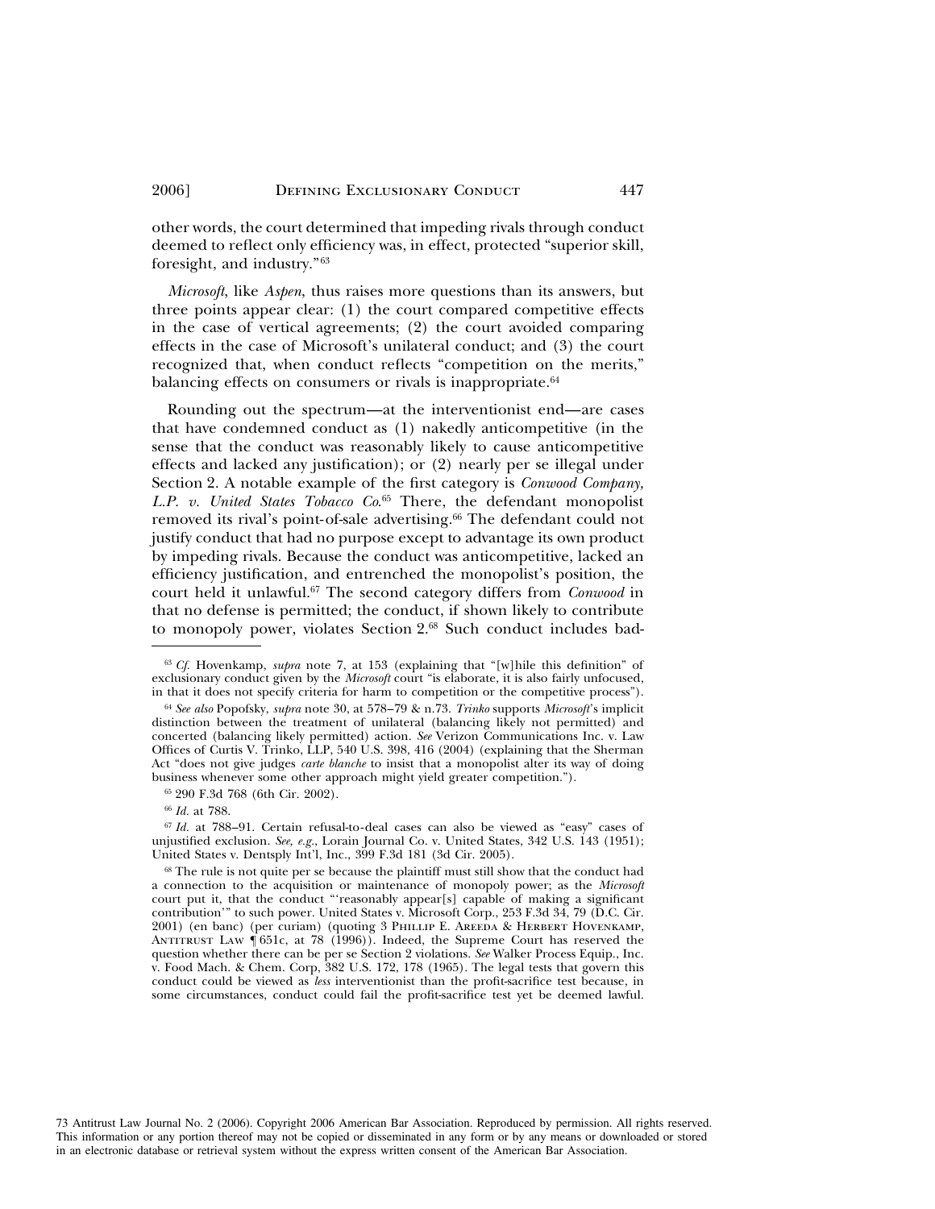other words, the court determined that impeding rivals through conduct deemed to reflect only efficiency was, in effect, protected "superior skill, foresight, and industry."[63]

*Microsoft*, like *Aspen*, thus raises more questions than its answers, but three points appear clear: (1) the court compared competitive effects in the case of vertical agreements; (2) the court avoided comparing effects in the case of Microsoft's unilateral conduct; and (3) the court recognized that, when conduct reflects "competition on the merits," balancing effects on consumers or rivals is inappropriate.[64]

Rounding out the spectrum—at the interventionist end—are cases that have condemned conduct as (1) nakedly anticompetitive (in the sense that the conduct was reasonably likely to cause anticompetitive effects and lacked any justification); or (2) nearly per se illegal under Section 2. A notable example of the first category is *Conwood Company, L.P. v. United States Tobacco Co.*[65] There, the defendant monopolist removed its rival's point-of-sale advertising.[66] The defendant could not justify conduct that had no purpose except to advantage its own product by impeding rivals. Because the conduct was anticompetitive, lacked an efficiency justification, and entrenched the monopolist's position, the court held it unlawful.[67] The second category differs from *Conwood* in that no defense is permitted; the conduct, if shown likely to contribute to monopoly power, violates Section 2.[68] Such conduct includes bad-

---

[63] *Cf.* Hovenkamp, *supra* note 7, at 153 (explaining that "[w]hile this definition" of exclusionary conduct given by the *Microsoft* court "is elaborate, it is also fairly unfocused, in that it does not specify criteria for harm to competition or the competitive process").

[64] *See also* Popofsky, *supra* note 30, at 578–79 & n.73. *Trinko* supports *Microsoft*'s implicit distinction between the treatment of unilateral (balancing likely not permitted) and concerted (balancing likely permitted) action. *See* Verizon Communications Inc. v. Law Offices of Curtis V. Trinko, LLP, 540 U.S. 398, 416 (2004) (explaining that the Sherman Act "does not give judges *carte blanche* to insist that a monopolist alter its way of doing business whenever some other approach might yield greater competition.").

[65] 290 F.3d 768 (6th Cir. 2002).

[66] *Id.* at 788.

[67] *Id.* at 788–91. Certain refusal-to-deal cases can also be viewed as "easy" cases of unjustified exclusion. *See, e.g.*, Lorain Journal Co. v. United States, 342 U.S. 143 (1951); United States v. Dentsply Int'l, Inc., 399 F.3d 181 (3d Cir. 2005).

[68] The rule is not quite per se because the plaintiff must still show that the conduct had a connection to the acquisition or maintenance of monopoly power; as the *Microsoft* court put it, that the conduct "'reasonably appear[s] capable of making a significant contribution'" to such power. United States v. Microsoft Corp., 253 F.3d 34, 79 (D.C. Cir. 2001) (en banc) (per curiam) (quoting 3 Phillip E. Areeda & Herbert Hovenkamp, Antitrust Law ¶ 651c, at 78 (1996)). Indeed, the Supreme Court has reserved the question whether there can be per se Section 2 violations. *See* Walker Process Equip., Inc. v. Food Mach. & Chem. Corp, 382 U.S. 172, 178 (1965). The legal tests that govern this conduct could be viewed as *less* interventionist than the profit-sacrifice test because, in some circumstances, conduct could fail the profit-sacrifice test yet be deemed lawful.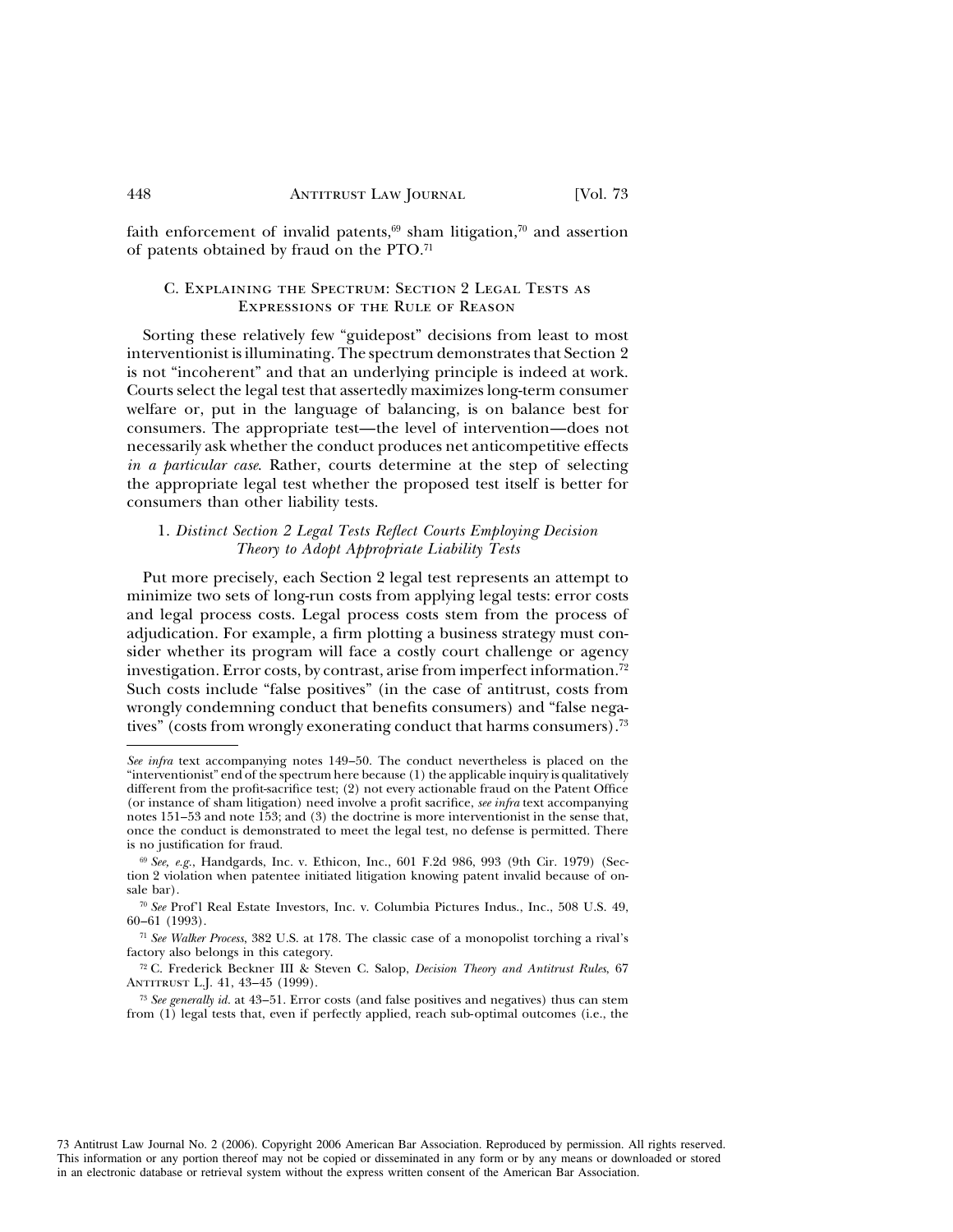faith enforcement of invalid patents,[69] sham litigation,[70] and assertion of patents obtained by fraud on the PTO.[71]

### C. Explaining the Spectrum: Section 2 Legal Tests as Expressions of the Rule of Reason

Sorting these relatively few "guidepost" decisions from least to most interventionist is illuminating. The spectrum demonstrates that Section 2 is not "incoherent" and that an underlying principle is indeed at work. Courts select the legal test that assertedly maximizes long-term consumer welfare or, put in the language of balancing, is on balance best for consumers. The appropriate test—the level of intervention—does not necessarily ask whether the conduct produces net anticompetitive effects *in a particular case*. Rather, courts determine at the step of selecting the appropriate legal test whether the proposed test itself is better for consumers than other liability tests.

#### 1. *Distinct Section 2 Legal Tests Reflect Courts Employing Decision Theory to Adopt Appropriate Liability Tests*

Put more precisely, each Section 2 legal test represents an attempt to minimize two sets of long-run costs from applying legal tests: error costs and legal process costs. Legal process costs stem from the process of adjudication. For example, a firm plotting a business strategy must consider whether its program will face a costly court challenge or agency investigation. Error costs, by contrast, arise from imperfect information.[72] Such costs include "false positives" (in the case of antitrust, costs from wrongly condemning conduct that benefits consumers) and "false negatives" (costs from wrongly exonerating conduct that harms consumers).[73]

---

*See infra* text accompanying notes 149–50. The conduct nevertheless is placed on the "interventionist" end of the spectrum here because (1) the applicable inquiry is qualitatively different from the profit-sacrifice test; (2) not every actionable fraud on the Patent Office (or instance of sham litigation) need involve a profit sacrifice, *see infra* text accompanying notes 151–53 and note 153; and (3) the doctrine is more interventionist in the sense that, once the conduct is demonstrated to meet the legal test, no defense is permitted. There is no justification for fraud.

[69] *See, e.g.*, Handgards, Inc. v. Ethicon, Inc., 601 F.2d 986, 993 (9th Cir. 1979) (Section 2 violation when patentee initiated litigation knowing patent invalid because of on-sale bar).

[70] *See* Prof'l Real Estate Investors, Inc. v. Columbia Pictures Indus., Inc., 508 U.S. 49, 60–61 (1993).

[71] *See Walker Process*, 382 U.S. at 178. The classic case of a monopolist torching a rival's factory also belongs in this category.

[72] C. Frederick Beckner III & Steven C. Salop, *Decision Theory and Antitrust Rules*, 67 Antitrust L.J. 41, 43–45 (1999).

[73] *See generally id.* at 43–51. Error costs (and false positives and negatives) thus can stem from (1) legal tests that, even if perfectly applied, reach sub-optimal outcomes (i.e., the

73 Antitrust Law Journal No. 2 (2006). Copyright 2006 American Bar Association. Reproduced by permission. All rights reserved. This information or any portion thereof may not be copied or disseminated in any form or by any means or downloaded or stored in an electronic database or retrieval system without the express written consent of the American Bar Association.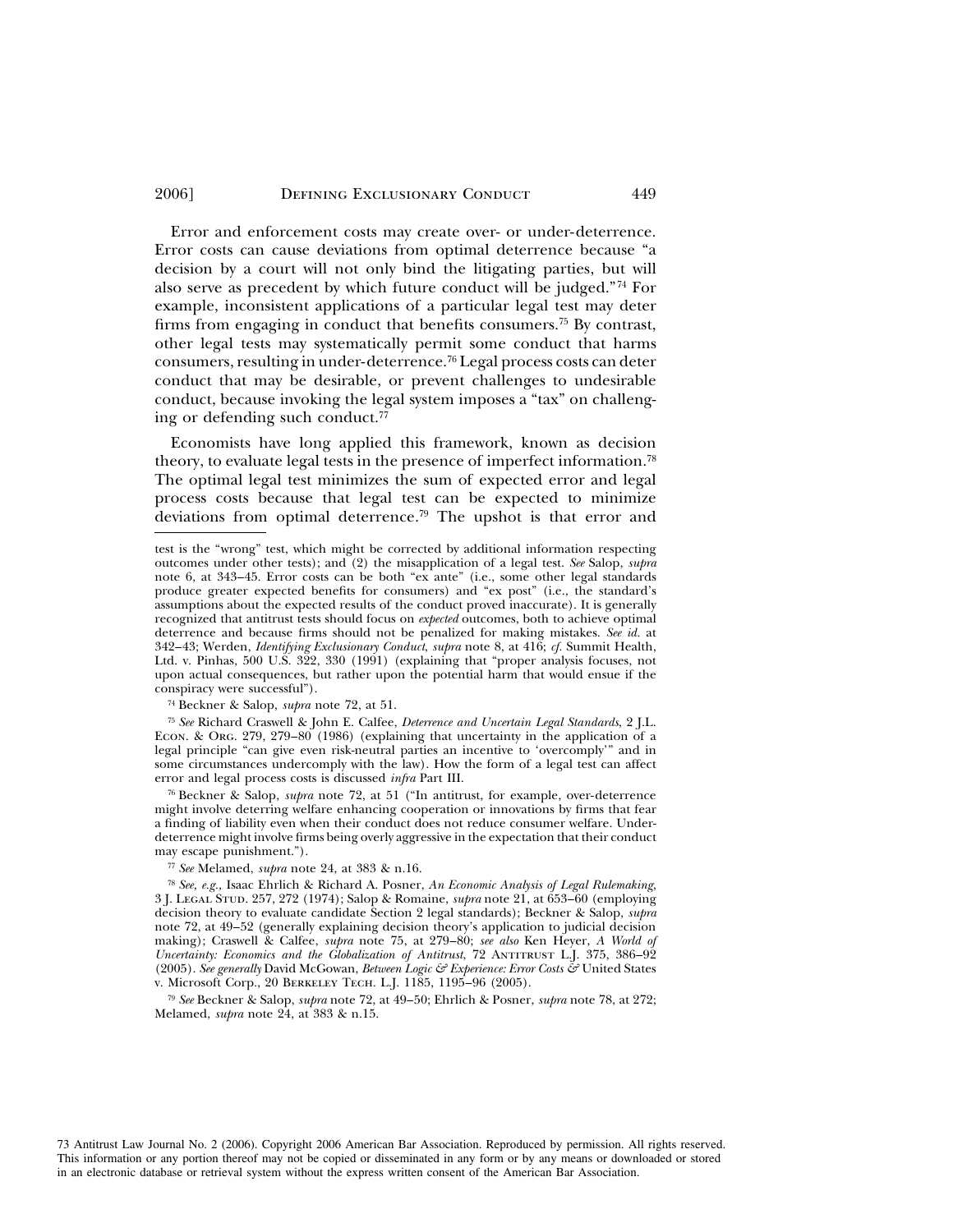Error and enforcement costs may create over- or under-deterrence. Error costs can cause deviations from optimal deterrence because "a decision by a court will not only bind the litigating parties, but will also serve as precedent by which future conduct will be judged."[74] For example, inconsistent applications of a particular legal test may deter firms from engaging in conduct that benefits consumers.[75] By contrast, other legal tests may systematically permit some conduct that harms consumers, resulting in under-deterrence.[76] Legal process costs can deter conduct that may be desirable, or prevent challenges to undesirable conduct, because invoking the legal system imposes a "tax" on challenging or defending such conduct.[77]

Economists have long applied this framework, known as decision theory, to evaluate legal tests in the presence of imperfect information.[78] The optimal legal test minimizes the sum of expected error and legal process costs because that legal test can be expected to minimize deviations from optimal deterrence.[79] The upshot is that error and

---

test is the "wrong" test, which might be corrected by additional information respecting outcomes under other tests); and (2) the misapplication of a legal test. *See* Salop, *supra* note 6, at 343–45. Error costs can be both "ex ante" (i.e., some other legal standards produce greater expected benefits for consumers) and "ex post" (i.e., the standard's assumptions about the expected results of the conduct proved inaccurate). It is generally recognized that antitrust tests should focus on *expected* outcomes, both to achieve optimal deterrence and because firms should not be penalized for making mistakes. *See id.* at 342–43; Werden, *Identifying Exclusionary Conduct*, *supra* note 8, at 416; *cf.* Summit Health, Ltd. v. Pinhas, 500 U.S. 322, 330 (1991) (explaining that "proper analysis focuses, not upon actual consequences, but rather upon the potential harm that would ensue if the conspiracy were successful").

[74] Beckner & Salop, *supra* note 72, at 51.

[75] *See* Richard Craswell & John E. Calfee, *Deterrence and Uncertain Legal Standards*, 2 J.L. Econ. & Org. 279, 279–80 (1986) (explaining that uncertainty in the application of a legal principle "can give even risk-neutral parties an incentive to 'overcomply'" and in some circumstances undercomply with the law). How the form of a legal test can affect error and legal process costs is discussed *infra* Part III.

[76] Beckner & Salop, *supra* note 72, at 51 ("In antitrust, for example, over-deterrence might involve deterring welfare enhancing cooperation or innovations by firms that fear a finding of liability even when their conduct does not reduce consumer welfare. Under-deterrence might involve firms being overly aggressive in the expectation that their conduct may escape punishment.").

[77] *See* Melamed, *supra* note 24, at 383 & n.16.

[78] *See, e.g.*, Isaac Ehrlich & Richard A. Posner, *An Economic Analysis of Legal Rulemaking*, 3 J. Legal Stud. 257, 272 (1974); Salop & Romaine, *supra* note 21, at 653–60 (employing decision theory to evaluate candidate Section 2 legal standards); Beckner & Salop, *supra* note 72, at 49–52 (generally explaining decision theory's application to judicial decision making); Craswell & Calfee, *supra* note 75, at 279–80; *see also* Ken Heyer, *A World of Uncertainty: Economics and the Globalization of Antitrust*, 72 Antitrust L.J. 375, 386–92 (2005). *See generally* David McGowan, *Between Logic & Experience: Error Costs &* United States v. Microsoft Corp., 20 Berkeley Tech. L.J. 1185, 1195–96 (2005).

[79] *See* Beckner & Salop, *supra* note 72, at 49–50; Ehrlich & Posner, *supra* note 78, at 272; Melamed, *supra* note 24, at 383 & n.15.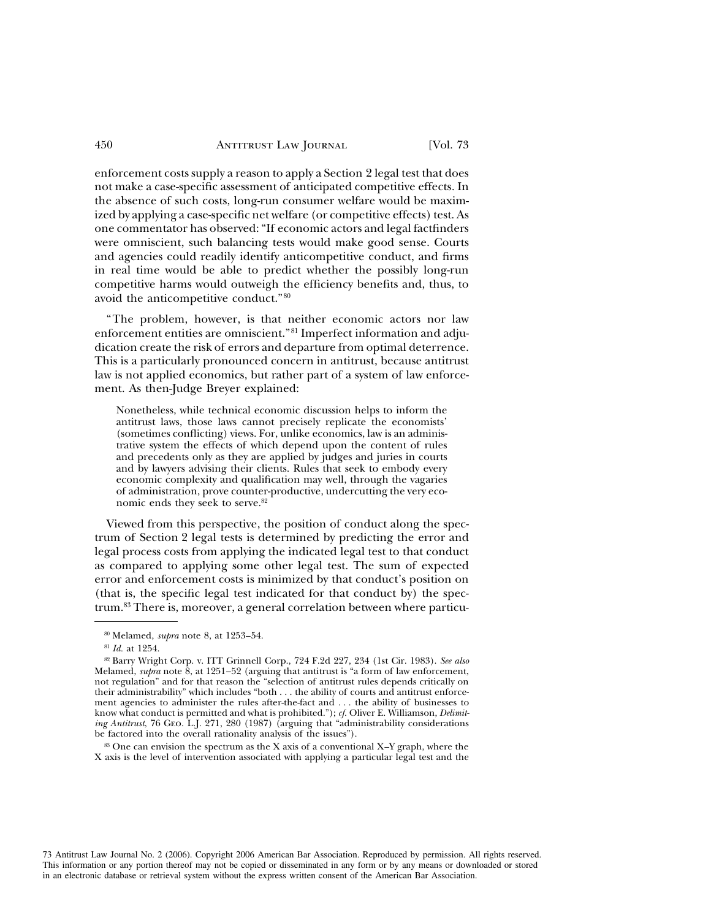enforcement costs supply a reason to apply a Section 2 legal test that does not make a case-specific assessment of anticipated competitive effects. In the absence of such costs, long-run consumer welfare would be maximized by applying a case-specific net welfare (or competitive effects) test. As one commentator has observed: "If economic actors and legal factfinders were omniscient, such balancing tests would make good sense. Courts and agencies could readily identify anticompetitive conduct, and firms in real time would be able to predict whether the possibly long-run competitive harms would outweigh the efficiency benefits and, thus, to avoid the anticompetitive conduct."[80]

"The problem, however, is that neither economic actors nor law enforcement entities are omniscient."[81] Imperfect information and adjudication create the risk of errors and departure from optimal deterrence. This is a particularly pronounced concern in antitrust, because antitrust law is not applied economics, but rather part of a system of law enforcement. As then-Judge Breyer explained:

> Nonetheless, while technical economic discussion helps to inform the antitrust laws, those laws cannot precisely replicate the economists' (sometimes conflicting) views. For, unlike economics, law is an administrative system the effects of which depend upon the content of rules and precedents only as they are applied by judges and juries in courts and by lawyers advising their clients. Rules that seek to embody every economic complexity and qualification may well, through the vagaries of administration, prove counter-productive, undercutting the very economic ends they seek to serve.[82]

Viewed from this perspective, the position of conduct along the spectrum of Section 2 legal tests is determined by predicting the error and legal process costs from applying the indicated legal test to that conduct as compared to applying some other legal test. The sum of expected error and enforcement costs is minimized by that conduct's position on (that is, the specific legal test indicated for that conduct by) the spectrum.[83] There is, moreover, a general correlation between where particu-

---

[80] Melamed, *supra* note 8, at 1253–54.

[81] *Id.* at 1254.

[82] Barry Wright Corp. v. ITT Grinnell Corp., 724 F.2d 227, 234 (1st Cir. 1983). *See also* Melamed, *supra* note 8, at 1251–52 (arguing that antitrust is "a form of law enforcement, not regulation" and for that reason the "selection of antitrust rules depends critically on their administrability" which includes "both . . . the ability of courts and antitrust enforcement agencies to administer the rules after-the-fact and . . . the ability of businesses to know what conduct is permitted and what is prohibited."); *cf.* Oliver E. Williamson, *Delimiting Antitrust*, 76 Geo. L.J. 271, 280 (1987) (arguing that "administrability considerations be factored into the overall rationality analysis of the issues").

[83] One can envision the spectrum as the X axis of a conventional X–Y graph, where the X axis is the level of intervention associated with applying a particular legal test and the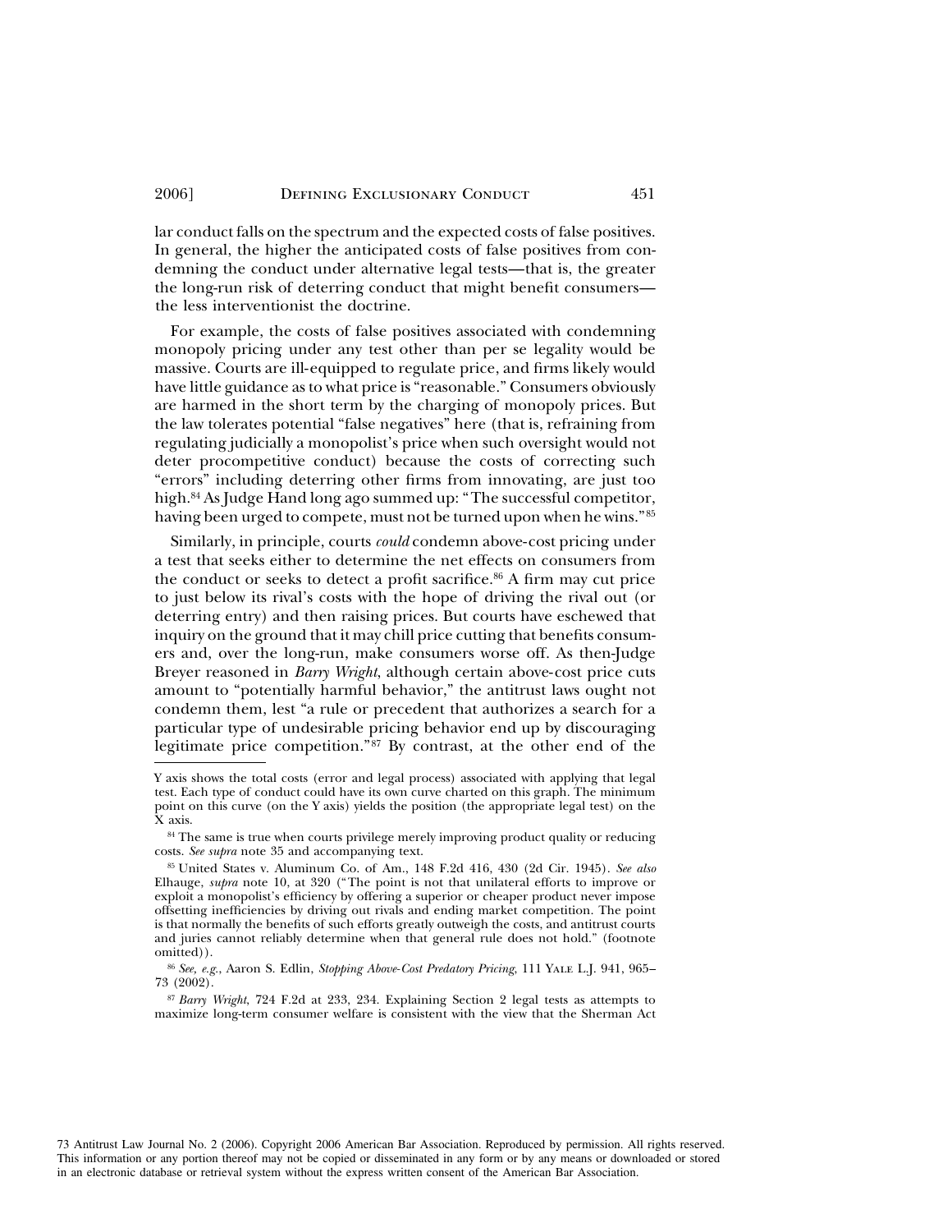lar conduct falls on the spectrum and the expected costs of false positives. In general, the higher the anticipated costs of false positives from condemning the conduct under alternative legal tests—that is, the greater the long-run risk of deterring conduct that might benefit consumers—the less interventionist the doctrine.

For example, the costs of false positives associated with condemning monopoly pricing under any test other than per se legality would be massive. Courts are ill-equipped to regulate price, and firms likely would have little guidance as to what price is "reasonable." Consumers obviously are harmed in the short term by the charging of monopoly prices. But the law tolerates potential "false negatives" here (that is, refraining from regulating judicially a monopolist's price when such oversight would not deter procompetitive conduct) because the costs of correcting such "errors" including deterring other firms from innovating, are just too high.[84] As Judge Hand long ago summed up: "The successful competitor, having been urged to compete, must not be turned upon when he wins."[85]

Similarly, in principle, courts *could* condemn above-cost pricing under a test that seeks either to determine the net effects on consumers from the conduct or seeks to detect a profit sacrifice.[86] A firm may cut price to just below its rival's costs with the hope of driving the rival out (or deterring entry) and then raising prices. But courts have eschewed that inquiry on the ground that it may chill price cutting that benefits consumers and, over the long-run, make consumers worse off. As then-Judge Breyer reasoned in *Barry Wright*, although certain above-cost price cuts amount to "potentially harmful behavior," the antitrust laws ought not condemn them, lest "a rule or precedent that authorizes a search for a particular type of undesirable pricing behavior end up by discouraging legitimate price competition."[87] By contrast, at the other end of the

---

Y axis shows the total costs (error and legal process) associated with applying that legal test. Each type of conduct could have its own curve charted on this graph. The minimum point on this curve (on the Y axis) yields the position (the appropriate legal test) on the X axis.

[84] The same is true when courts privilege merely improving product quality or reducing costs. *See supra* note 35 and accompanying text.

[85] United States v. Aluminum Co. of Am., 148 F.2d 416, 430 (2d Cir. 1945). *See also* Elhauge, *supra* note 10, at 320 ("The point is not that unilateral efforts to improve or exploit a monopolist's efficiency by offering a superior or cheaper product never impose offsetting inefficiencies by driving out rivals and ending market competition. The point is that normally the benefits of such efforts greatly outweigh the costs, and antitrust courts and juries cannot reliably determine when that general rule does not hold." (footnote omitted)).

[86] *See, e.g.*, Aaron S. Edlin, *Stopping Above-Cost Predatory Pricing*, 111 Yale L.J. 941, 965–73 (2002).

[87] *Barry Wright*, 724 F.2d at 233, 234. Explaining Section 2 legal tests as attempts to maximize long-term consumer welfare is consistent with the view that the Sherman Act

73 Antitrust Law Journal No. 2 (2006). Copyright 2006 American Bar Association. Reproduced by permission. All rights reserved. This information or any portion thereof may not be copied or disseminated in any form or by any means or downloaded or stored in an electronic database or retrieval system without the express written consent of the American Bar Association.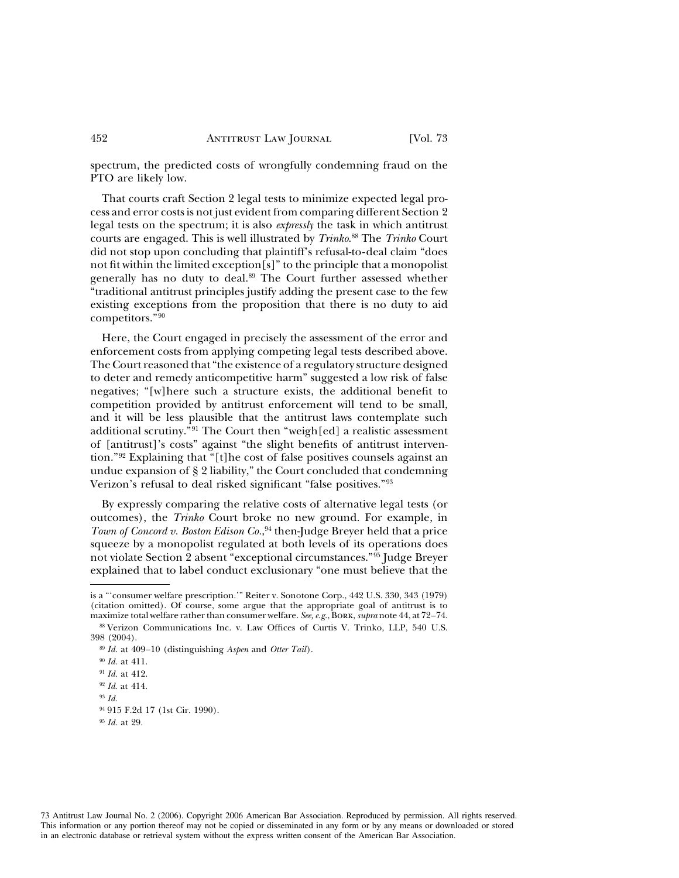spectrum, the predicted costs of wrongfully condemning fraud on the PTO are likely low.

That courts craft Section 2 legal tests to minimize expected legal process and error costs is not just evident from comparing different Section 2 legal tests on the spectrum; it is also *expressly* the task in which antitrust courts are engaged. This is well illustrated by *Trinko*.[88] The *Trinko* Court did not stop upon concluding that plaintiff's refusal-to-deal claim "does not fit within the limited exception[s]" to the principle that a monopolist generally has no duty to deal.[89] The Court further assessed whether "traditional antitrust principles justify adding the present case to the few existing exceptions from the proposition that there is no duty to aid competitors."[90]

Here, the Court engaged in precisely the assessment of the error and enforcement costs from applying competing legal tests described above. The Court reasoned that "the existence of a regulatory structure designed to deter and remedy anticompetitive harm" suggested a low risk of false negatives; "[w]here such a structure exists, the additional benefit to competition provided by antitrust enforcement will tend to be small, and it will be less plausible that the antitrust laws contemplate such additional scrutiny."[91] The Court then "weigh[ed] a realistic assessment of [antitrust]'s costs" against "the slight benefits of antitrust intervention."[92] Explaining that "[t]he cost of false positives counsels against an undue expansion of § 2 liability," the Court concluded that condemning Verizon's refusal to deal risked significant "false positives."[93]

By expressly comparing the relative costs of alternative legal tests (or outcomes), the *Trinko* Court broke no new ground. For example, in *Town of Concord v. Boston Edison Co.*,[94] then-Judge Breyer held that a price squeeze by a monopolist regulated at both levels of its operations does not violate Section 2 absent "exceptional circumstances."[95] Judge Breyer explained that to label conduct exclusionary "one must believe that the

---

is a "'consumer welfare prescription.'" Reiter v. Sonotone Corp., 442 U.S. 330, 343 (1979) (citation omitted). Of course, some argue that the appropriate goal of antitrust is to maximize total welfare rather than consumer welfare. *See, e.g.*, Bork, *supra* note 44, at 72–74.

[88] Verizon Communications Inc. v. Law Offices of Curtis V. Trinko, LLP, 540 U.S. 398 (2004).

[89] *Id.* at 409–10 (distinguishing *Aspen* and *Otter Tail*).

[90] *Id.* at 411.

[91] *Id.* at 412.

[92] *Id.* at 414.

[93] *Id.*

[94] 915 F.2d 17 (1st Cir. 1990).

[95] *Id.* at 29.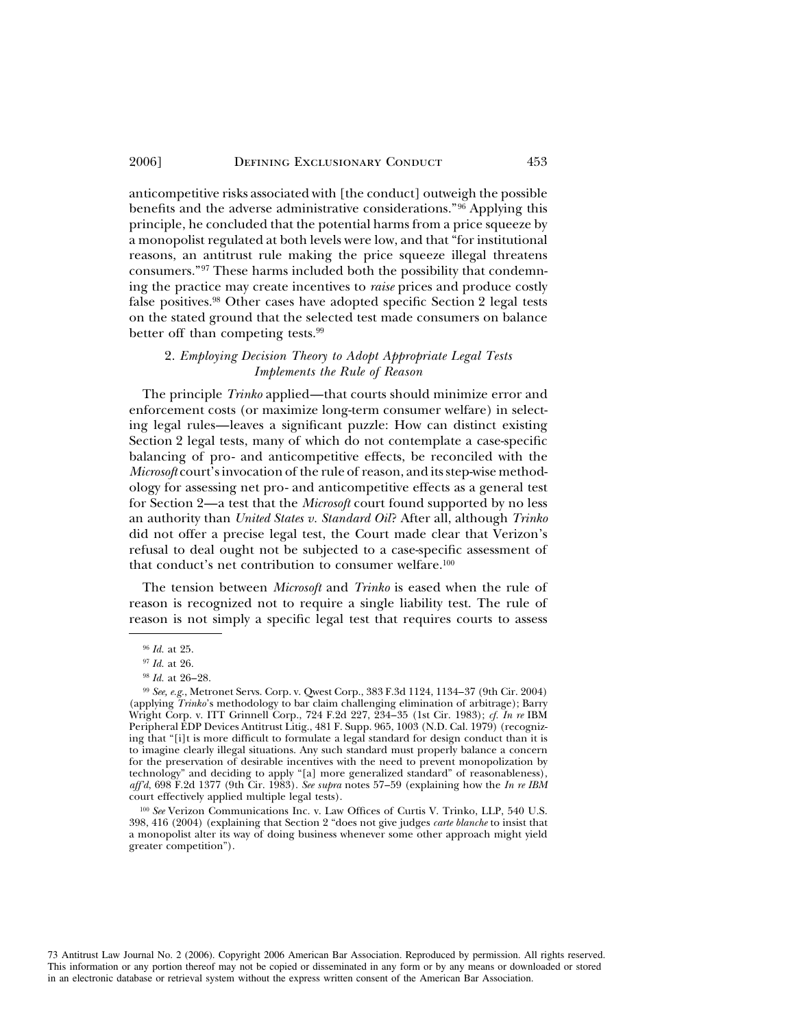anticompetitive risks associated with [the conduct] outweigh the possible benefits and the adverse administrative considerations."[96] Applying this principle, he concluded that the potential harms from a price squeeze by a monopolist regulated at both levels were low, and that "for institutional reasons, an antitrust rule making the price squeeze illegal threatens consumers."[97] These harms included both the possibility that condemning the practice may create incentives to *raise* prices and produce costly false positives.[98] Other cases have adopted specific Section 2 legal tests on the stated ground that the selected test made consumers on balance better off than competing tests.[99]

### 2. *Employing Decision Theory to Adopt Appropriate Legal Tests Implements the Rule of Reason*

The principle *Trinko* applied—that courts should minimize error and enforcement costs (or maximize long-term consumer welfare) in selecting legal rules—leaves a significant puzzle: How can distinct existing Section 2 legal tests, many of which do not contemplate a case-specific balancing of pro- and anticompetitive effects, be reconciled with the *Microsoft* court's invocation of the rule of reason, and its step-wise methodology for assessing net pro- and anticompetitive effects as a general test for Section 2—a test that the *Microsoft* court found supported by no less an authority than *United States v. Standard Oil*? After all, although *Trinko* did not offer a precise legal test, the Court made clear that Verizon's refusal to deal ought not be subjected to a case-specific assessment of that conduct's net contribution to consumer welfare.[100]

The tension between *Microsoft* and *Trinko* is eased when the rule of reason is recognized not to require a single liability test. The rule of reason is not simply a specific legal test that requires courts to assess

---

[96] *Id.* at 25.

[97] *Id.* at 26.

[98] *Id.* at 26–28.

[99] *See, e.g.*, Metronet Servs. Corp. v. Qwest Corp., 383 F.3d 1124, 1134–37 (9th Cir. 2004) (applying *Trinko*'s methodology to bar claim challenging elimination of arbitrage); Barry Wright Corp. v. ITT Grinnell Corp., 724 F.2d 227, 234–35 (1st Cir. 1983); *cf. In re* IBM Peripheral EDP Devices Antitrust Litig., 481 F. Supp. 965, 1003 (N.D. Cal. 1979) (recognizing that "[i]t is more difficult to formulate a legal standard for design conduct than it is to imagine clearly illegal situations. Any such standard must properly balance a concern for the preservation of desirable incentives with the need to prevent monopolization by technology" and deciding to apply "[a] more generalized standard" of reasonableness), *aff'd*, 698 F.2d 1377 (9th Cir. 1983). *See supra* notes 57–59 (explaining how the *In re IBM* court effectively applied multiple legal tests).

[100] *See* Verizon Communications Inc. v. Law Offices of Curtis V. Trinko, LLP, 540 U.S. 398, 416 (2004) (explaining that Section 2 "does not give judges *carte blanche* to insist that a monopolist alter its way of doing business whenever some other approach might yield greater competition").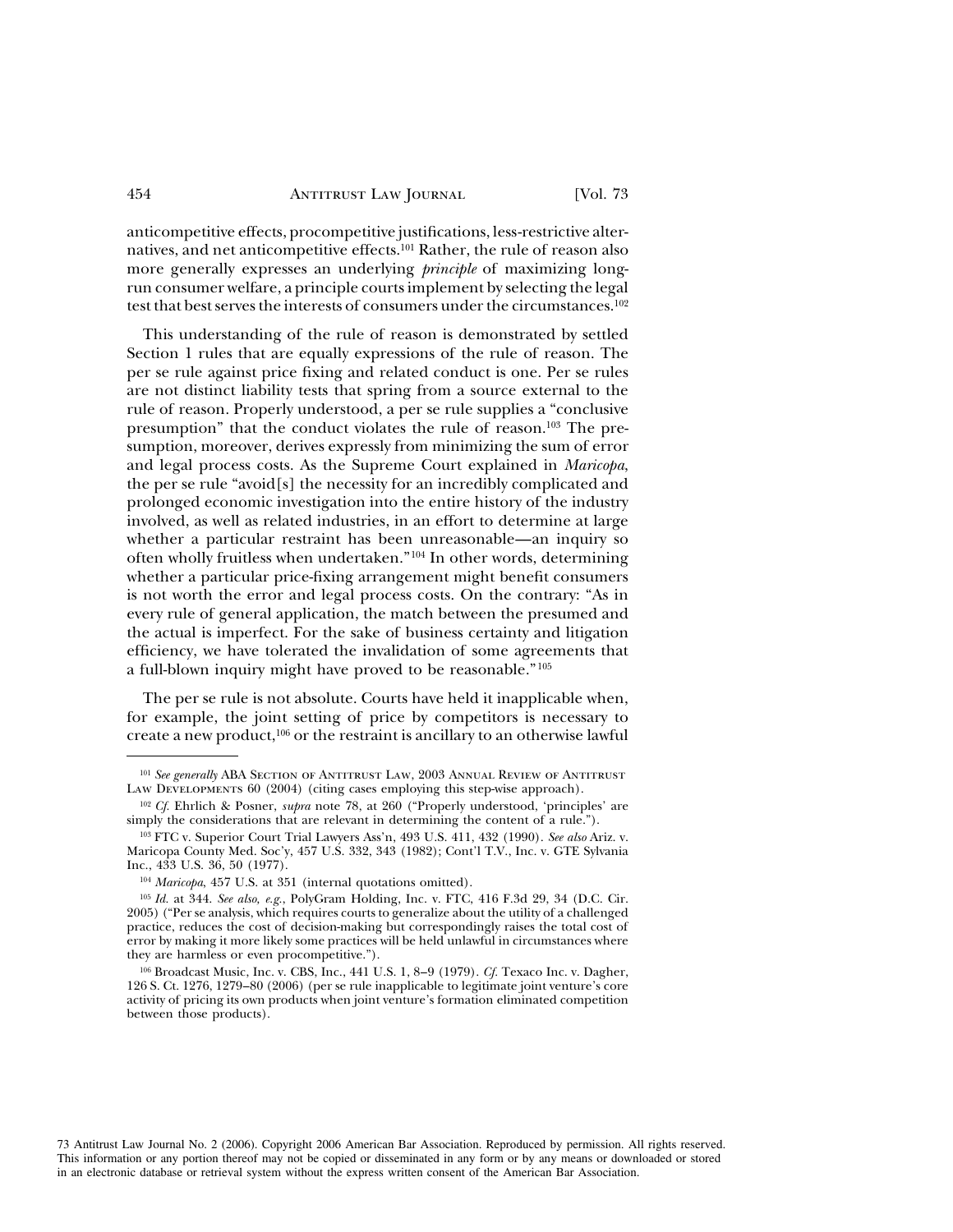anticompetitive effects, procompetitive justifications, less-restrictive alternatives, and net anticompetitive effects.[101] Rather, the rule of reason also more generally expresses an underlying *principle* of maximizing long-run consumer welfare, a principle courts implement by selecting the legal test that best serves the interests of consumers under the circumstances.[102]

This understanding of the rule of reason is demonstrated by settled Section 1 rules that are equally expressions of the rule of reason. The per se rule against price fixing and related conduct is one. Per se rules are not distinct liability tests that spring from a source external to the rule of reason. Properly understood, a per se rule supplies a "conclusive presumption" that the conduct violates the rule of reason.[103] The presumption, moreover, derives expressly from minimizing the sum of error and legal process costs. As the Supreme Court explained in *Maricopa*, the per se rule "avoid[s] the necessity for an incredibly complicated and prolonged economic investigation into the entire history of the industry involved, as well as related industries, in an effort to determine at large whether a particular restraint has been unreasonable—an inquiry so often wholly fruitless when undertaken."[104] In other words, determining whether a particular price-fixing arrangement might benefit consumers is not worth the error and legal process costs. On the contrary: "As in every rule of general application, the match between the presumed and the actual is imperfect. For the sake of business certainty and litigation efficiency, we have tolerated the invalidation of some agreements that a full-blown inquiry might have proved to be reasonable."[105]

The per se rule is not absolute. Courts have held it inapplicable when, for example, the joint setting of price by competitors is necessary to create a new product,[106] or the restraint is ancillary to an otherwise lawful

---

[101] *See generally* ABA Section of Antitrust Law, 2003 Annual Review of Antitrust Law Developments 60 (2004) (citing cases employing this step-wise approach).

[102] *Cf.* Ehrlich & Posner, *supra* note 78, at 260 ("Properly understood, 'principles' are simply the considerations that are relevant in determining the content of a rule.").

[103] FTC v. Superior Court Trial Lawyers Ass'n, 493 U.S. 411, 432 (1990). *See also* Ariz. v. Maricopa County Med. Soc'y, 457 U.S. 332, 343 (1982); Cont'l T.V., Inc. v. GTE Sylvania Inc., 433 U.S. 36, 50 (1977).

[104] *Maricopa*, 457 U.S. at 351 (internal quotations omitted).

[105] *Id.* at 344. *See also, e.g.*, PolyGram Holding, Inc. v. FTC, 416 F.3d 29, 34 (D.C. Cir. 2005) ("Per se analysis, which requires courts to generalize about the utility of a challenged practice, reduces the cost of decision-making but correspondingly raises the total cost of error by making it more likely some practices will be held unlawful in circumstances where they are harmless or even procompetitive.").

[106] Broadcast Music, Inc. v. CBS, Inc., 441 U.S. 1, 8–9 (1979). *Cf.* Texaco Inc. v. Dagher, 126 S. Ct. 1276, 1279–80 (2006) (per se rule inapplicable to legitimate joint venture's core activity of pricing its own products when joint venture's formation eliminated competition between those products).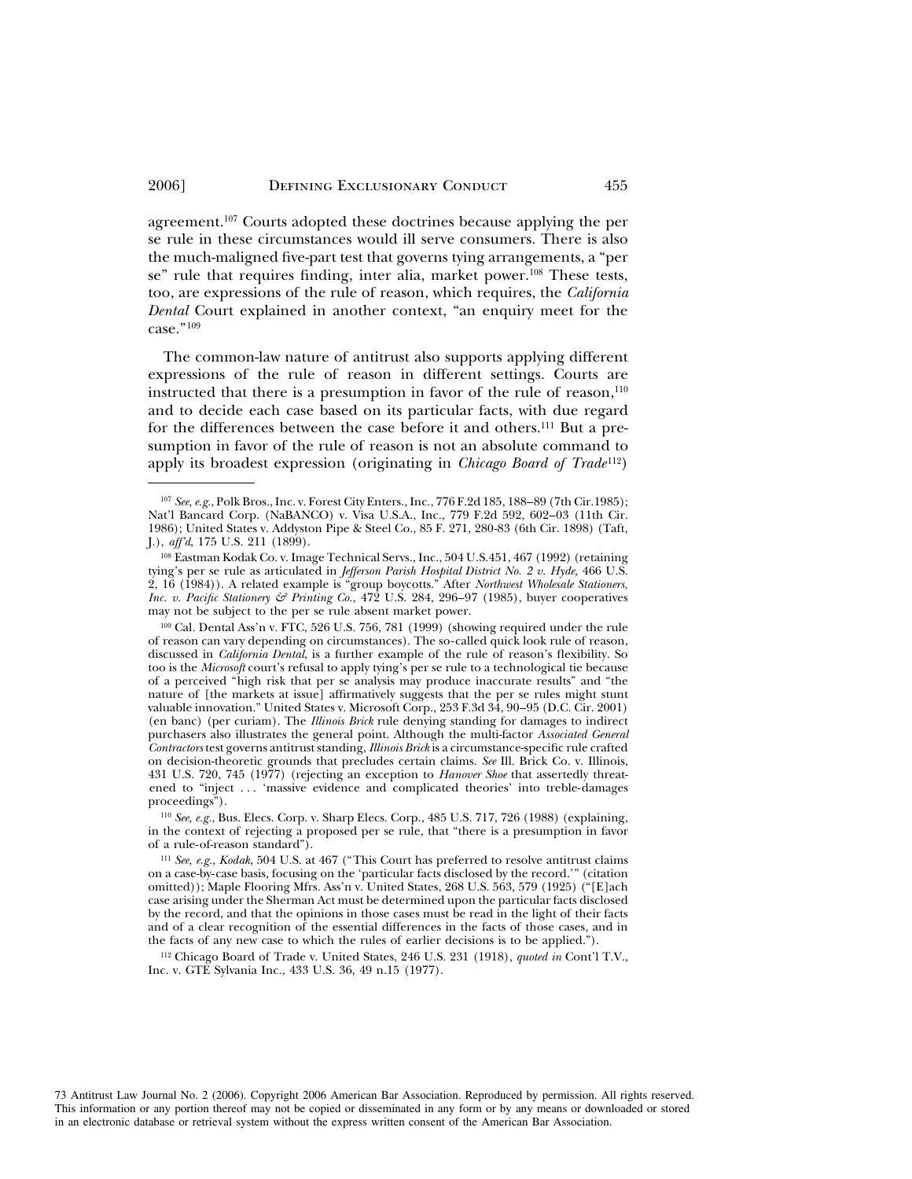agreement.[107] Courts adopted these doctrines because applying the per se rule in these circumstances would ill serve consumers. There is also the much-maligned five-part test that governs tying arrangements, a "per se" rule that requires finding, inter alia, market power.[108] These tests, too, are expressions of the rule of reason, which requires, the *California Dental* Court explained in another context, "an enquiry meet for the case."[109]

The common-law nature of antitrust also supports applying different expressions of the rule of reason in different settings. Courts are instructed that there is a presumption in favor of the rule of reason,[110] and to decide each case based on its particular facts, with due regard for the differences between the case before it and others.[111] But a presumption in favor of the rule of reason is not an absolute command to apply its broadest expression (originating in *Chicago Board of Trade*[112])

---

[107] *See, e.g.*, Polk Bros., Inc. v. Forest City Enters., Inc., 776 F.2d 185, 188–89 (7th Cir.1985); Nat'l Bancard Corp. (NaBANCO) v. Visa U.S.A., Inc., 779 F.2d 592, 602–03 (11th Cir. 1986); United States v. Addyston Pipe & Steel Co., 85 F. 271, 280-83 (6th Cir. 1898) (Taft, J.), *aff'd*, 175 U.S. 211 (1899).

[108] Eastman Kodak Co. v. Image Technical Servs., Inc., 504 U.S.451, 467 (1992) (retaining tying's per se rule as articulated in *Jefferson Parish Hospital District No. 2 v. Hyde,* 466 U.S. 2, 16 (1984)). A related example is "group boycotts." After *Northwest Wholesale Stationers, Inc. v. Pacific Stationery & Printing Co.,* 472 U.S. 284, 296–97 (1985), buyer cooperatives may not be subject to the per se rule absent market power.

[109] Cal. Dental Ass'n v. FTC, 526 U.S. 756, 781 (1999) (showing required under the rule of reason can vary depending on circumstances). The so-called quick look rule of reason, discussed in *California Dental*, is a further example of the rule of reason's flexibility. So too is the *Microsoft* court's refusal to apply tying's per se rule to a technological tie because of a perceived "high risk that per se analysis may produce inaccurate results" and "the nature of [the markets at issue] affirmatively suggests that the per se rules might stunt valuable innovation." United States v. Microsoft Corp., 253 F.3d 34, 90–95 (D.C. Cir. 2001) (en banc) (per curiam). The *Illinois Brick* rule denying standing for damages to indirect purchasers also illustrates the general point. Although the multi-factor *Associated General Contractors* test governs antitrust standing, *Illinois Brick* is a circumstance-specific rule crafted on decision-theoretic grounds that precludes certain claims. *See* Ill. Brick Co. v. Illinois, 431 U.S. 720, 745 (1977) (rejecting an exception to *Hanover Shoe* that assertedly threatened to "inject . . . 'massive evidence and complicated theories' into treble-damages proceedings").

[110] *See, e.g.*, Bus. Elecs. Corp. v. Sharp Elecs. Corp., 485 U.S. 717, 726 (1988) (explaining, in the context of rejecting a proposed per se rule, that "there is a presumption in favor of a rule-of-reason standard").

[111] *See, e.g.*, *Kodak*, 504 U.S. at 467 ("This Court has preferred to resolve antitrust claims on a case-by-case basis, focusing on the 'particular facts disclosed by the record.'" (citation omitted)); Maple Flooring Mfrs. Ass'n v. United States, 268 U.S. 563, 579 (1925) ("[E]ach case arising under the Sherman Act must be determined upon the particular facts disclosed by the record, and that the opinions in those cases must be read in the light of their facts and of a clear recognition of the essential differences in the facts of those cases, and in the facts of any new case to which the rules of earlier decisions is to be applied.").

[112] Chicago Board of Trade v. United States, 246 U.S. 231 (1918), *quoted in* Cont'l T.V., Inc. v. GTE Sylvania Inc., 433 U.S. 36, 49 n.15 (1977).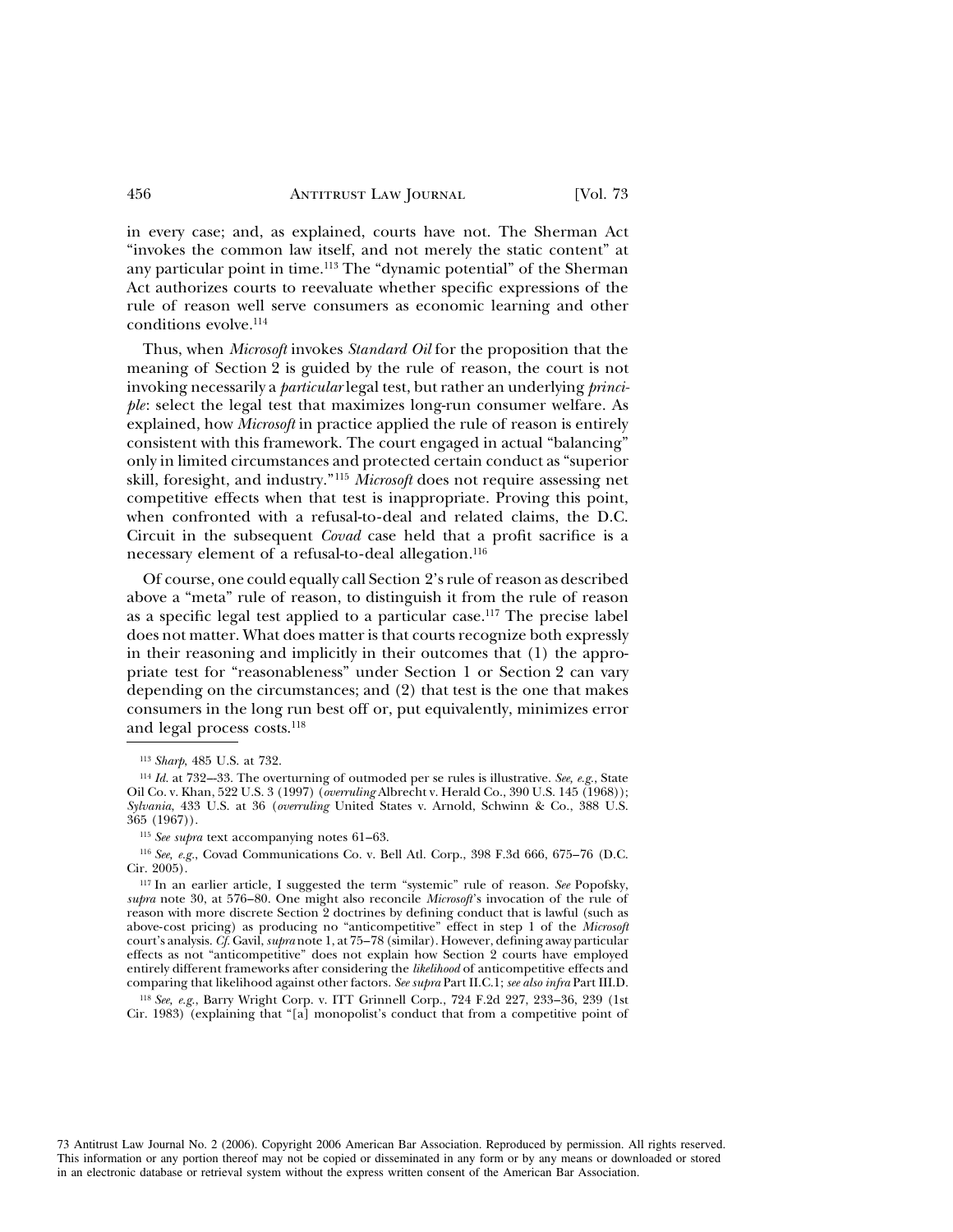in every case; and, as explained, courts have not. The Sherman Act "invokes the common law itself, and not merely the static content" at any particular point in time.[113] The "dynamic potential" of the Sherman Act authorizes courts to reevaluate whether specific expressions of the rule of reason well serve consumers as economic learning and other conditions evolve.[114]

Thus, when *Microsoft* invokes *Standard Oil* for the proposition that the meaning of Section 2 is guided by the rule of reason, the court is not invoking necessarily a *particular* legal test, but rather an underlying *principle*: select the legal test that maximizes long-run consumer welfare. As explained, how *Microsoft* in practice applied the rule of reason is entirely consistent with this framework. The court engaged in actual "balancing" only in limited circumstances and protected certain conduct as "superior skill, foresight, and industry."[115] *Microsoft* does not require assessing net competitive effects when that test is inappropriate. Proving this point, when confronted with a refusal-to-deal and related claims, the D.C. Circuit in the subsequent *Covad* case held that a profit sacrifice is a necessary element of a refusal-to-deal allegation.[116]

Of course, one could equally call Section 2's rule of reason as described above a "meta" rule of reason, to distinguish it from the rule of reason as a specific legal test applied to a particular case.[117] The precise label does not matter. What does matter is that courts recognize both expressly in their reasoning and implicitly in their outcomes that (1) the appropriate test for "reasonableness" under Section 1 or Section 2 can vary depending on the circumstances; and (2) that test is the one that makes consumers in the long run best off or, put equivalently, minimizes error and legal process costs.[118]

---

[113] *Sharp*, 485 U.S. at 732.

[114] *Id.* at 732–33. The overturning of outmoded per se rules is illustrative. *See, e.g.*, State Oil Co. v. Khan, 522 U.S. 3 (1997) (*overruling* Albrecht v. Herald Co., 390 U.S. 145 (1968)); *Sylvania*, 433 U.S. at 36 (*overruling* United States v. Arnold, Schwinn & Co., 388 U.S. 365 (1967)).

[115] *See supra* text accompanying notes 61–63.

[116] *See, e.g.*, Covad Communications Co. v. Bell Atl. Corp., 398 F.3d 666, 675–76 (D.C. Cir. 2005).

[117] In an earlier article, I suggested the term "systemic" rule of reason. *See* Popofsky, *supra* note 30, at 576–80. One might also reconcile *Microsoft*'s invocation of the rule of reason with more discrete Section 2 doctrines by defining conduct that is lawful (such as above-cost pricing) as producing no "anticompetitive" effect in step 1 of the *Microsoft* court's analysis. *Cf.* Gavil, *supra* note 1, at 75–78 (similar). However, defining away particular effects as not "anticompetitive" does not explain how Section 2 courts have employed entirely different frameworks after considering the *likelihood* of anticompetitive effects and comparing that likelihood against other factors. *See supra* Part II.C.1; *see also infra* Part III.D.

[118] *See, e.g.*, Barry Wright Corp. v. ITT Grinnell Corp., 724 F.2d 227, 233–36, 239 (1st Cir. 1983) (explaining that "[a] monopolist's conduct that from a competitive point of

73 Antitrust Law Journal No. 2 (2006). Copyright 2006 American Bar Association. Reproduced by permission. All rights reserved. This information or any portion thereof may not be copied or disseminated in any form or by any means or downloaded or stored in an electronic database or retrieval system without the express written consent of the American Bar Association.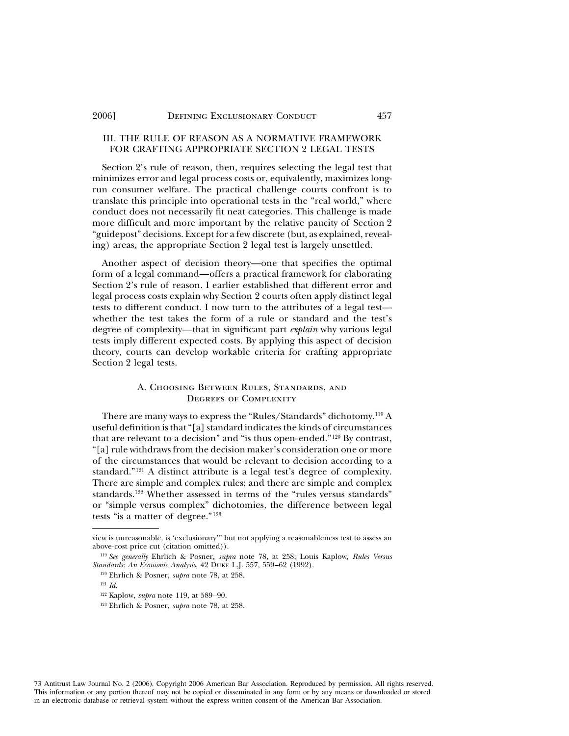## III. THE RULE OF REASON AS A NORMATIVE FRAMEWORK FOR CRAFTING APPROPRIATE SECTION 2 LEGAL TESTS

Section 2's rule of reason, then, requires selecting the legal test that minimizes error and legal process costs or, equivalently, maximizes long-run consumer welfare. The practical challenge courts confront is to translate this principle into operational tests in the "real world," where conduct does not necessarily fit neat categories. This challenge is made more difficult and more important by the relative paucity of Section 2 "guidepost" decisions. Except for a few discrete (but, as explained, revealing) areas, the appropriate Section 2 legal test is largely unsettled.

Another aspect of decision theory—one that specifies the optimal form of a legal command—offers a practical framework for elaborating Section 2's rule of reason. I earlier established that different error and legal process costs explain why Section 2 courts often apply distinct legal tests to different conduct. I now turn to the attributes of a legal test—whether the test takes the form of a rule or standard and the test's degree of complexity—that in significant part *explain* why various legal tests imply different expected costs. By applying this aspect of decision theory, courts can develop workable criteria for crafting appropriate Section 2 legal tests.

### A. Choosing Between Rules, Standards, and Degrees of Complexity

There are many ways to express the "Rules/Standards" dichotomy.[119] A useful definition is that "[a] standard indicates the kinds of circumstances that are relevant to a decision" and "is thus open-ended."[120] By contrast, "[a] rule withdraws from the decision maker's consideration one or more of the circumstances that would be relevant to decision according to a standard."[121] A distinct attribute is a legal test's degree of complexity. There are simple and complex rules; and there are simple and complex standards.[122] Whether assessed in terms of the "rules versus standards" or "simple versus complex" dichotomies, the difference between legal tests "is a matter of degree."[123]

---

view is unreasonable, is 'exclusionary'" but not applying a reasonableness test to assess an above-cost price cut (citation omitted)).

[119] *See generally* Ehrlich & Posner, *supra* note 78, at 258; Louis Kaplow, *Rules Versus Standards: An Economic Analysis*, 42 Duke L.J. 557, 559–62 (1992).

[120] Ehrlich & Posner, *supra* note 78, at 258.

[121] *Id.*

[122] Kaplow, *supra* note 119, at 589–90.

[123] Ehrlich & Posner, *supra* note 78, at 258.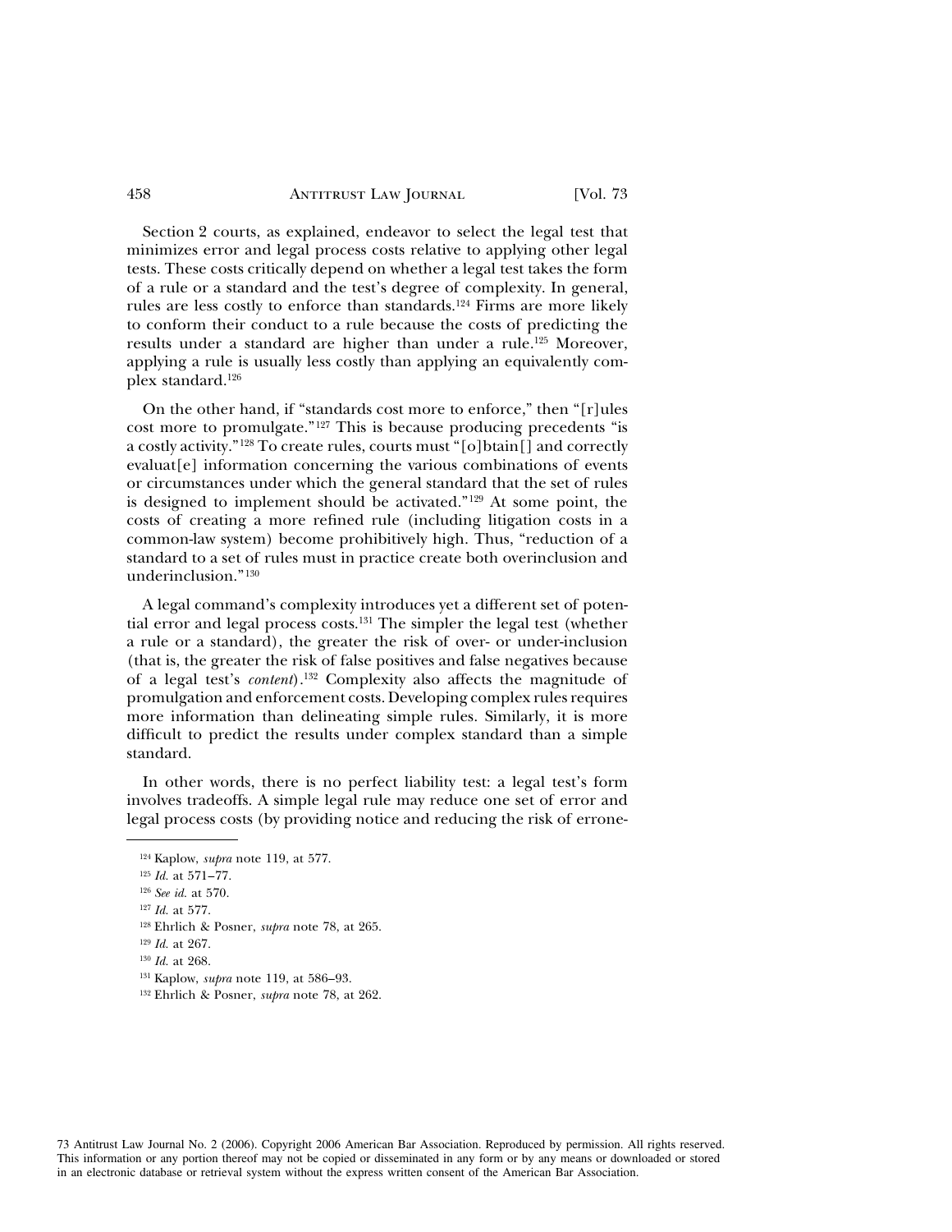Section 2 courts, as explained, endeavor to select the legal test that minimizes error and legal process costs relative to applying other legal tests. These costs critically depend on whether a legal test takes the form of a rule or a standard and the test's degree of complexity. In general, rules are less costly to enforce than standards.[124] Firms are more likely to conform their conduct to a rule because the costs of predicting the results under a standard are higher than under a rule.[125] Moreover, applying a rule is usually less costly than applying an equivalently complex standard.[126]

On the other hand, if "standards cost more to enforce," then "[r]ules cost more to promulgate."[127] This is because producing precedents "is a costly activity."[128] To create rules, courts must "[o]btain[] and correctly evaluat[e] information concerning the various combinations of events or circumstances under which the general standard that the set of rules is designed to implement should be activated."[129] At some point, the costs of creating a more refined rule (including litigation costs in a common-law system) become prohibitively high. Thus, "reduction of a standard to a set of rules must in practice create both overinclusion and underinclusion."[130]

A legal command's complexity introduces yet a different set of potential error and legal process costs.[131] The simpler the legal test (whether a rule or a standard), the greater the risk of over- or under-inclusion (that is, the greater the risk of false positives and false negatives because of a legal test's *content*).[132] Complexity also affects the magnitude of promulgation and enforcement costs. Developing complex rules requires more information than delineating simple rules. Similarly, it is more difficult to predict the results under complex standard than a simple standard.

In other words, there is no perfect liability test: a legal test's form involves tradeoffs. A simple legal rule may reduce one set of error and legal process costs (by providing notice and reducing the risk of errone-

---

[124] Kaplow, *supra* note 119, at 577.

[125] *Id.* at 571–77.

[126] *See id.* at 570.

[127] *Id.* at 577.

[128] Ehrlich & Posner, *supra* note 78, at 265.

[129] *Id.* at 267.

[130] *Id.* at 268.

[131] Kaplow, *supra* note 119, at 586–93.

[132] Ehrlich & Posner, *supra* note 78, at 262.

73 Antitrust Law Journal No. 2 (2006). Copyright 2006 American Bar Association. Reproduced by permission. All rights reserved. This information or any portion thereof may not be copied or disseminated in any form or by any means or downloaded or stored in an electronic database or retrieval system without the express written consent of the American Bar Association.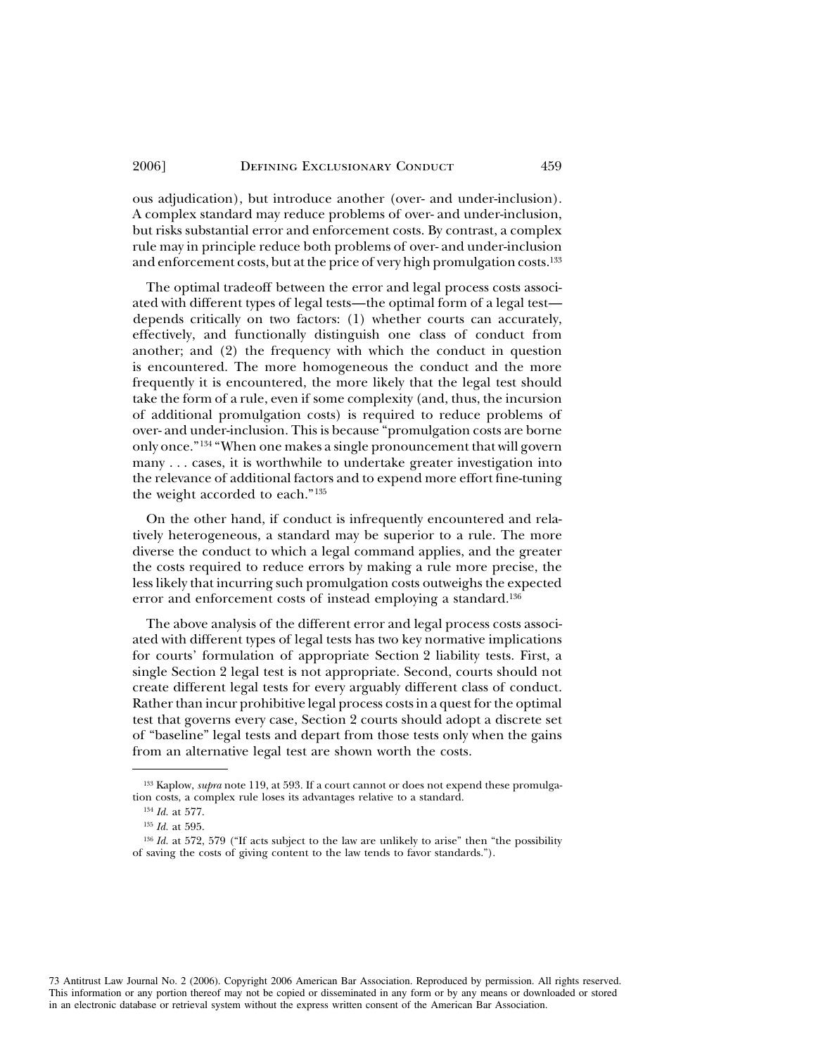ous adjudication), but introduce another (over- and under-inclusion). A complex standard may reduce problems of over- and under-inclusion, but risks substantial error and enforcement costs. By contrast, a complex rule may in principle reduce both problems of over- and under-inclusion and enforcement costs, but at the price of very high promulgation costs.[133]

The optimal tradeoff between the error and legal process costs associated with different types of legal tests—the optimal form of a legal test—depends critically on two factors: (1) whether courts can accurately, effectively, and functionally distinguish one class of conduct from another; and (2) the frequency with which the conduct in question is encountered. The more homogeneous the conduct and the more frequently it is encountered, the more likely that the legal test should take the form of a rule, even if some complexity (and, thus, the incursion of additional promulgation costs) is required to reduce problems of over- and under-inclusion. This is because "promulgation costs are borne only once."[134] "When one makes a single pronouncement that will govern many . . . cases, it is worthwhile to undertake greater investigation into the relevance of additional factors and to expend more effort fine-tuning the weight accorded to each."[135]

On the other hand, if conduct is infrequently encountered and relatively heterogeneous, a standard may be superior to a rule. The more diverse the conduct to which a legal command applies, and the greater the costs required to reduce errors by making a rule more precise, the less likely that incurring such promulgation costs outweighs the expected error and enforcement costs of instead employing a standard.[136]

The above analysis of the different error and legal process costs associated with different types of legal tests has two key normative implications for courts' formulation of appropriate Section 2 liability tests. First, a single Section 2 legal test is not appropriate. Second, courts should not create different legal tests for every arguably different class of conduct. Rather than incur prohibitive legal process costs in a quest for the optimal test that governs every case, Section 2 courts should adopt a discrete set of "baseline" legal tests and depart from those tests only when the gains from an alternative legal test are shown worth the costs.

---

[133] Kaplow, *supra* note 119, at 593. If a court cannot or does not expend these promulgation costs, a complex rule loses its advantages relative to a standard.

[134] *Id.* at 577.

[135] *Id.* at 595.

[136] *Id.* at 572, 579 ("If acts subject to the law are unlikely to arise" then "the possibility of saving the costs of giving content to the law tends to favor standards.").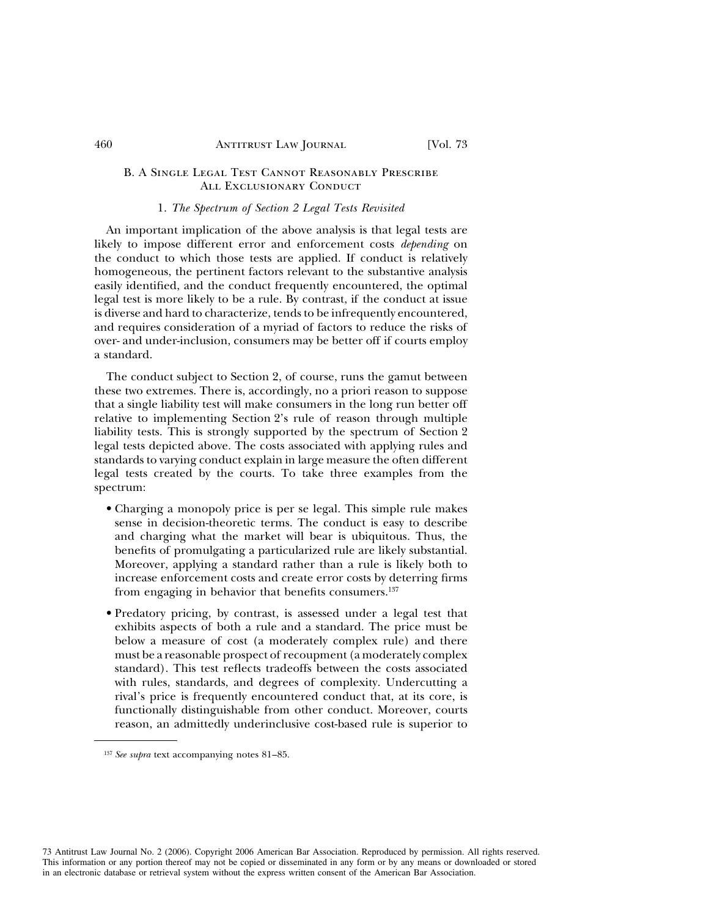## B. A Single Legal Test Cannot Reasonably Prescribe All Exclusionary Conduct

### 1. *The Spectrum of Section 2 Legal Tests Revisited*

An important implication of the above analysis is that legal tests are likely to impose different error and enforcement costs *depending* on the conduct to which those tests are applied. If conduct is relatively homogeneous, the pertinent factors relevant to the substantive analysis easily identified, and the conduct frequently encountered, the optimal legal test is more likely to be a rule. By contrast, if the conduct at issue is diverse and hard to characterize, tends to be infrequently encountered, and requires consideration of a myriad of factors to reduce the risks of over- and under-inclusion, consumers may be better off if courts employ a standard.

The conduct subject to Section 2, of course, runs the gamut between these two extremes. There is, accordingly, no a priori reason to suppose that a single liability test will make consumers in the long run better off relative to implementing Section 2's rule of reason through multiple liability tests. This is strongly supported by the spectrum of Section 2 legal tests depicted above. The costs associated with applying rules and standards to varying conduct explain in large measure the often different legal tests created by the courts. To take three examples from the spectrum:

- Charging a monopoly price is per se legal. This simple rule makes sense in decision-theoretic terms. The conduct is easy to describe and charging what the market will bear is ubiquitous. Thus, the benefits of promulgating a particularized rule are likely substantial. Moreover, applying a standard rather than a rule is likely both to increase enforcement costs and create error costs by deterring firms from engaging in behavior that benefits consumers.[137]
- Predatory pricing, by contrast, is assessed under a legal test that exhibits aspects of both a rule and a standard. The price must be below a measure of cost (a moderately complex rule) and there must be a reasonable prospect of recoupment (a moderately complex standard). This test reflects tradeoffs between the costs associated with rules, standards, and degrees of complexity. Undercutting a rival's price is frequently encountered conduct that, at its core, is functionally distinguishable from other conduct. Moreover, courts reason, an admittedly underinclusive cost-based rule is superior to

[137] *See supra* text accompanying notes 81–85.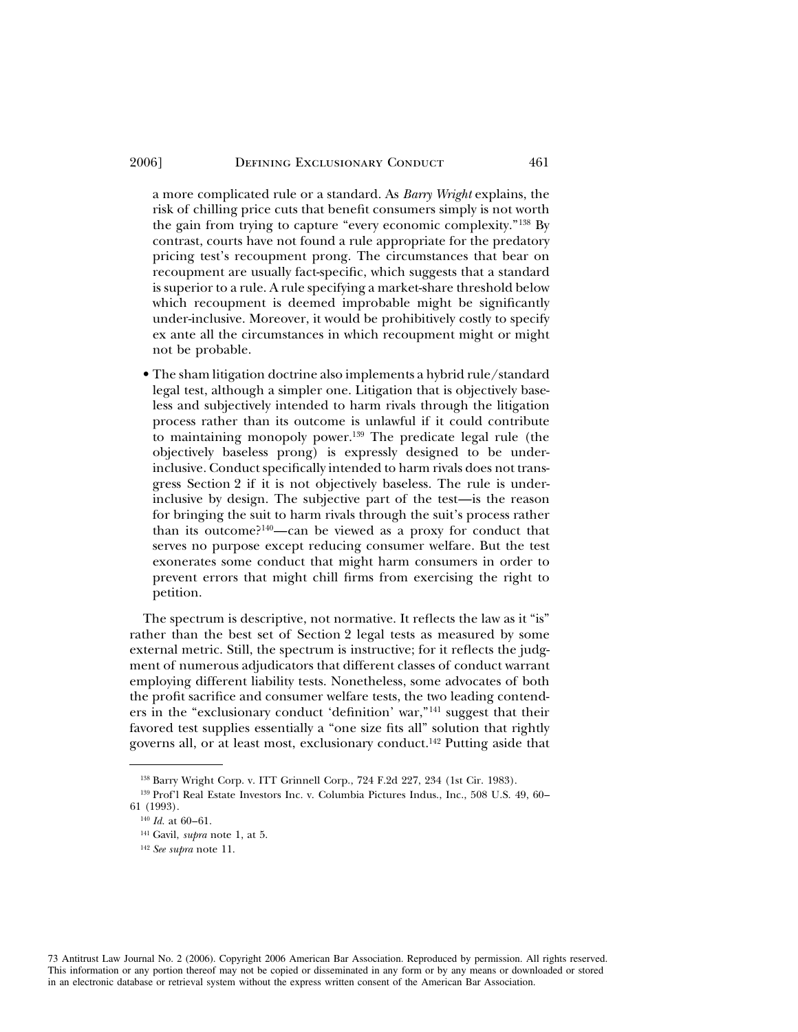a more complicated rule or a standard. As *Barry Wright* explains, the risk of chilling price cuts that benefit consumers simply is not worth the gain from trying to capture "every economic complexity."[138] By contrast, courts have not found a rule appropriate for the predatory pricing test's recoupment prong. The circumstances that bear on recoupment are usually fact-specific, which suggests that a standard is superior to a rule. A rule specifying a market-share threshold below which recoupment is deemed improbable might be significantly under-inclusive. Moreover, it would be prohibitively costly to specify ex ante all the circumstances in which recoupment might or might not be probable.

- The sham litigation doctrine also implements a hybrid rule/standard legal test, although a simpler one. Litigation that is objectively baseless and subjectively intended to harm rivals through the litigation process rather than its outcome is unlawful if it could contribute to maintaining monopoly power.[139] The predicate legal rule (the objectively baseless prong) is expressly designed to be under-inclusive. Conduct specifically intended to harm rivals does not transgress Section 2 if it is not objectively baseless. The rule is under-inclusive by design. The subjective part of the test—is the reason for bringing the suit to harm rivals through the suit's process rather than its outcome?[140]—can be viewed as a proxy for conduct that serves no purpose except reducing consumer welfare. But the test exonerates some conduct that might harm consumers in order to prevent errors that might chill firms from exercising the right to petition.

The spectrum is descriptive, not normative. It reflects the law as it "is" rather than the best set of Section 2 legal tests as measured by some external metric. Still, the spectrum is instructive; for it reflects the judgment of numerous adjudicators that different classes of conduct warrant employing different liability tests. Nonetheless, some advocates of both the profit sacrifice and consumer welfare tests, the two leading contenders in the "exclusionary conduct 'definition' war,"[141] suggest that their favored test supplies essentially a "one size fits all" solution that rightly governs all, or at least most, exclusionary conduct.[142] Putting aside that

---

[138] Barry Wright Corp. v. ITT Grinnell Corp., 724 F.2d 227, 234 (1st Cir. 1983).

[139] Prof'l Real Estate Investors Inc. v. Columbia Pictures Indus., Inc., 508 U.S. 49, 60–61 (1993).

[140] *Id.* at 60–61.

[141] Gavil, *supra* note 1, at 5.

[142] *See supra* note 11.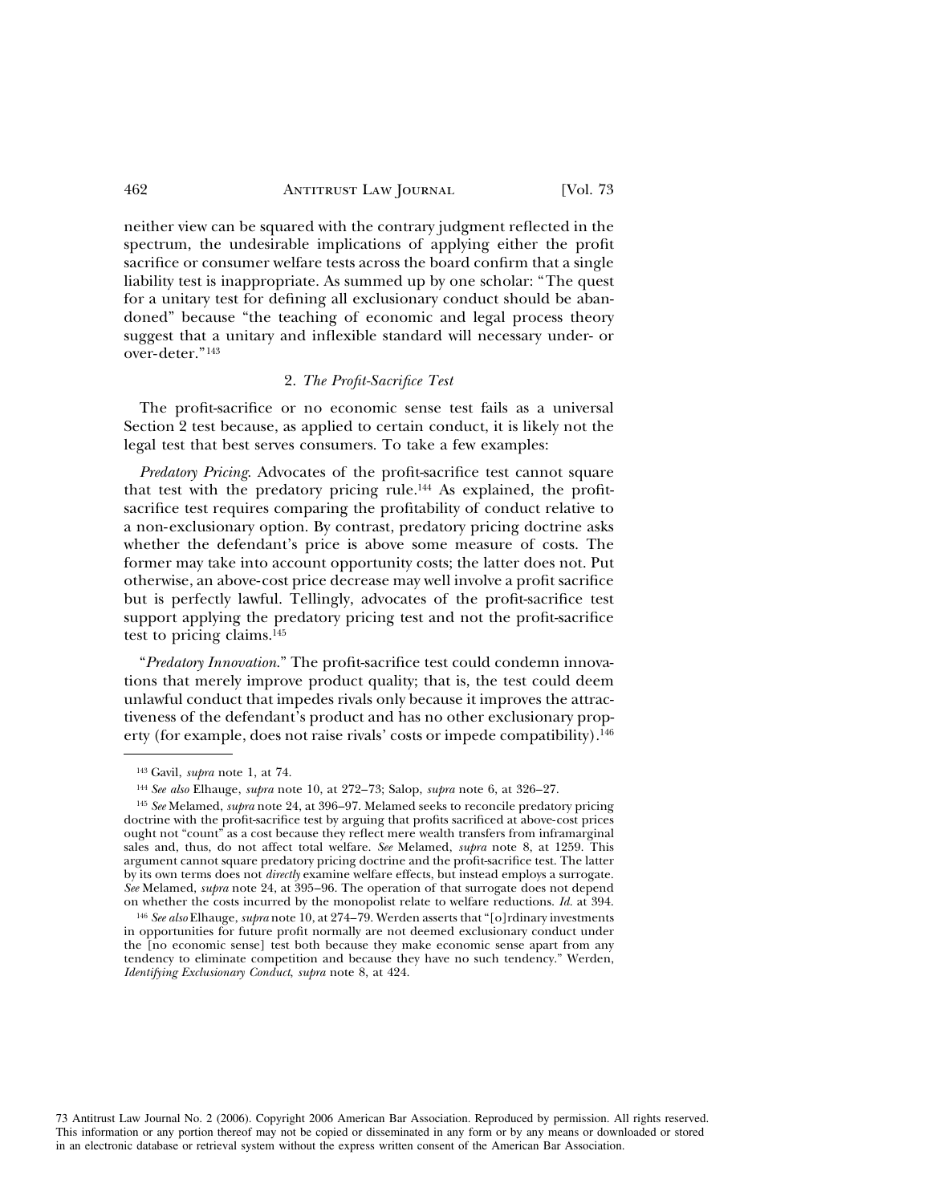neither view can be squared with the contrary judgment reflected in the spectrum, the undesirable implications of applying either the profit sacrifice or consumer welfare tests across the board confirm that a single liability test is inappropriate. As summed up by one scholar: "The quest for a unitary test for defining all exclusionary conduct should be abandoned" because "the teaching of economic and legal process theory suggest that a unitary and inflexible standard will necessary under- or over-deter."[143]

### 2. *The Profit-Sacrifice Test*

The profit-sacrifice or no economic sense test fails as a universal Section 2 test because, as applied to certain conduct, it is likely not the legal test that best serves consumers. To take a few examples:

*Predatory Pricing*. Advocates of the profit-sacrifice test cannot square that test with the predatory pricing rule.[144] As explained, the profit-sacrifice test requires comparing the profitability of conduct relative to a non-exclusionary option. By contrast, predatory pricing doctrine asks whether the defendant's price is above some measure of costs. The former may take into account opportunity costs; the latter does not. Put otherwise, an above-cost price decrease may well involve a profit sacrifice but is perfectly lawful. Tellingly, advocates of the profit-sacrifice test support applying the predatory pricing test and not the profit-sacrifice test to pricing claims.[145]

"*Predatory Innovation*." The profit-sacrifice test could condemn innovations that merely improve product quality; that is, the test could deem unlawful conduct that impedes rivals only because it improves the attractiveness of the defendant's product and has no other exclusionary property (for example, does not raise rivals' costs or impede compatibility).[146]

---

[143] Gavil, *supra* note 1, at 74.

[144] *See also* Elhauge, *supra* note 10, at 272–73; Salop, *supra* note 6, at 326–27.

[145] *See* Melamed, *supra* note 24, at 396–97. Melamed seeks to reconcile predatory pricing doctrine with the profit-sacrifice test by arguing that profits sacrificed at above-cost prices ought not "count" as a cost because they reflect mere wealth transfers from inframarginal sales and, thus, do not affect total welfare. *See* Melamed, *supra* note 8, at 1259. This argument cannot square predatory pricing doctrine and the profit-sacrifice test. The latter by its own terms does not *directly* examine welfare effects, but instead employs a surrogate. *See* Melamed, *supra* note 24, at 395–96. The operation of that surrogate does not depend on whether the costs incurred by the monopolist relate to welfare reductions. *Id.* at 394.

[146] *See also* Elhauge, *supra* note 10, at 274–79. Werden asserts that "[o]rdinary investments in opportunities for future profit normally are not deemed exclusionary conduct under the [no economic sense] test both because they make economic sense apart from any tendency to eliminate competition and because they have no such tendency." Werden, *Identifying Exclusionary Conduct*, *supra* note 8, at 424.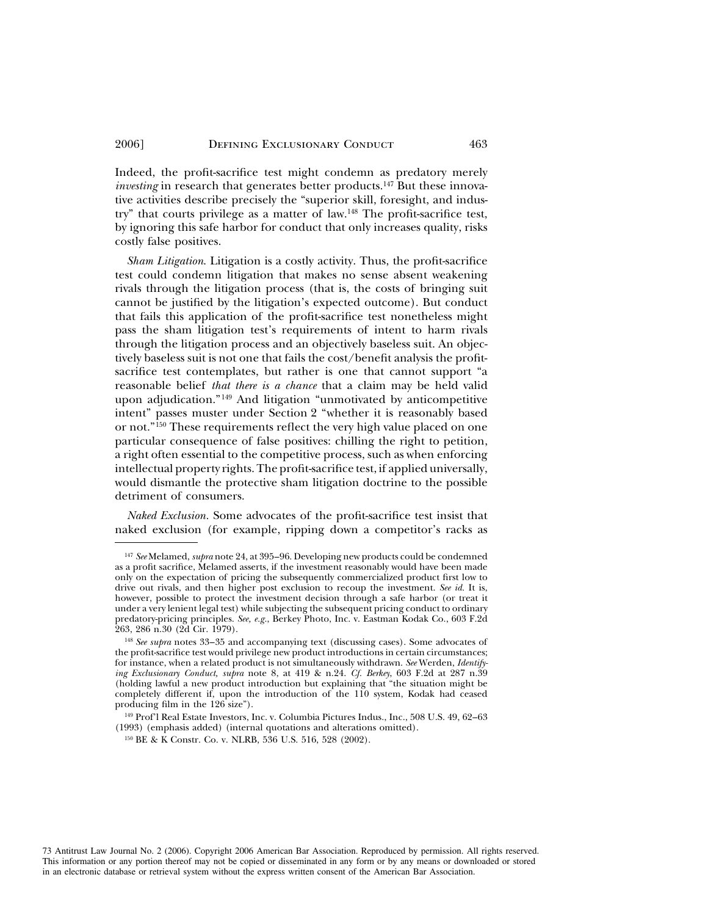Indeed, the profit-sacrifice test might condemn as predatory merely *investing* in research that generates better products.[147] But these innovative activities describe precisely the "superior skill, foresight, and industry" that courts privilege as a matter of law.[148] The profit-sacrifice test, by ignoring this safe harbor for conduct that only increases quality, risks costly false positives.

*Sham Litigation.* Litigation is a costly activity. Thus, the profit-sacrifice test could condemn litigation that makes no sense absent weakening rivals through the litigation process (that is, the costs of bringing suit cannot be justified by the litigation's expected outcome). But conduct that fails this application of the profit-sacrifice test nonetheless might pass the sham litigation test's requirements of intent to harm rivals through the litigation process and an objectively baseless suit. An objectively baseless suit is not one that fails the cost/benefit analysis the profit-sacrifice test contemplates, but rather is one that cannot support "a reasonable belief *that there is a chance* that a claim may be held valid upon adjudication."[149] And litigation "unmotivated by anticompetitive intent" passes muster under Section 2 "whether it is reasonably based or not."[150] These requirements reflect the very high value placed on one particular consequence of false positives: chilling the right to petition, a right often essential to the competitive process, such as when enforcing intellectual property rights. The profit-sacrifice test, if applied universally, would dismantle the protective sham litigation doctrine to the possible detriment of consumers.

*Naked Exclusion.* Some advocates of the profit-sacrifice test insist that naked exclusion (for example, ripping down a competitor's racks as

---

[147] *See* Melamed, *supra* note 24, at 395–96. Developing new products could be condemned as a profit sacrifice, Melamed asserts, if the investment reasonably would have been made only on the expectation of pricing the subsequently commercialized product first low to drive out rivals, and then higher post exclusion to recoup the investment. *See id.* It is, however, possible to protect the investment decision through a safe harbor (or treat it under a very lenient legal test) while subjecting the subsequent pricing conduct to ordinary predatory-pricing principles. *See, e.g.*, Berkey Photo, Inc. v. Eastman Kodak Co., 603 F.2d 263, 286 n.30 (2d Cir. 1979).

[148] *See supra* notes 33–35 and accompanying text (discussing cases). Some advocates of the profit-sacrifice test would privilege new product introductions in certain circumstances; for instance, when a related product is not simultaneously withdrawn. *See* Werden, *Identifying Exclusionary Conduct, supra* note 8, at 419 & n.24. *Cf. Berkey*, 603 F.2d at 287 n.39 (holding lawful a new product introduction but explaining that "the situation might be completely different if, upon the introduction of the 110 system, Kodak had ceased producing film in the 126 size").

[149] Prof'l Real Estate Investors, Inc. v. Columbia Pictures Indus., Inc., 508 U.S. 49, 62–63 (1993) (emphasis added) (internal quotations and alterations omitted).

[150] BE & K Constr. Co. v. NLRB, 536 U.S. 516, 528 (2002).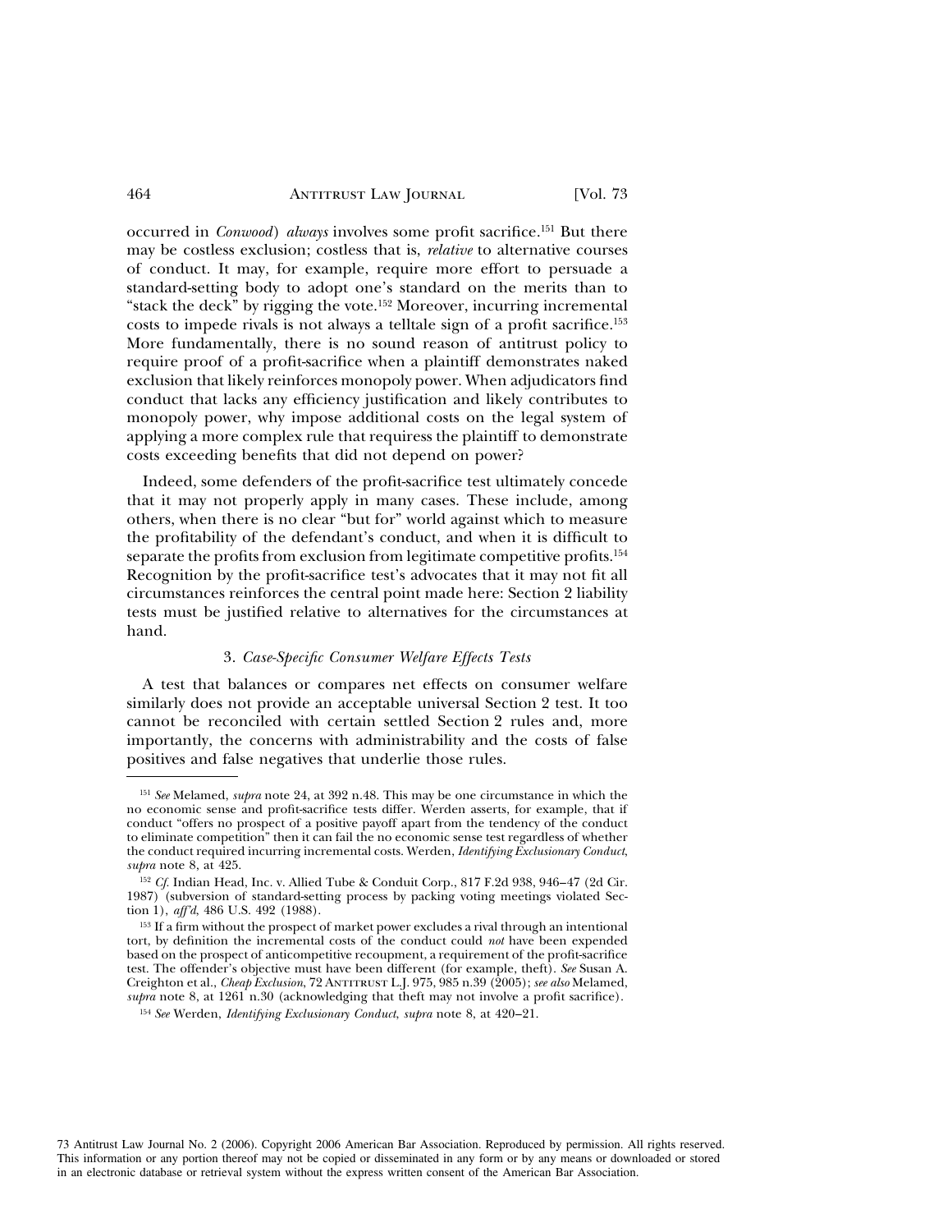occurred in *Conwood*) *always* involves some profit sacrifice.[151] But there may be costless exclusion; costless that is, *relative* to alternative courses of conduct. It may, for example, require more effort to persuade a standard-setting body to adopt one's standard on the merits than to "stack the deck" by rigging the vote.[152] Moreover, incurring incremental costs to impede rivals is not always a telltale sign of a profit sacrifice.[153] More fundamentally, there is no sound reason of antitrust policy to require proof of a profit-sacrifice when a plaintiff demonstrates naked exclusion that likely reinforces monopoly power. When adjudicators find conduct that lacks any efficiency justification and likely contributes to monopoly power, why impose additional costs on the legal system of applying a more complex rule that requiress the plaintiff to demonstrate costs exceeding benefits that did not depend on power?

Indeed, some defenders of the profit-sacrifice test ultimately concede that it may not properly apply in many cases. These include, among others, when there is no clear "but for" world against which to measure the profitability of the defendant's conduct, and when it is difficult to separate the profits from exclusion from legitimate competitive profits.[154] Recognition by the profit-sacrifice test's advocates that it may not fit all circumstances reinforces the central point made here: Section 2 liability tests must be justified relative to alternatives for the circumstances at hand.

### 3. *Case-Specific Consumer Welfare Effects Tests*

A test that balances or compares net effects on consumer welfare similarly does not provide an acceptable universal Section 2 test. It too cannot be reconciled with certain settled Section 2 rules and, more importantly, the concerns with administrability and the costs of false positives and false negatives that underlie those rules.

---

[151] *See* Melamed, *supra* note 24, at 392 n.48. This may be one circumstance in which the no economic sense and profit-sacrifice tests differ. Werden asserts, for example, that if conduct "offers no prospect of a positive payoff apart from the tendency of the conduct to eliminate competition" then it can fail the no economic sense test regardless of whether the conduct required incurring incremental costs. Werden, *Identifying Exclusionary Conduct*, *supra* note 8, at 425.

[152] *Cf.* Indian Head, Inc. v. Allied Tube & Conduit Corp., 817 F.2d 938, 946–47 (2d Cir. 1987) (subversion of standard-setting process by packing voting meetings violated Section 1), *aff'd*, 486 U.S. 492 (1988).

[153] If a firm without the prospect of market power excludes a rival through an intentional tort, by definition the incremental costs of the conduct could *not* have been expended based on the prospect of anticompetitive recoupment, a requirement of the profit-sacrifice test. The offender's objective must have been different (for example, theft). *See* Susan A. Creighton et al., *Cheap Exclusion*, 72 ANTITRUST L.J. 975, 985 n.39 (2005); *see also* Melamed, *supra* note 8, at 1261 n.30 (acknowledging that theft may not involve a profit sacrifice).

[154] *See* Werden, *Identifying Exclusionary Conduct*, *supra* note 8, at 420–21.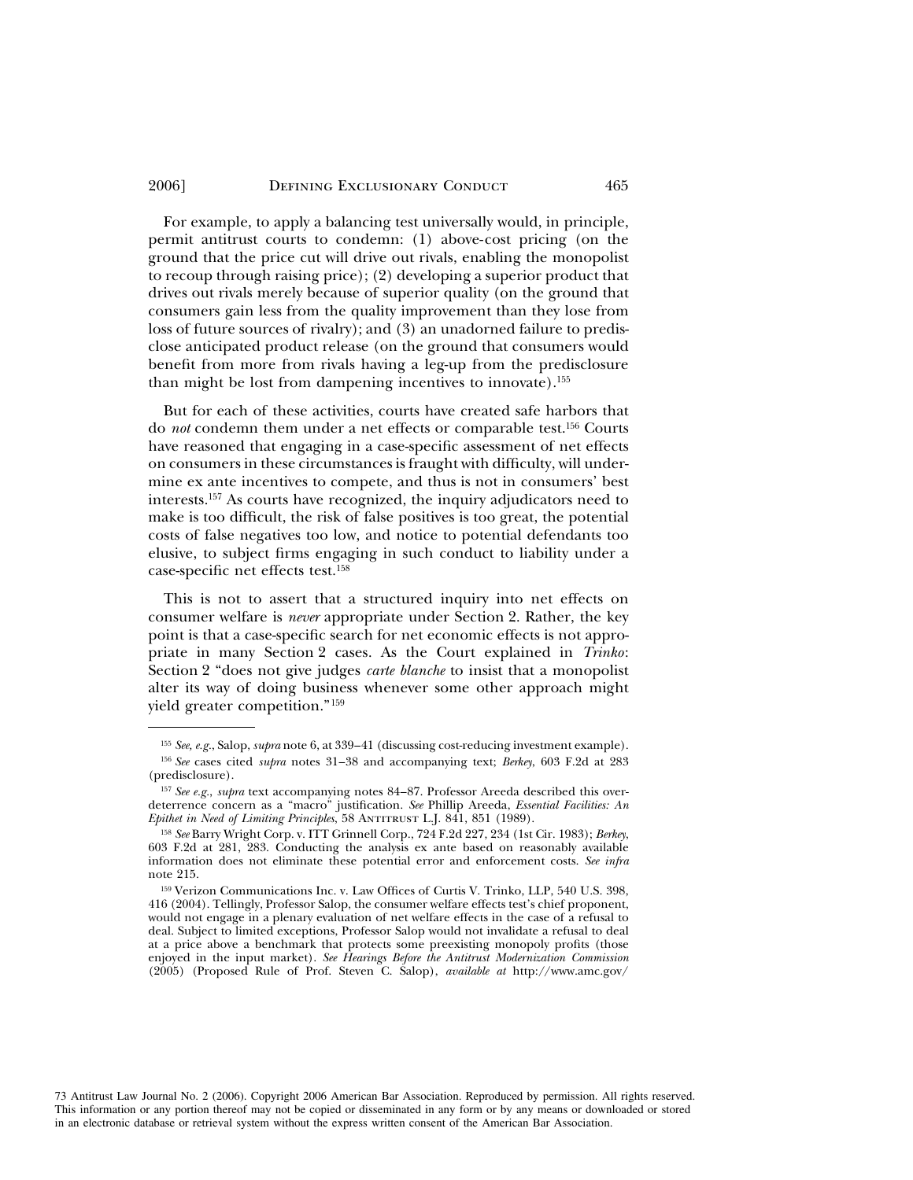For example, to apply a balancing test universally would, in principle, permit antitrust courts to condemn: (1) above-cost pricing (on the ground that the price cut will drive out rivals, enabling the monopolist to recoup through raising price); (2) developing a superior product that drives out rivals merely because of superior quality (on the ground that consumers gain less from the quality improvement than they lose from loss of future sources of rivalry); and (3) an unadorned failure to predisclose anticipated product release (on the ground that consumers would benefit from more from rivals having a leg-up from the predisclosure than might be lost from dampening incentives to innovate).[155]

But for each of these activities, courts have created safe harbors that do *not* condemn them under a net effects or comparable test.[156] Courts have reasoned that engaging in a case-specific assessment of net effects on consumers in these circumstances is fraught with difficulty, will undermine ex ante incentives to compete, and thus is not in consumers' best interests.[157] As courts have recognized, the inquiry adjudicators need to make is too difficult, the risk of false positives is too great, the potential costs of false negatives too low, and notice to potential defendants too elusive, to subject firms engaging in such conduct to liability under a case-specific net effects test.[158]

This is not to assert that a structured inquiry into net effects on consumer welfare is *never* appropriate under Section 2. Rather, the key point is that a case-specific search for net economic effects is not appropriate in many Section 2 cases. As the Court explained in *Trinko*: Section 2 "does not give judges *carte blanche* to insist that a monopolist alter its way of doing business whenever some other approach might yield greater competition."[159]

---

[155] *See, e.g.*, Salop, *supra* note 6, at 339–41 (discussing cost-reducing investment example).

[156] *See* cases cited *supra* notes 31–38 and accompanying text; *Berkey*, 603 F.2d at 283 (predisclosure).

[157] *See e.g.*, *supra* text accompanying notes 84–87. Professor Areeda described this over-deterrence concern as a "macro" justification. *See* Phillip Areeda, *Essential Facilities: An Epithet in Need of Limiting Principles*, 58 Antitrust L.J. 841, 851 (1989).

[158] *See* Barry Wright Corp. v. ITT Grinnell Corp., 724 F.2d 227, 234 (1st Cir. 1983); *Berkey*, 603 F.2d at 281, 283. Conducting the analysis ex ante based on reasonably available information does not eliminate these potential error and enforcement costs. *See infra* note 215.

[159] Verizon Communications Inc. v. Law Offices of Curtis V. Trinko, LLP, 540 U.S. 398, 416 (2004). Tellingly, Professor Salop, the consumer welfare effects test's chief proponent, would not engage in a plenary evaluation of net welfare effects in the case of a refusal to deal. Subject to limited exceptions, Professor Salop would not invalidate a refusal to deal at a price above a benchmark that protects some preexisting monopoly profits (those enjoyed in the input market). *See Hearings Before the Antitrust Modernization Commission* (2005) (Proposed Rule of Prof. Steven C. Salop), *available at* http://www.amc.gov/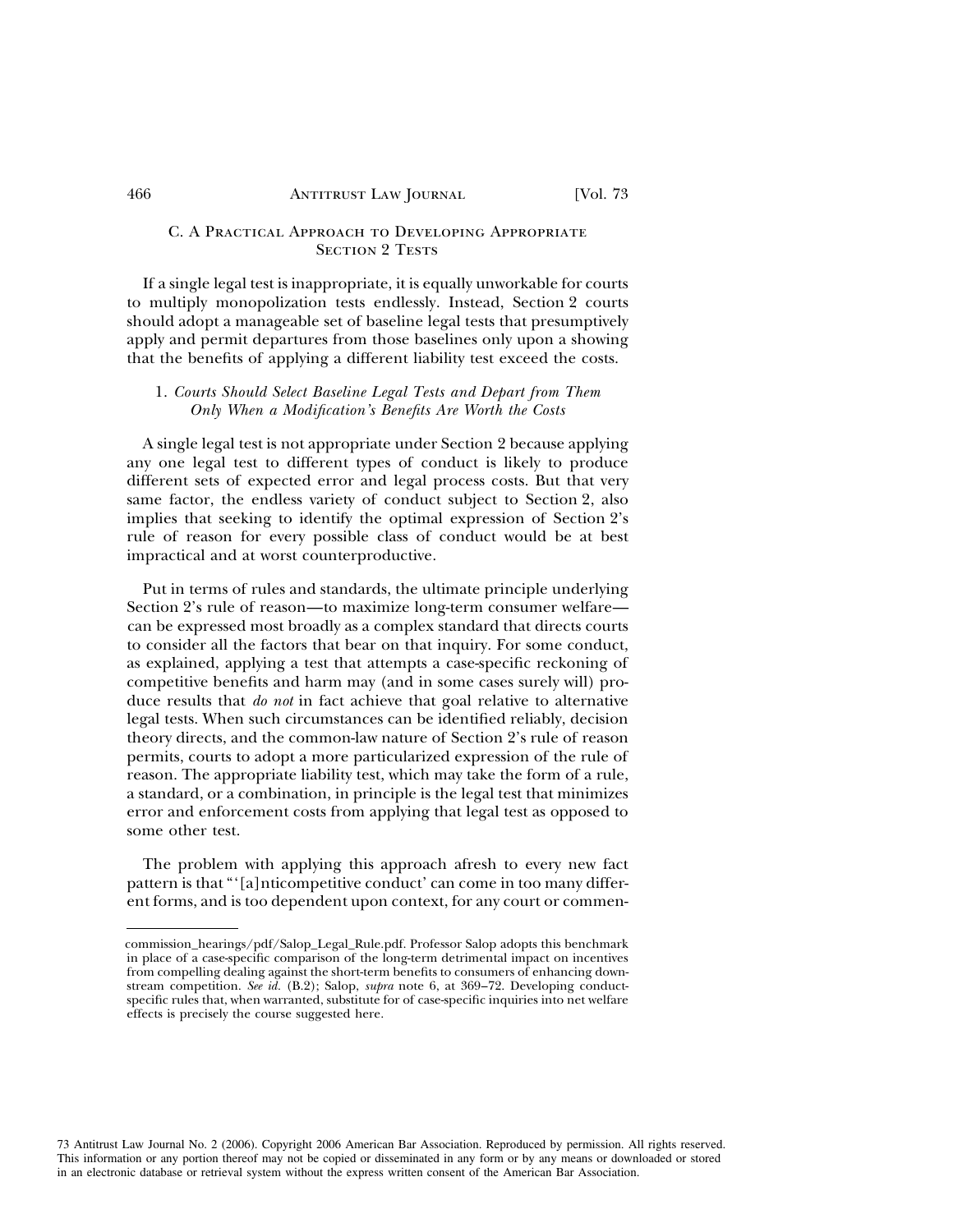### C. A Practical Approach to Developing Appropriate Section 2 Tests

If a single legal test is inappropriate, it is equally unworkable for courts to multiply monopolization tests endlessly. Instead, Section 2 courts should adopt a manageable set of baseline legal tests that presumptively apply and permit departures from those baselines only upon a showing that the benefits of applying a different liability test exceed the costs.

#### 1. *Courts Should Select Baseline Legal Tests and Depart from Them Only When a Modification's Benefits Are Worth the Costs*

A single legal test is not appropriate under Section 2 because applying any one legal test to different types of conduct is likely to produce different sets of expected error and legal process costs. But that very same factor, the endless variety of conduct subject to Section 2, also implies that seeking to identify the optimal expression of Section 2's rule of reason for every possible class of conduct would be at best impractical and at worst counterproductive.

Put in terms of rules and standards, the ultimate principle underlying Section 2's rule of reason—to maximize long-term consumer welfare—can be expressed most broadly as a complex standard that directs courts to consider all the factors that bear on that inquiry. For some conduct, as explained, applying a test that attempts a case-specific reckoning of competitive benefits and harm may (and in some cases surely will) produce results that *do not* in fact achieve that goal relative to alternative legal tests. When such circumstances can be identified reliably, decision theory directs, and the common-law nature of Section 2's rule of reason permits, courts to adopt a more particularized expression of the rule of reason. The appropriate liability test, which may take the form of a rule, a standard, or a combination, in principle is the legal test that minimizes error and enforcement costs from applying that legal test as opposed to some other test.

The problem with applying this approach afresh to every new fact pattern is that "'[a]nticompetitive conduct' can come in too many different forms, and is too dependent upon context, for any court or commen-

---

commission_hearings/pdf/Salop_Legal_Rule.pdf. Professor Salop adopts this benchmark in place of a case-specific comparison of the long-term detrimental impact on incentives from compelling dealing against the short-term benefits to consumers of enhancing downstream competition. *See id.* (B.2); Salop, *supra* note 6, at 369–72. Developing conduct-specific rules that, when warranted, substitute for of case-specific inquiries into net welfare effects is precisely the course suggested here.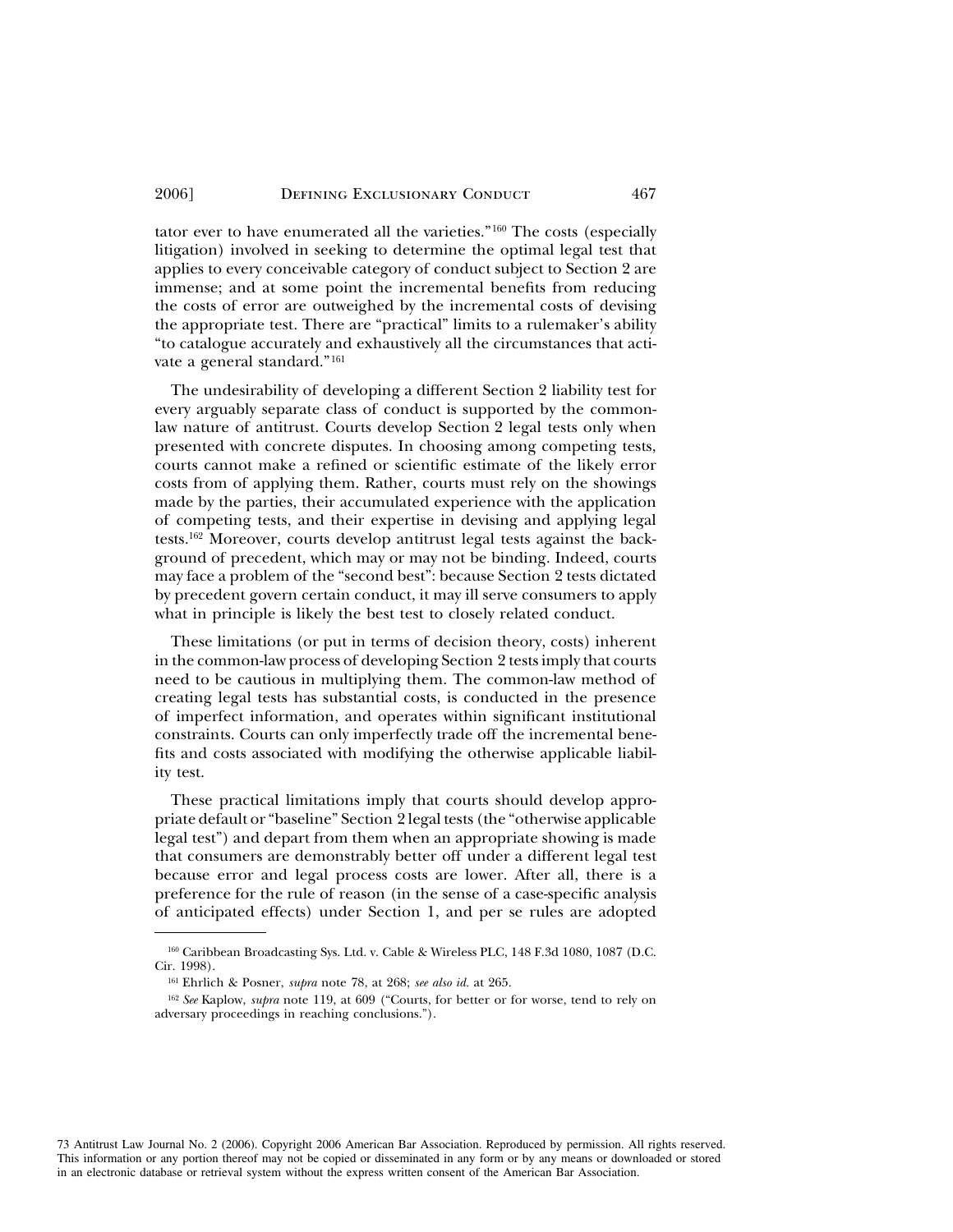tator ever to have enumerated all the varieties."[160] The costs (especially litigation) involved in seeking to determine the optimal legal test that applies to every conceivable category of conduct subject to Section 2 are immense; and at some point the incremental benefits from reducing the costs of error are outweighed by the incremental costs of devising the appropriate test. There are "practical" limits to a rulemaker's ability "to catalogue accurately and exhaustively all the circumstances that activate a general standard."[161]

The undesirability of developing a different Section 2 liability test for every arguably separate class of conduct is supported by the common-law nature of antitrust. Courts develop Section 2 legal tests only when presented with concrete disputes. In choosing among competing tests, courts cannot make a refined or scientific estimate of the likely error costs from of applying them. Rather, courts must rely on the showings made by the parties, their accumulated experience with the application of competing tests, and their expertise in devising and applying legal tests.[162] Moreover, courts develop antitrust legal tests against the background of precedent, which may or may not be binding. Indeed, courts may face a problem of the "second best": because Section 2 tests dictated by precedent govern certain conduct, it may ill serve consumers to apply what in principle is likely the best test to closely related conduct.

These limitations (or put in terms of decision theory, costs) inherent in the common-law process of developing Section 2 tests imply that courts need to be cautious in multiplying them. The common-law method of creating legal tests has substantial costs, is conducted in the presence of imperfect information, and operates within significant institutional constraints. Courts can only imperfectly trade off the incremental benefits and costs associated with modifying the otherwise applicable liability test.

These practical limitations imply that courts should develop appropriate default or "baseline" Section 2 legal tests (the "otherwise applicable legal test") and depart from them when an appropriate showing is made that consumers are demonstrably better off under a different legal test because error and legal process costs are lower. After all, there is a preference for the rule of reason (in the sense of a case-specific analysis of anticipated effects) under Section 1, and per se rules are adopted

---

[160] Caribbean Broadcasting Sys. Ltd. v. Cable & Wireless PLC, 148 F.3d 1080, 1087 (D.C. Cir. 1998).

[161] Ehrlich & Posner, *supra* note 78, at 268; *see also id.* at 265.

[162] *See* Kaplow, *supra* note 119, at 609 ("Courts, for better or for worse, tend to rely on adversary proceedings in reaching conclusions.").

73 Antitrust Law Journal No. 2 (2006). Copyright 2006 American Bar Association. Reproduced by permission. All rights reserved. This information or any portion thereof may not be copied or disseminated in any form or by any means or downloaded or stored in an electronic database or retrieval system without the express written consent of the American Bar Association.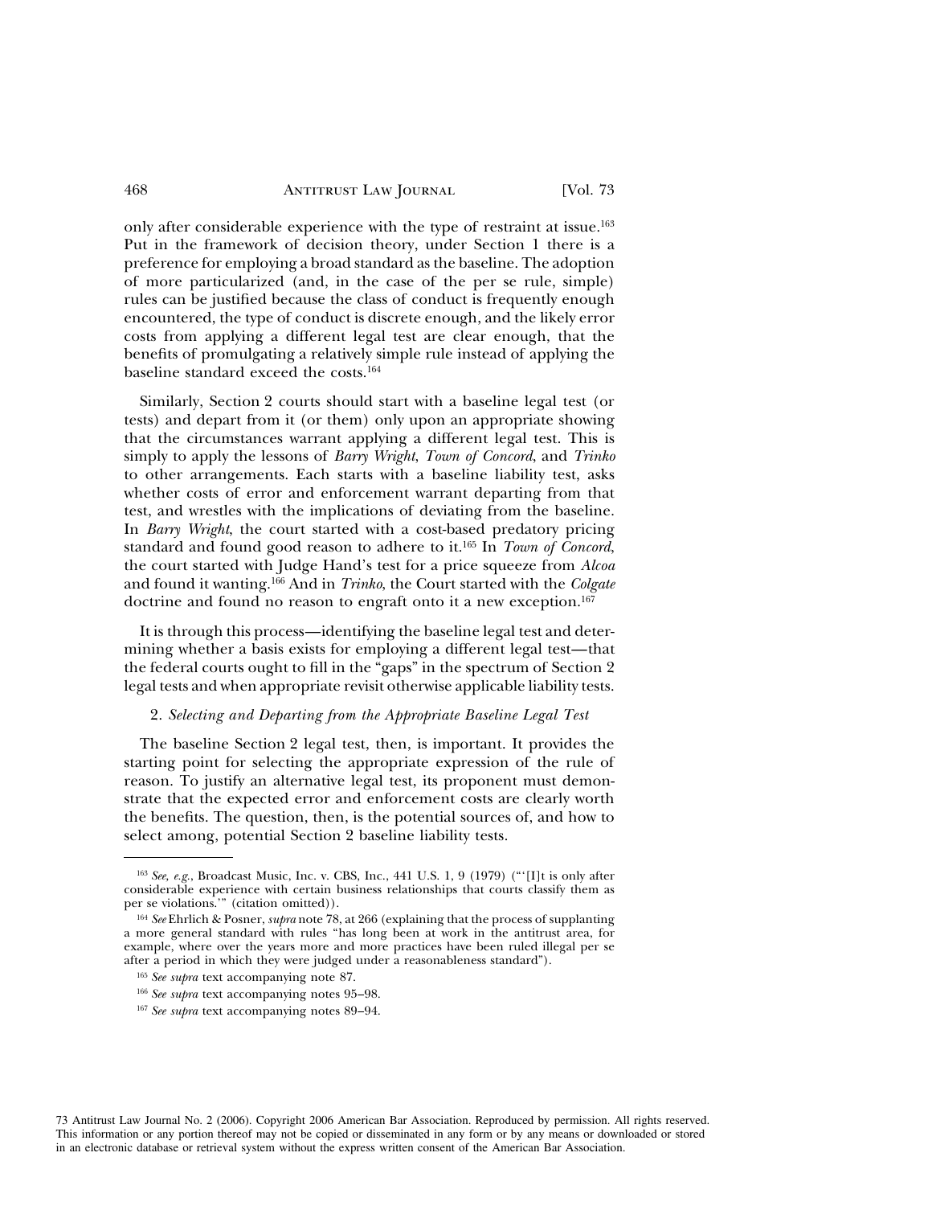only after considerable experience with the type of restraint at issue.[163] Put in the framework of decision theory, under Section 1 there is a preference for employing a broad standard as the baseline. The adoption of more particularized (and, in the case of the per se rule, simple) rules can be justified because the class of conduct is frequently enough encountered, the type of conduct is discrete enough, and the likely error costs from applying a different legal test are clear enough, that the benefits of promulgating a relatively simple rule instead of applying the baseline standard exceed the costs.[164]

Similarly, Section 2 courts should start with a baseline legal test (or tests) and depart from it (or them) only upon an appropriate showing that the circumstances warrant applying a different legal test. This is simply to apply the lessons of *Barry Wright*, *Town of Concord*, and *Trinko* to other arrangements. Each starts with a baseline liability test, asks whether costs of error and enforcement warrant departing from that test, and wrestles with the implications of deviating from the baseline. In *Barry Wright*, the court started with a cost-based predatory pricing standard and found good reason to adhere to it.[165] In *Town of Concord*, the court started with Judge Hand's test for a price squeeze from *Alcoa* and found it wanting.[166] And in *Trinko*, the Court started with the *Colgate* doctrine and found no reason to engraft onto it a new exception.[167]

It is through this process—identifying the baseline legal test and determining whether a basis exists for employing a different legal test—that the federal courts ought to fill in the "gaps" in the spectrum of Section 2 legal tests and when appropriate revisit otherwise applicable liability tests.

### 2. *Selecting and Departing from the Appropriate Baseline Legal Test*

The baseline Section 2 legal test, then, is important. It provides the starting point for selecting the appropriate expression of the rule of reason. To justify an alternative legal test, its proponent must demonstrate that the expected error and enforcement costs are clearly worth the benefits. The question, then, is the potential sources of, and how to select among, potential Section 2 baseline liability tests.

---

[163] *See, e.g.*, Broadcast Music, Inc. v. CBS, Inc., 441 U.S. 1, 9 (1979) ("'[I]t is only after considerable experience with certain business relationships that courts classify them as per se violations.'" (citation omitted)).

[164] *See* Ehrlich & Posner, *supra* note 78, at 266 (explaining that the process of supplanting a more general standard with rules "has long been at work in the antitrust area, for example, where over the years more and more practices have been ruled illegal per se after a period in which they were judged under a reasonableness standard").

[165] *See supra* text accompanying note 87.

[166] *See supra* text accompanying notes 95–98.

[167] *See supra* text accompanying notes 89–94.

73 Antitrust Law Journal No. 2 (2006). Copyright 2006 American Bar Association. Reproduced by permission. All rights reserved. This information or any portion thereof may not be copied or disseminated in any form or by any means or downloaded or stored in an electronic database or retrieval system without the express written consent of the American Bar Association.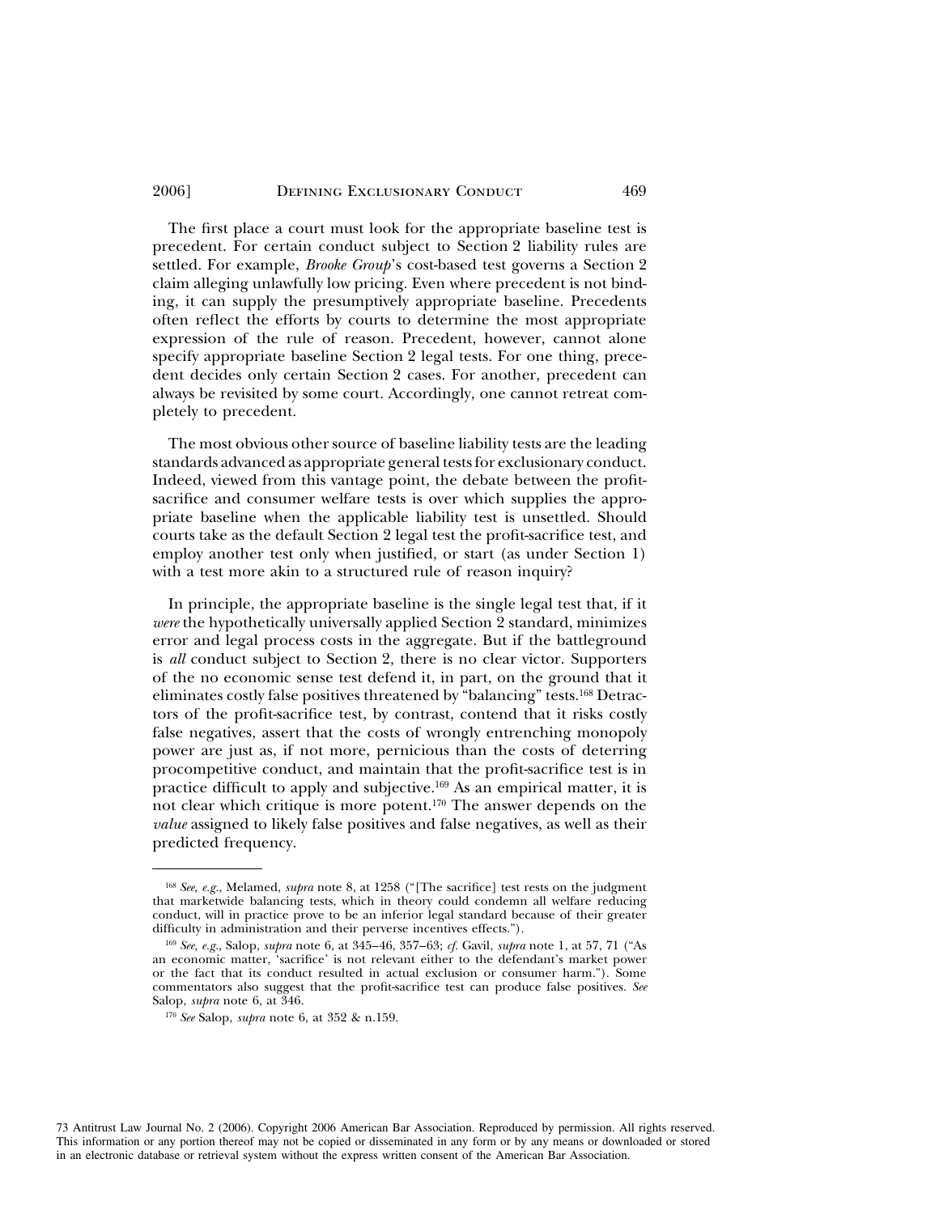The first place a court must look for the appropriate baseline test is precedent. For certain conduct subject to Section 2 liability rules are settled. For example, *Brooke Group*'s cost-based test governs a Section 2 claim alleging unlawfully low pricing. Even where precedent is not binding, it can supply the presumptively appropriate baseline. Precedents often reflect the efforts by courts to determine the most appropriate expression of the rule of reason. Precedent, however, cannot alone specify appropriate baseline Section 2 legal tests. For one thing, precedent decides only certain Section 2 cases. For another, precedent can always be revisited by some court. Accordingly, one cannot retreat completely to precedent.

The most obvious other source of baseline liability tests are the leading standards advanced as appropriate general tests for exclusionary conduct. Indeed, viewed from this vantage point, the debate between the profit-sacrifice and consumer welfare tests is over which supplies the appropriate baseline when the applicable liability test is unsettled. Should courts take as the default Section 2 legal test the profit-sacrifice test, and employ another test only when justified, or start (as under Section 1) with a test more akin to a structured rule of reason inquiry?

In principle, the appropriate baseline is the single legal test that, if it *were* the hypothetically universally applied Section 2 standard, minimizes error and legal process costs in the aggregate. But if the battleground is *all* conduct subject to Section 2, there is no clear victor. Supporters of the no economic sense test defend it, in part, on the ground that it eliminates costly false positives threatened by "balancing" tests.[168] Detractors of the profit-sacrifice test, by contrast, contend that it risks costly false negatives, assert that the costs of wrongly entrenching monopoly power are just as, if not more, pernicious than the costs of deterring procompetitive conduct, and maintain that the profit-sacrifice test is in practice difficult to apply and subjective.[169] As an empirical matter, it is not clear which critique is more potent.[170] The answer depends on the *value* assigned to likely false positives and false negatives, as well as their predicted frequency.

---

[168] *See, e.g.*, Melamed, *supra* note 8, at 1258 ("[The sacrifice] test rests on the judgment that marketwide balancing tests, which in theory could condemn all welfare reducing conduct, will in practice prove to be an inferior legal standard because of their greater difficulty in administration and their perverse incentives effects.").

[169] *See, e.g.*, Salop, *supra* note 6, at 345–46, 357–63; *cf.* Gavil, *supra* note 1, at 57, 71 ("As an economic matter, 'sacrifice' is not relevant either to the defendant's market power or the fact that its conduct resulted in actual exclusion or consumer harm."). Some commentators also suggest that the profit-sacrifice test can produce false positives. *See* Salop, *supra* note 6, at 346.

[170] *See* Salop, *supra* note 6, at 352 & n.159.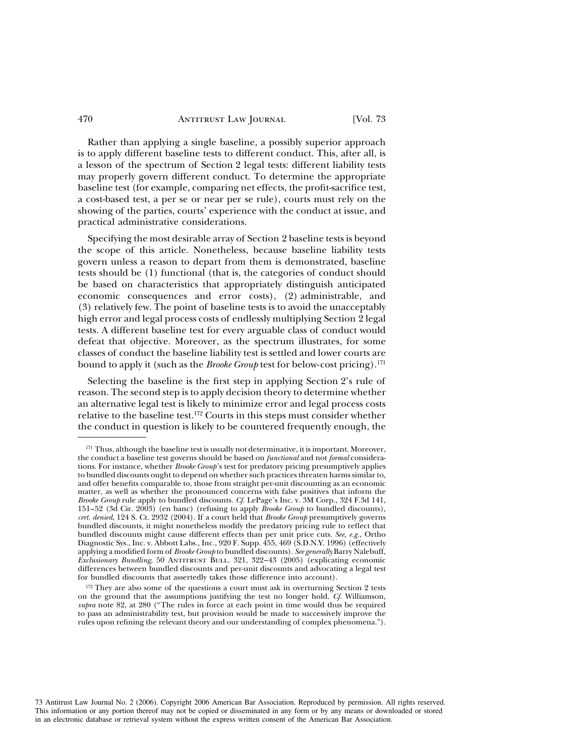Rather than applying a single baseline, a possibly superior approach is to apply different baseline tests to different conduct. This, after all, is a lesson of the spectrum of Section 2 legal tests: different liability tests may properly govern different conduct. To determine the appropriate baseline test (for example, comparing net effects, the profit-sacrifice test, a cost-based test, a per se or near per se rule), courts must rely on the showing of the parties, courts' experience with the conduct at issue, and practical administrative considerations.

Specifying the most desirable array of Section 2 baseline tests is beyond the scope of this article. Nonetheless, because baseline liability tests govern unless a reason to depart from them is demonstrated, baseline tests should be (1) functional (that is, the categories of conduct should be based on characteristics that appropriately distinguish anticipated economic consequences and error costs), (2) administrable, and (3) relatively few. The point of baseline tests is to avoid the unacceptably high error and legal process costs of endlessly multiplying Section 2 legal tests. A different baseline test for every arguable class of conduct would defeat that objective. Moreover, as the spectrum illustrates, for some classes of conduct the baseline liability test is settled and lower courts are bound to apply it (such as the *Brooke Group* test for below-cost pricing).[171]

Selecting the baseline is the first step in applying Section 2's rule of reason. The second step is to apply decision theory to determine whether an alternative legal test is likely to minimize error and legal process costs relative to the baseline test.[172] Courts in this steps must consider whether the conduct in question is likely to be countered frequently enough, the

---

[171] Thus, although the baseline test is usually not determinative, it is important. Moreover, the conduct a baseline test governs should be based on *functional* and not *formal* considerations. For instance, whether *Brooke Group*'s test for predatory pricing presumptively applies to bundled discounts ought to depend on whether such practices threaten harms similar to, and offer benefits comparable to, those from straight per-unit discounting as an economic matter, as well as whether the pronounced concerns with false positives that inform the *Brooke Group* rule apply to bundled discounts. *Cf.* LePage's Inc. v. 3M Corp., 324 F.3d 141, 151–52 (3d Cir. 2003) (en banc) (refusing to apply *Brooke Group* to bundled discounts), *cert. denied*, 124 S. Ct. 2932 (2004). If a court held that *Brooke Group* presumptively governs bundled discounts, it might nonetheless modify the predatory pricing rule to reflect that bundled discounts might cause different effects than per unit price cuts. *See, e.g.*, Ortho Diagnostic Sys., Inc. v. Abbott Labs., Inc., 920 F. Supp. 455, 469 (S.D.N.Y. 1996) (effectively applying a modified form of *Brooke Group* to bundled discounts). *See generally* Barry Nalebuff, *Exclusionary Bundling*, 50 Antitrust Bull. 321, 322–43 (2005) (explicating economic differences between bundled discounts and per-unit discounts and advocating a legal test for bundled discounts that assertedly takes those difference into account).

[172] They are also some of the questions a court must ask in overturning Section 2 tests on the ground that the assumptions justifying the test no longer hold. *Cf.* Williamson, *supra* note 82, at 280 ("The rules in force at each point in time would thus be required to pass an administrability test, but provision would be made to successively improve the rules upon refining the relevant theory and our understanding of complex phenomena.").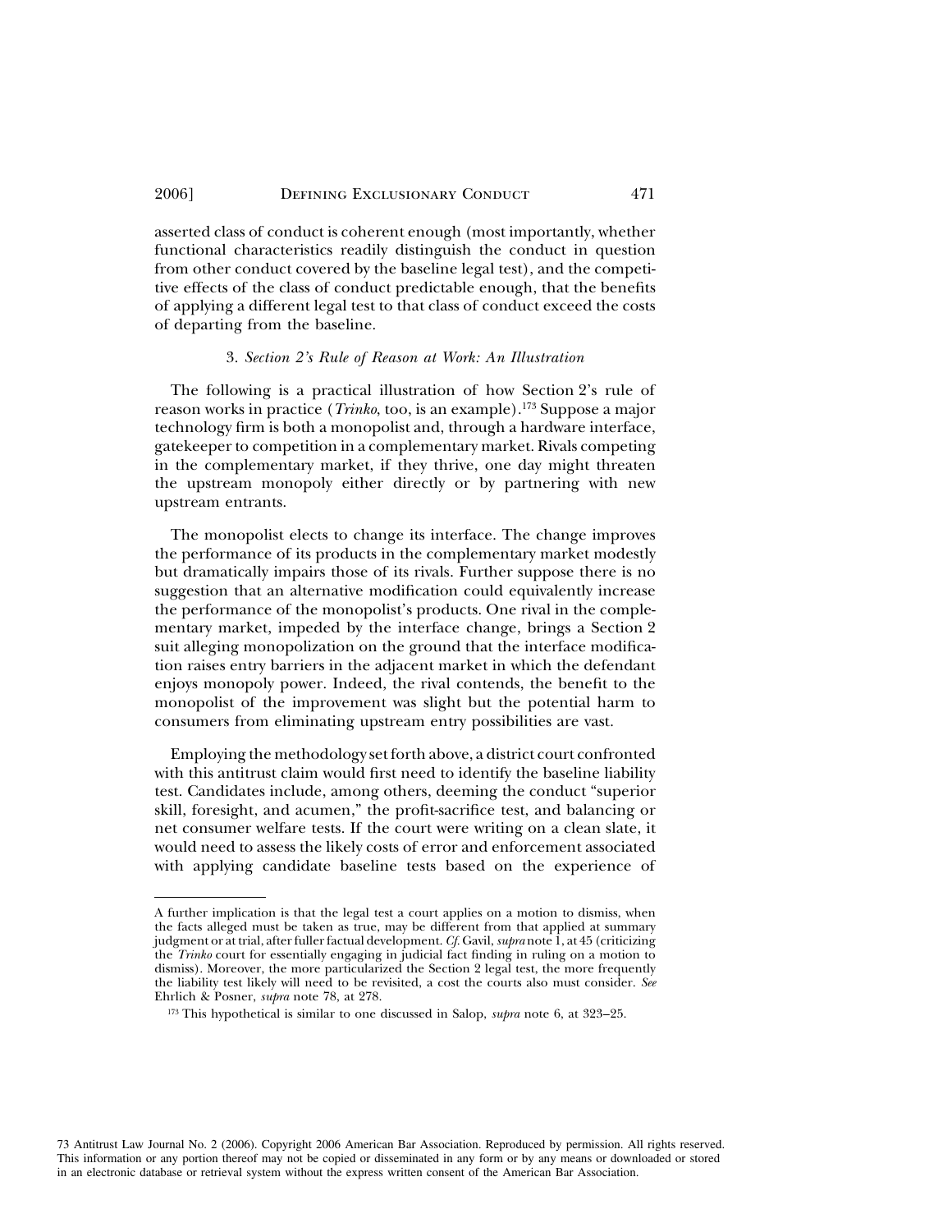asserted class of conduct is coherent enough (most importantly, whether functional characteristics readily distinguish the conduct in question from other conduct covered by the baseline legal test), and the competitive effects of the class of conduct predictable enough, that the benefits of applying a different legal test to that class of conduct exceed the costs of departing from the baseline.

### 3. *Section 2's Rule of Reason at Work: An Illustration*

The following is a practical illustration of how Section 2's rule of reason works in practice (*Trinko*, too, is an example).[173] Suppose a major technology firm is both a monopolist and, through a hardware interface, gatekeeper to competition in a complementary market. Rivals competing in the complementary market, if they thrive, one day might threaten the upstream monopoly either directly or by partnering with new upstream entrants.

The monopolist elects to change its interface. The change improves the performance of its products in the complementary market modestly but dramatically impairs those of its rivals. Further suppose there is no suggestion that an alternative modification could equivalently increase the performance of the monopolist's products. One rival in the complementary market, impeded by the interface change, brings a Section 2 suit alleging monopolization on the ground that the interface modification raises entry barriers in the adjacent market in which the defendant enjoys monopoly power. Indeed, the rival contends, the benefit to the monopolist of the improvement was slight but the potential harm to consumers from eliminating upstream entry possibilities are vast.

Employing the methodology set forth above, a district court confronted with this antitrust claim would first need to identify the baseline liability test. Candidates include, among others, deeming the conduct "superior skill, foresight, and acumen," the profit-sacrifice test, and balancing or net consumer welfare tests. If the court were writing on a clean slate, it would need to assess the likely costs of error and enforcement associated with applying candidate baseline tests based on the experience of

---

A further implication is that the legal test a court applies on a motion to dismiss, when the facts alleged must be taken as true, may be different from that applied at summary judgment or at trial, after fuller factual development. *Cf.* Gavil, *supra* note 1, at 45 (criticizing the *Trinko* court for essentially engaging in judicial fact finding in ruling on a motion to dismiss). Moreover, the more particularized the Section 2 legal test, the more frequently the liability test likely will need to be revisited, a cost the courts also must consider. *See* Ehrlich & Posner, *supra* note 78, at 278.

[173] This hypothetical is similar to one discussed in Salop, *supra* note 6, at 323–25.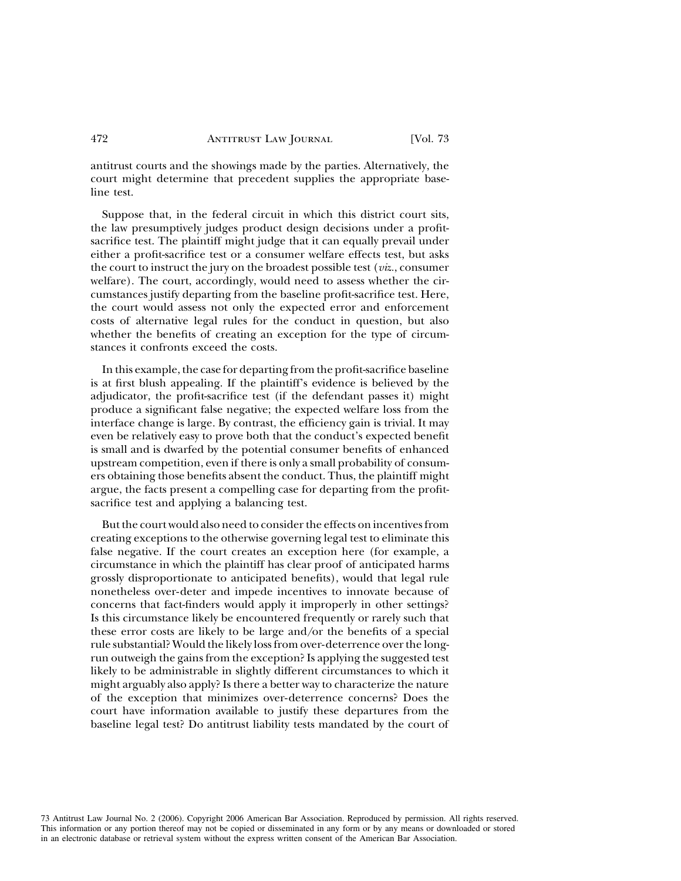antitrust courts and the showings made by the parties. Alternatively, the court might determine that precedent supplies the appropriate baseline test.

Suppose that, in the federal circuit in which this district court sits, the law presumptively judges product design decisions under a profit-sacrifice test. The plaintiff might judge that it can equally prevail under either a profit-sacrifice test or a consumer welfare effects test, but asks the court to instruct the jury on the broadest possible test (*viz.*, consumer welfare). The court, accordingly, would need to assess whether the circumstances justify departing from the baseline profit-sacrifice test. Here, the court would assess not only the expected error and enforcement costs of alternative legal rules for the conduct in question, but also whether the benefits of creating an exception for the type of circumstances it confronts exceed the costs.

In this example, the case for departing from the profit-sacrifice baseline is at first blush appealing. If the plaintiff's evidence is believed by the adjudicator, the profit-sacrifice test (if the defendant passes it) might produce a significant false negative; the expected welfare loss from the interface change is large. By contrast, the efficiency gain is trivial. It may even be relatively easy to prove both that the conduct's expected benefit is small and is dwarfed by the potential consumer benefits of enhanced upstream competition, even if there is only a small probability of consumers obtaining those benefits absent the conduct. Thus, the plaintiff might argue, the facts present a compelling case for departing from the profit-sacrifice test and applying a balancing test.

But the court would also need to consider the effects on incentives from creating exceptions to the otherwise governing legal test to eliminate this false negative. If the court creates an exception here (for example, a circumstance in which the plaintiff has clear proof of anticipated harms grossly disproportionate to anticipated benefits), would that legal rule nonetheless over-deter and impede incentives to innovate because of concerns that fact-finders would apply it improperly in other settings? Is this circumstance likely be encountered frequently or rarely such that these error costs are likely to be large and/or the benefits of a special rule substantial? Would the likely loss from over-deterrence over the long-run outweigh the gains from the exception? Is applying the suggested test likely to be administrable in slightly different circumstances to which it might arguably also apply? Is there a better way to characterize the nature of the exception that minimizes over-deterrence concerns? Does the court have information available to justify these departures from the baseline legal test? Do antitrust liability tests mandated by the court of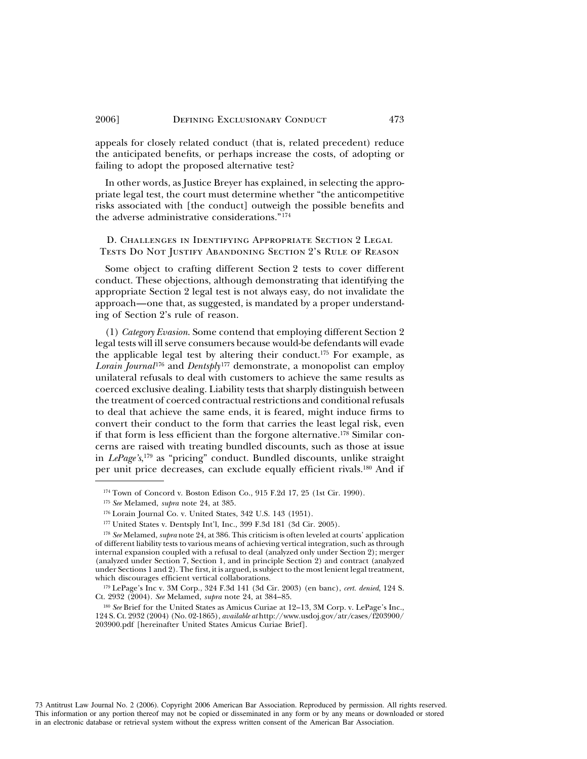appeals for closely related conduct (that is, related precedent) reduce the anticipated benefits, or perhaps increase the costs, of adopting or failing to adopt the proposed alternative test?

In other words, as Justice Breyer has explained, in selecting the appropriate legal test, the court must determine whether "the anticompetitive risks associated with [the conduct] outweigh the possible benefits and the adverse administrative considerations."[174]

### D. Challenges in Identifying Appropriate Section 2 Legal Tests Do Not Justify Abandoning Section 2's Rule of Reason

Some object to crafting different Section 2 tests to cover different conduct. These objections, although demonstrating that identifying the appropriate Section 2 legal test is not always easy, do not invalidate the approach—one that, as suggested, is mandated by a proper understanding of Section 2's rule of reason.

(1) *Category Evasion*. Some contend that employing different Section 2 legal tests will ill serve consumers because would-be defendants will evade the applicable legal test by altering their conduct.[175] For example, as *Lorain Journal*[176] and *Dentsply*[177] demonstrate, a monopolist can employ unilateral refusals to deal with customers to achieve the same results as coerced exclusive dealing. Liability tests that sharply distinguish between the treatment of coerced contractual restrictions and conditional refusals to deal that achieve the same ends, it is feared, might induce firms to convert their conduct to the form that carries the least legal risk, even if that form is less efficient than the forgone alternative.[178] Similar concerns are raised with treating bundled discounts, such as those at issue in *LePage's*,[179] as "pricing" conduct. Bundled discounts, unlike straight per unit price decreases, can exclude equally efficient rivals.[180] And if

---

[174] Town of Concord v. Boston Edison Co., 915 F.2d 17, 25 (1st Cir. 1990).

[175] *See* Melamed, *supra* note 24, at 385.

[176] Lorain Journal Co. v. United States, 342 U.S. 143 (1951).

[177] United States v. Dentsply Int'l, Inc., 399 F.3d 181 (3d Cir. 2005).

[178] *See* Melamed, *supra* note 24, at 386. This criticism is often leveled at courts' application of different liability tests to various means of achieving vertical integration, such as through internal expansion coupled with a refusal to deal (analyzed only under Section 2); merger (analyzed under Section 7, Section 1, and in principle Section 2) and contract (analyzed under Sections 1 and 2). The first, it is argued, is subject to the most lenient legal treatment, which discourages efficient vertical collaborations.

[179] LePage's Inc v. 3M Corp., 324 F.3d 141 (3d Cir. 2003) (en banc), *cert. denied*, 124 S. Ct. 2932 (2004). *See* Melamed, *supra* note 24, at 384–85.

[180] *See* Brief for the United States as Amicus Curiae at 12–13, 3M Corp. v. LePage's Inc., 124 S. Ct. 2932 (2004) (No. 02-1865), *available at* http://www.usdoj.gov/atr/cases/f203900/203900.pdf [hereinafter United States Amicus Curiae Brief].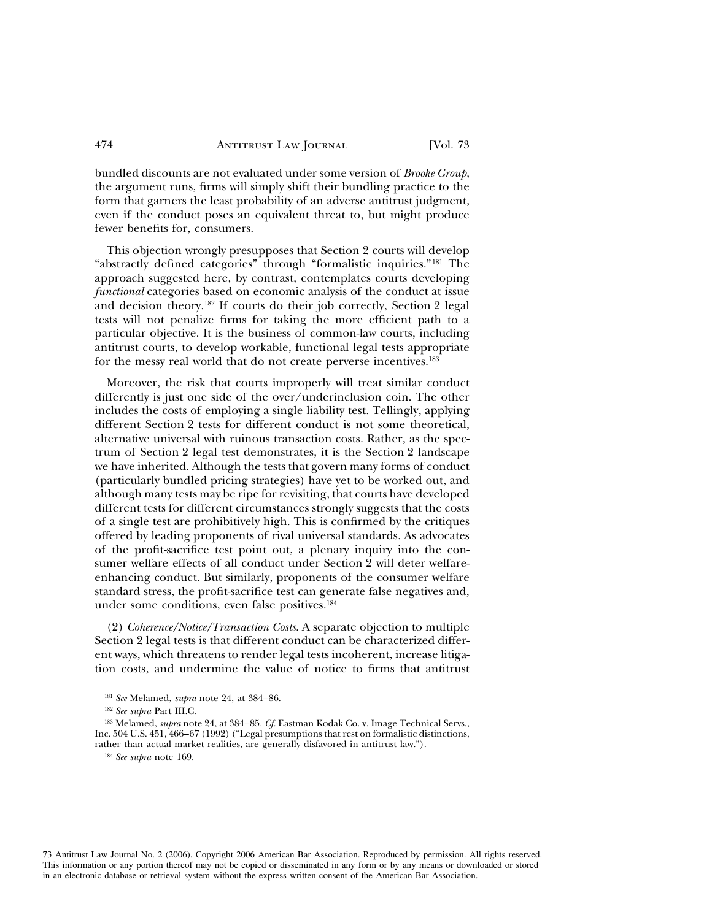bundled discounts are not evaluated under some version of *Brooke Group*, the argument runs, firms will simply shift their bundling practice to the form that garners the least probability of an adverse antitrust judgment, even if the conduct poses an equivalent threat to, but might produce fewer benefits for, consumers.

This objection wrongly presupposes that Section 2 courts will develop "abstractly defined categories" through "formalistic inquiries."[181] The approach suggested here, by contrast, contemplates courts developing *functional* categories based on economic analysis of the conduct at issue and decision theory.[182] If courts do their job correctly, Section 2 legal tests will not penalize firms for taking the more efficient path to a particular objective. It is the business of common-law courts, including antitrust courts, to develop workable, functional legal tests appropriate for the messy real world that do not create perverse incentives.[183]

Moreover, the risk that courts improperly will treat similar conduct differently is just one side of the over/underinclusion coin. The other includes the costs of employing a single liability test. Tellingly, applying different Section 2 tests for different conduct is not some theoretical, alternative universal with ruinous transaction costs. Rather, as the spectrum of Section 2 legal test demonstrates, it is the Section 2 landscape we have inherited. Although the tests that govern many forms of conduct (particularly bundled pricing strategies) have yet to be worked out, and although many tests may be ripe for revisiting, that courts have developed different tests for different circumstances strongly suggests that the costs of a single test are prohibitively high. This is confirmed by the critiques offered by leading proponents of rival universal standards. As advocates of the profit-sacrifice test point out, a plenary inquiry into the consumer welfare effects of all conduct under Section 2 will deter welfare-enhancing conduct. But similarly, proponents of the consumer welfare standard stress, the profit-sacrifice test can generate false negatives and, under some conditions, even false positives.[184]

(2) *Coherence/Notice/Transaction Costs*. A separate objection to multiple Section 2 legal tests is that different conduct can be characterized different ways, which threatens to render legal tests incoherent, increase litigation costs, and undermine the value of notice to firms that antitrust

---

[181] *See* Melamed, *supra* note 24, at 384–86.

[182] *See supra* Part III.C.

[183] Melamed, *supra* note 24, at 384–85. *Cf.* Eastman Kodak Co. v. Image Technical Servs., Inc. 504 U.S. 451, 466–67 (1992) ("Legal presumptions that rest on formalistic distinctions, rather than actual market realities, are generally disfavored in antitrust law.").

[184] *See supra* note 169.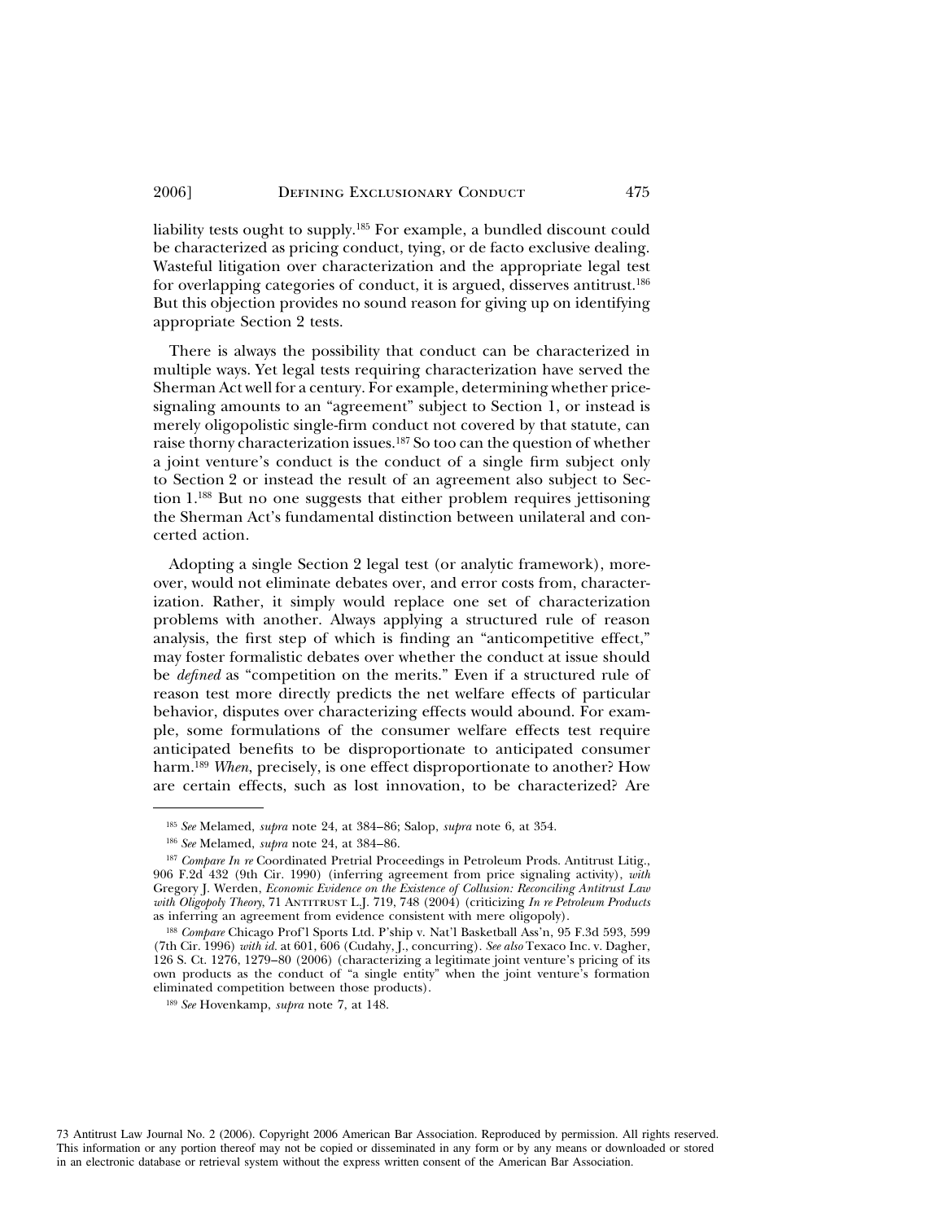liability tests ought to supply.[185] For example, a bundled discount could be characterized as pricing conduct, tying, or de facto exclusive dealing. Wasteful litigation over characterization and the appropriate legal test for overlapping categories of conduct, it is argued, disserves antitrust.[186] But this objection provides no sound reason for giving up on identifying appropriate Section 2 tests.

There is always the possibility that conduct can be characterized in multiple ways. Yet legal tests requiring characterization have served the Sherman Act well for a century. For example, determining whether price-signaling amounts to an "agreement" subject to Section 1, or instead is merely oligopolistic single-firm conduct not covered by that statute, can raise thorny characterization issues.[187] So too can the question of whether a joint venture's conduct is the conduct of a single firm subject only to Section 2 or instead the result of an agreement also subject to Section 1.[188] But no one suggests that either problem requires jettisoning the Sherman Act's fundamental distinction between unilateral and concerted action.

Adopting a single Section 2 legal test (or analytic framework), moreover, would not eliminate debates over, and error costs from, characterization. Rather, it simply would replace one set of characterization problems with another. Always applying a structured rule of reason analysis, the first step of which is finding an "anticompetitive effect," may foster formalistic debates over whether the conduct at issue should be *defined* as "competition on the merits." Even if a structured rule of reason test more directly predicts the net welfare effects of particular behavior, disputes over characterizing effects would abound. For example, some formulations of the consumer welfare effects test require anticipated benefits to be disproportionate to anticipated consumer harm.[189] *When*, precisely, is one effect disproportionate to another? How are certain effects, such as lost innovation, to be characterized? Are

---

[185] *See* Melamed, *supra* note 24, at 384–86; Salop, *supra* note 6, at 354.

[186] *See* Melamed, *supra* note 24, at 384–86.

[187] *Compare In re* Coordinated Pretrial Proceedings in Petroleum Prods. Antitrust Litig., 906 F.2d 432 (9th Cir. 1990) (inferring agreement from price signaling activity), *with* Gregory J. Werden, *Economic Evidence on the Existence of Collusion: Reconciling Antitrust Law with Oligopoly Theory*, 71 Antitrust L.J. 719, 748 (2004) (criticizing *In re Petroleum Products* as inferring an agreement from evidence consistent with mere oligopoly).

[188] *Compare* Chicago Prof'l Sports Ltd. P'ship v. Nat'l Basketball Ass'n, 95 F.3d 593, 599 (7th Cir. 1996) *with id.* at 601, 606 (Cudahy, J., concurring). *See also* Texaco Inc. v. Dagher, 126 S. Ct. 1276, 1279–80 (2006) (characterizing a legitimate joint venture's pricing of its own products as the conduct of "a single entity" when the joint venture's formation eliminated competition between those products).

[189] *See* Hovenkamp, *supra* note 7, at 148.

73 Antitrust Law Journal No. 2 (2006). Copyright 2006 American Bar Association. Reproduced by permission. All rights reserved. This information or any portion thereof may not be copied or disseminated in any form or by any means or downloaded or stored in an electronic database or retrieval system without the express written consent of the American Bar Association.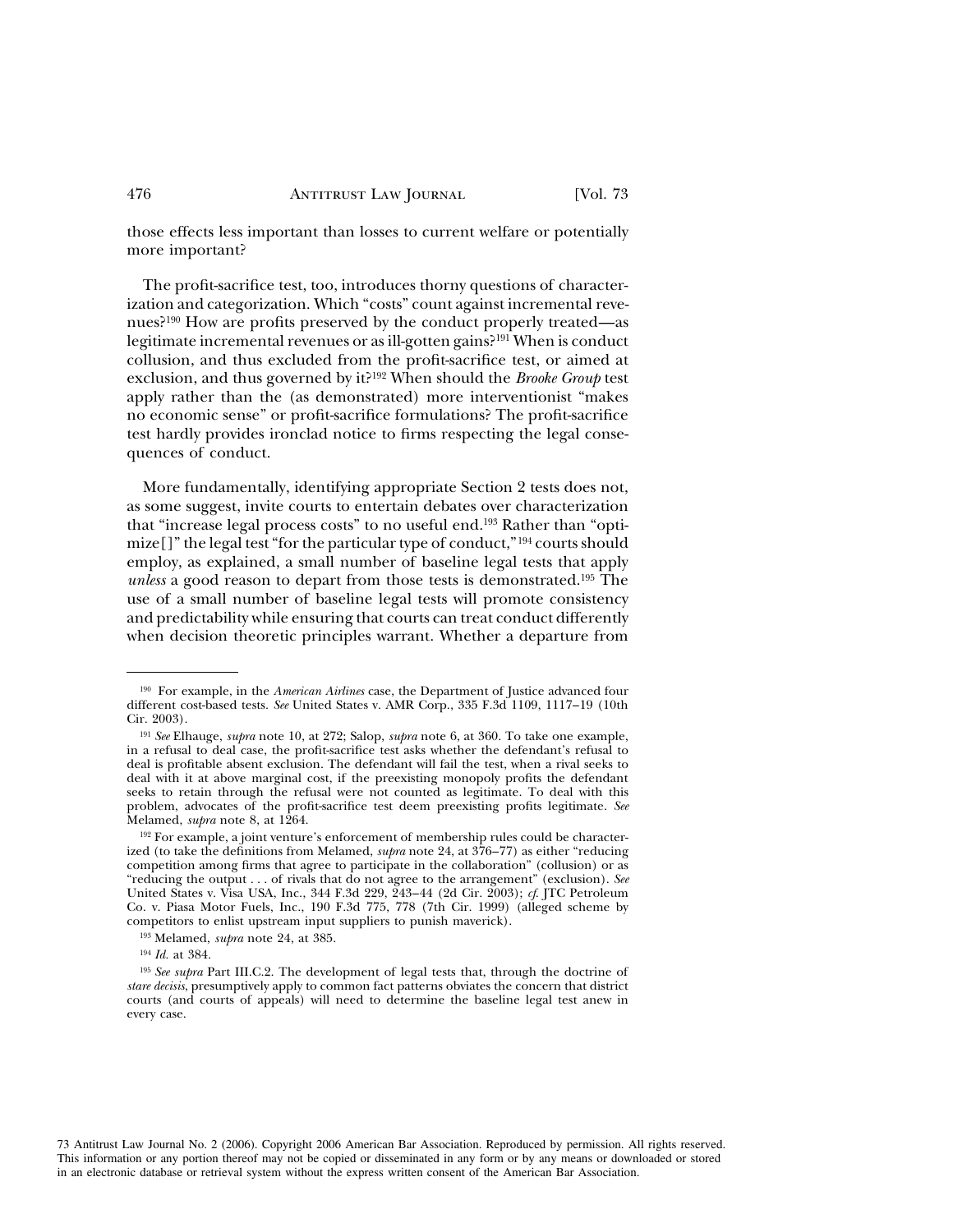those effects less important than losses to current welfare or potentially more important?

The profit-sacrifice test, too, introduces thorny questions of characterization and categorization. Which "costs" count against incremental revenues?[190] How are profits preserved by the conduct properly treated—as legitimate incremental revenues or as ill-gotten gains?[191] When is conduct collusion, and thus excluded from the profit-sacrifice test, or aimed at exclusion, and thus governed by it?[192] When should the *Brooke Group* test apply rather than the (as demonstrated) more interventionist "makes no economic sense" or profit-sacrifice formulations? The profit-sacrifice test hardly provides ironclad notice to firms respecting the legal consequences of conduct.

More fundamentally, identifying appropriate Section 2 tests does not, as some suggest, invite courts to entertain debates over characterization that "increase legal process costs" to no useful end.[193] Rather than "optimize[]" the legal test "for the particular type of conduct,"[194] courts should employ, as explained, a small number of baseline legal tests that apply *unless* a good reason to depart from those tests is demonstrated.[195] The use of a small number of baseline legal tests will promote consistency and predictability while ensuring that courts can treat conduct differently when decision theoretic principles warrant. Whether a departure from

---

[190] For example, in the *American Airlines* case, the Department of Justice advanced four different cost-based tests. *See* United States v. AMR Corp., 335 F.3d 1109, 1117–19 (10th Cir. 2003).

[191] *See* Elhauge, *supra* note 10, at 272; Salop, *supra* note 6, at 360. To take one example, in a refusal to deal case, the profit-sacrifice test asks whether the defendant's refusal to deal is profitable absent exclusion. The defendant will fail the test, when a rival seeks to deal with it at above marginal cost, if the preexisting monopoly profits the defendant seeks to retain through the refusal were not counted as legitimate. To deal with this problem, advocates of the profit-sacrifice test deem preexisting profits legitimate. *See* Melamed, *supra* note 8, at 1264.

[192] For example, a joint venture's enforcement of membership rules could be characterized (to take the definitions from Melamed, *supra* note 24, at 376–77) as either "reducing competition among firms that agree to participate in the collaboration" (collusion) or as "reducing the output . . . of rivals that do not agree to the arrangement" (exclusion). *See* United States v. Visa USA, Inc., 344 F.3d 229, 243–44 (2d Cir. 2003); *cf.* JTC Petroleum Co. v. Piasa Motor Fuels, Inc., 190 F.3d 775, 778 (7th Cir. 1999) (alleged scheme by competitors to enlist upstream input suppliers to punish maverick).

[193] Melamed, *supra* note 24, at 385.

[194] *Id.* at 384.

[195] *See supra* Part III.C.2. The development of legal tests that, through the doctrine of *stare decisis*, presumptively apply to common fact patterns obviates the concern that district courts (and courts of appeals) will need to determine the baseline legal test anew in every case.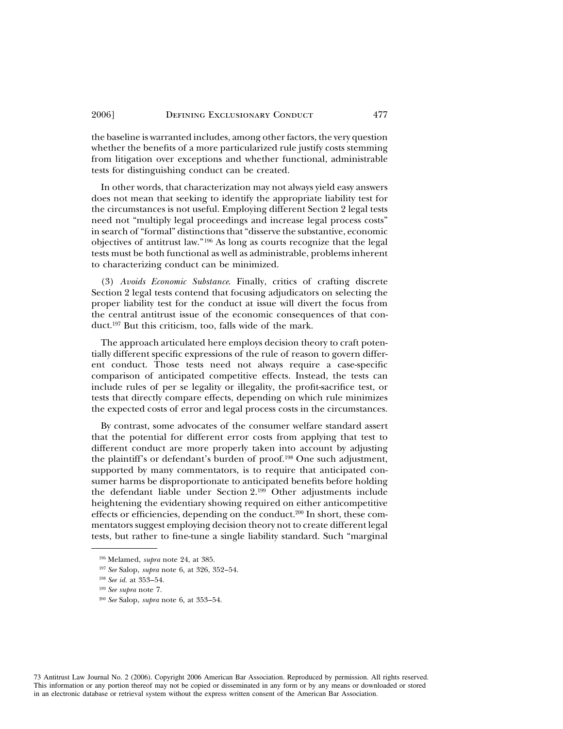the baseline is warranted includes, among other factors, the very question whether the benefits of a more particularized rule justify costs stemming from litigation over exceptions and whether functional, administrable tests for distinguishing conduct can be created.

In other words, that characterization may not always yield easy answers does not mean that seeking to identify the appropriate liability test for the circumstances is not useful. Employing different Section 2 legal tests need not "multiply legal proceedings and increase legal process costs" in search of "formal" distinctions that "disserve the substantive, economic objectives of antitrust law."[196] As long as courts recognize that the legal tests must be both functional as well as administrable, problems inherent to characterizing conduct can be minimized.

(3) *Avoids Economic Substance*. Finally, critics of crafting discrete Section 2 legal tests contend that focusing adjudicators on selecting the proper liability test for the conduct at issue will divert the focus from the central antitrust issue of the economic consequences of that conduct.[197] But this criticism, too, falls wide of the mark.

The approach articulated here employs decision theory to craft potentially different specific expressions of the rule of reason to govern different conduct. Those tests need not always require a case-specific comparison of anticipated competitive effects. Instead, the tests can include rules of per se legality or illegality, the profit-sacrifice test, or tests that directly compare effects, depending on which rule minimizes the expected costs of error and legal process costs in the circumstances.

By contrast, some advocates of the consumer welfare standard assert that the potential for different error costs from applying that test to different conduct are more properly taken into account by adjusting the plaintiff's or defendant's burden of proof.[198] One such adjustment, supported by many commentators, is to require that anticipated consumer harms be disproportionate to anticipated benefits before holding the defendant liable under Section 2.[199] Other adjustments include heightening the evidentiary showing required on either anticompetitive effects or efficiencies, depending on the conduct.[200] In short, these commentators suggest employing decision theory not to create different legal tests, but rather to fine-tune a single liability standard. Such "marginal

---

[196] Melamed, *supra* note 24, at 385.

[197] *See* Salop, *supra* note 6, at 326, 352–54.

[198] *See id.* at 353–54.

[199] *See supra* note 7.

[200] *See* Salop, *supra* note 6, at 353–54.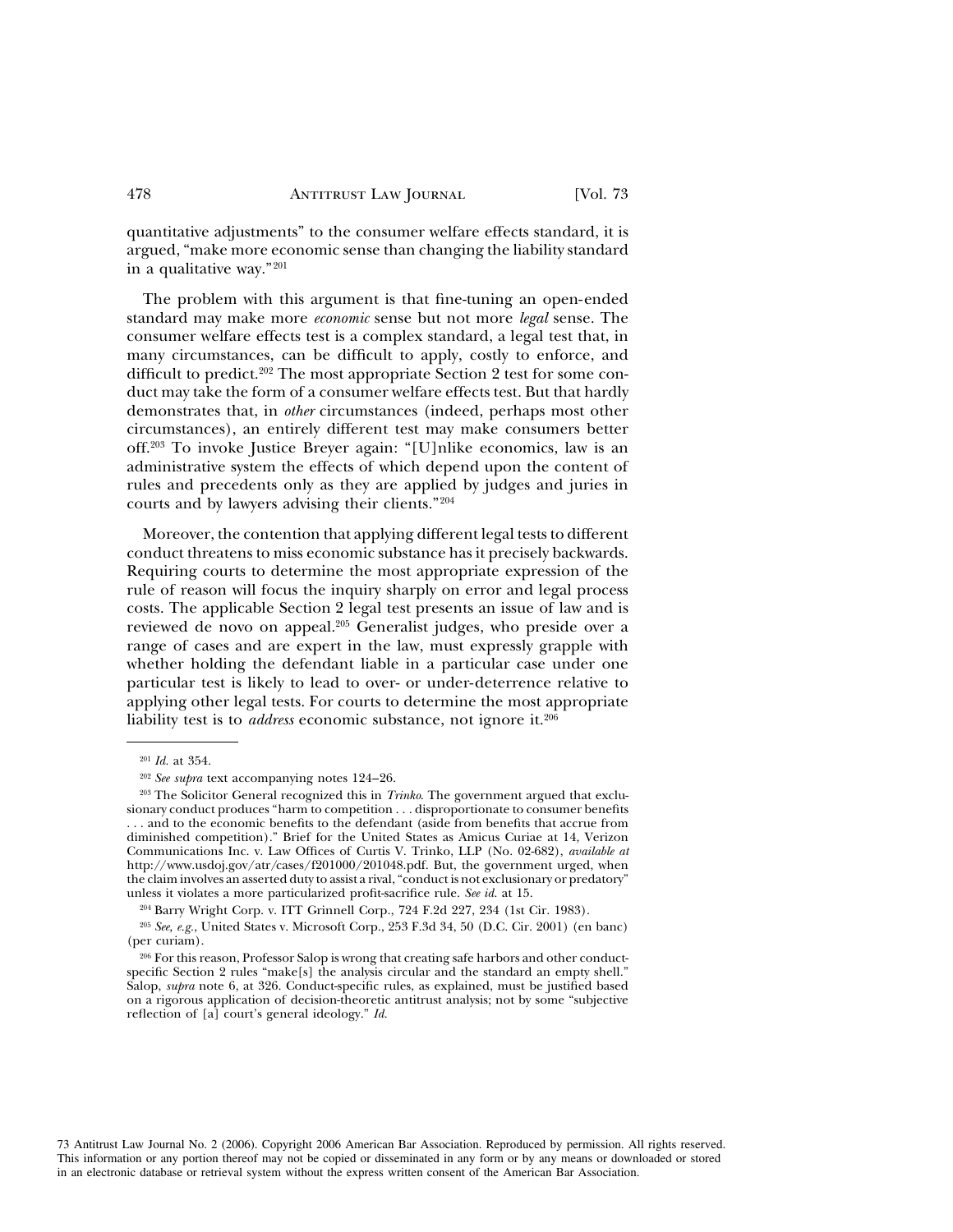quantitative adjustments" to the consumer welfare effects standard, it is argued, "make more economic sense than changing the liability standard in a qualitative way."[201]

The problem with this argument is that fine-tuning an open-ended standard may make more *economic* sense but not more *legal* sense. The consumer welfare effects test is a complex standard, a legal test that, in many circumstances, can be difficult to apply, costly to enforce, and difficult to predict.[202] The most appropriate Section 2 test for some conduct may take the form of a consumer welfare effects test. But that hardly demonstrates that, in *other* circumstances (indeed, perhaps most other circumstances), an entirely different test may make consumers better off.[203] To invoke Justice Breyer again: "[U]nlike economics, law is an administrative system the effects of which depend upon the content of rules and precedents only as they are applied by judges and juries in courts and by lawyers advising their clients."[204]

Moreover, the contention that applying different legal tests to different conduct threatens to miss economic substance has it precisely backwards. Requiring courts to determine the most appropriate expression of the rule of reason will focus the inquiry sharply on error and legal process costs. The applicable Section 2 legal test presents an issue of law and is reviewed de novo on appeal.[205] Generalist judges, who preside over a range of cases and are expert in the law, must expressly grapple with whether holding the defendant liable in a particular case under one particular test is likely to lead to over- or under-deterrence relative to applying other legal tests. For courts to determine the most appropriate liability test is to *address* economic substance, not ignore it.[206]

---

[201] *Id.* at 354.

[202] *See supra* text accompanying notes 124–26.

[203] The Solicitor General recognized this in *Trinko*. The government argued that exclusionary conduct produces "harm to competition . . . disproportionate to consumer benefits . . . and to the economic benefits to the defendant (aside from benefits that accrue from diminished competition)." Brief for the United States as Amicus Curiae at 14, Verizon Communications Inc. v. Law Offices of Curtis V. Trinko, LLP (No. 02-682), *available at* http://www.usdoj.gov/atr/cases/f201000/201048.pdf. But, the government urged, when the claim involves an asserted duty to assist a rival, "conduct is not exclusionary or predatory" unless it violates a more particularized profit-sacrifice rule. *See id.* at 15.

[204] Barry Wright Corp. v. ITT Grinnell Corp., 724 F.2d 227, 234 (1st Cir. 1983).

[205] *See, e.g.*, United States v. Microsoft Corp., 253 F.3d 34, 50 (D.C. Cir. 2001) (en banc) (per curiam).

[206] For this reason, Professor Salop is wrong that creating safe harbors and other conduct-specific Section 2 rules "make[s] the analysis circular and the standard an empty shell." Salop, *supra* note 6, at 326. Conduct-specific rules, as explained, must be justified based on a rigorous application of decision-theoretic antitrust analysis; not by some "subjective reflection of [a] court's general ideology." *Id.*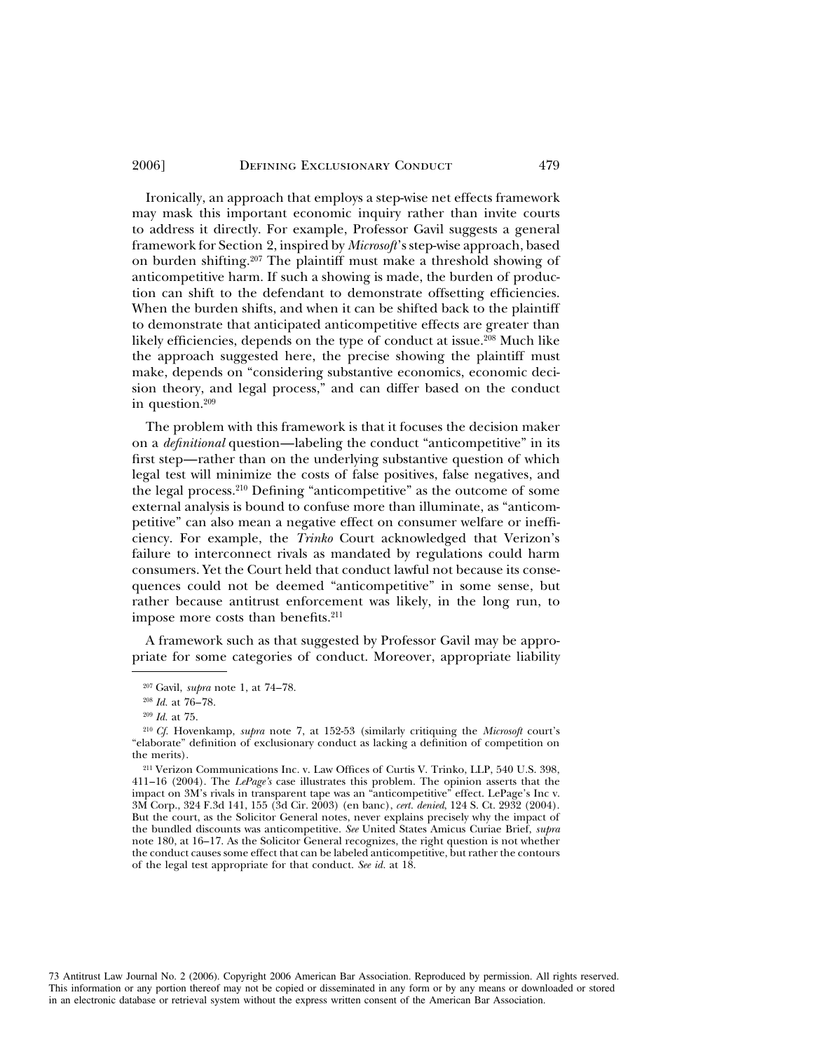Ironically, an approach that employs a step-wise net effects framework may mask this important economic inquiry rather than invite courts to address it directly. For example, Professor Gavil suggests a general framework for Section 2, inspired by *Microsoft*'s step-wise approach, based on burden shifting.[207] The plaintiff must make a threshold showing of anticompetitive harm. If such a showing is made, the burden of production can shift to the defendant to demonstrate offsetting efficiencies. When the burden shifts, and when it can be shifted back to the plaintiff to demonstrate that anticipated anticompetitive effects are greater than likely efficiencies, depends on the type of conduct at issue.[208] Much like the approach suggested here, the precise showing the plaintiff must make, depends on "considering substantive economics, economic decision theory, and legal process," and can differ based on the conduct in question.[209]

The problem with this framework is that it focuses the decision maker on a *definitional* question—labeling the conduct "anticompetitive" in its first step—rather than on the underlying substantive question of which legal test will minimize the costs of false positives, false negatives, and the legal process.[210] Defining "anticompetitive" as the outcome of some external analysis is bound to confuse more than illuminate, as "anticompetitive" can also mean a negative effect on consumer welfare or inefficiency. For example, the *Trinko* Court acknowledged that Verizon's failure to interconnect rivals as mandated by regulations could harm consumers. Yet the Court held that conduct lawful not because its consequences could not be deemed "anticompetitive" in some sense, but rather because antitrust enforcement was likely, in the long run, to impose more costs than benefits.[211]

A framework such as that suggested by Professor Gavil may be appropriate for some categories of conduct. Moreover, appropriate liability

---

[207] Gavil, *supra* note 1, at 74–78.

[208] *Id.* at 76–78.

[209] *Id.* at 75.

[210] *Cf.* Hovenkamp, *supra* note 7, at 152-53 (similarly critiquing the *Microsoft* court's "elaborate" definition of exclusionary conduct as lacking a definition of competition on the merits).

[211] Verizon Communications Inc. v. Law Offices of Curtis V. Trinko, LLP, 540 U.S. 398, 411–16 (2004). The *LePage's* case illustrates this problem. The opinion asserts that the impact on 3M's rivals in transparent tape was an "anticompetitive" effect. LePage's Inc v. 3M Corp., 324 F.3d 141, 155 (3d Cir. 2003) (en banc), *cert. denied*, 124 S. Ct. 2932 (2004). But the court, as the Solicitor General notes, never explains precisely why the impact of the bundled discounts was anticompetitive. *See* United States Amicus Curiae Brief, *supra* note 180, at 16–17. As the Solicitor General recognizes, the right question is not whether the conduct causes some effect that can be labeled anticompetitive, but rather the contours of the legal test appropriate for that conduct. *See id.* at 18.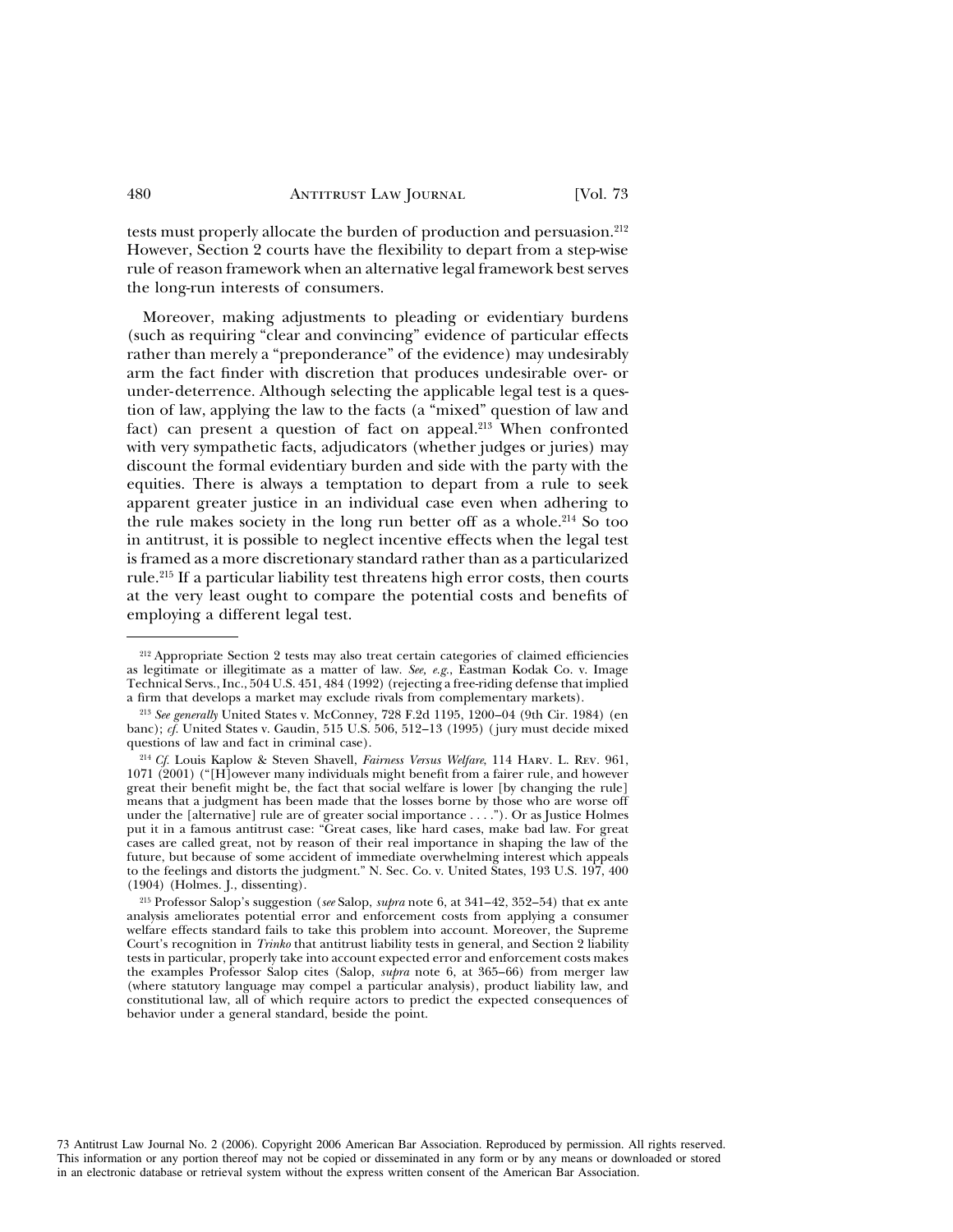tests must properly allocate the burden of production and persuasion.[212] However, Section 2 courts have the flexibility to depart from a step-wise rule of reason framework when an alternative legal framework best serves the long-run interests of consumers.

Moreover, making adjustments to pleading or evidentiary burdens (such as requiring "clear and convincing" evidence of particular effects rather than merely a "preponderance" of the evidence) may undesirably arm the fact finder with discretion that produces undesirable over- or under-deterrence. Although selecting the applicable legal test is a question of law, applying the law to the facts (a "mixed" question of law and fact) can present a question of fact on appeal.[213] When confronted with very sympathetic facts, adjudicators (whether judges or juries) may discount the formal evidentiary burden and side with the party with the equities. There is always a temptation to depart from a rule to seek apparent greater justice in an individual case even when adhering to the rule makes society in the long run better off as a whole.[214] So too in antitrust, it is possible to neglect incentive effects when the legal test is framed as a more discretionary standard rather than as a particularized rule.[215] If a particular liability test threatens high error costs, then courts at the very least ought to compare the potential costs and benefits of employing a different legal test.

---

[212] Appropriate Section 2 tests may also treat certain categories of claimed efficiencies as legitimate or illegitimate as a matter of law. *See, e.g.*, Eastman Kodak Co. v. Image Technical Servs., Inc., 504 U.S. 451, 484 (1992) (rejecting a free-riding defense that implied a firm that develops a market may exclude rivals from complementary markets).

[213] *See generally* United States v. McConney, 728 F.2d 1195, 1200–04 (9th Cir. 1984) (en banc); *cf.* United States v. Gaudin, 515 U.S. 506, 512–13 (1995) (jury must decide mixed questions of law and fact in criminal case).

[214] *Cf.* Louis Kaplow & Steven Shavell, *Fairness Versus Welfare*, 114 HARV. L. REV. 961, 1071 (2001) ("[H]owever many individuals might benefit from a fairer rule, and however great their benefit might be, the fact that social welfare is lower [by changing the rule] means that a judgment has been made that the losses borne by those who are worse off under the [alternative] rule are of greater social importance . . . ."). Or as Justice Holmes put it in a famous antitrust case: "Great cases, like hard cases, make bad law. For great cases are called great, not by reason of their real importance in shaping the law of the future, but because of some accident of immediate overwhelming interest which appeals to the feelings and distorts the judgment." N. Sec. Co. v. United States, 193 U.S. 197, 400 (1904) (Holmes. J., dissenting).

[215] Professor Salop's suggestion (*see* Salop, *supra* note 6, at 341–42, 352–54) that ex ante analysis ameliorates potential error and enforcement costs from applying a consumer welfare effects standard fails to take this problem into account. Moreover, the Supreme Court's recognition in *Trinko* that antitrust liability tests in general, and Section 2 liability tests in particular, properly take into account expected error and enforcement costs makes the examples Professor Salop cites (Salop, *supra* note 6, at 365–66) from merger law (where statutory language may compel a particular analysis), product liability law, and constitutional law, all of which require actors to predict the expected consequences of behavior under a general standard, beside the point.

73 Antitrust Law Journal No. 2 (2006). Copyright 2006 American Bar Association. Reproduced by permission. All rights reserved. This information or any portion thereof may not be copied or disseminated in any form or by any means or downloaded or stored in an electronic database or retrieval system without the express written consent of the American Bar Association.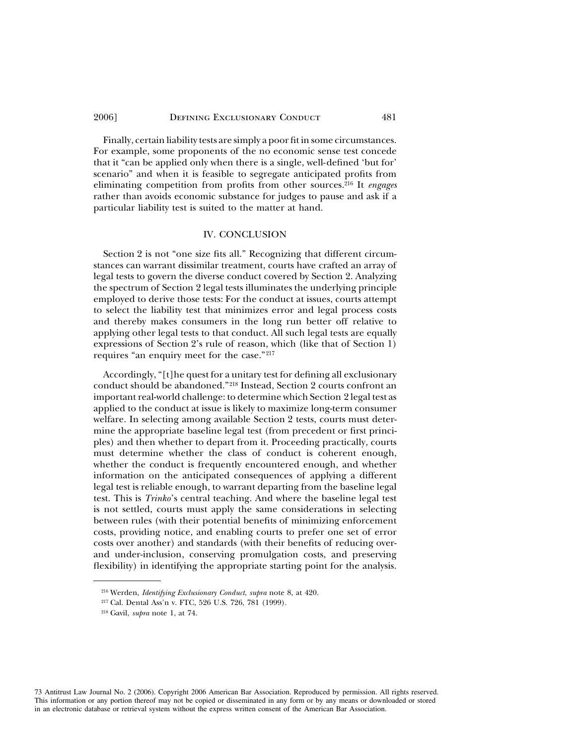Finally, certain liability tests are simply a poor fit in some circumstances. For example, some proponents of the no economic sense test concede that it "can be applied only when there is a single, well-defined 'but for' scenario" and when it is feasible to segregate anticipated profits from eliminating competition from profits from other sources.[216] It *engages* rather than avoids economic substance for judges to pause and ask if a particular liability test is suited to the matter at hand.

## IV. CONCLUSION

Section 2 is not "one size fits all." Recognizing that different circumstances can warrant dissimilar treatment, courts have crafted an array of legal tests to govern the diverse conduct covered by Section 2. Analyzing the spectrum of Section 2 legal tests illuminates the underlying principle employed to derive those tests: For the conduct at issues, courts attempt to select the liability test that minimizes error and legal process costs and thereby makes consumers in the long run better off relative to applying other legal tests to that conduct. All such legal tests are equally expressions of Section 2's rule of reason, which (like that of Section 1) requires "an enquiry meet for the case."[217]

Accordingly, "[t]he quest for a unitary test for defining all exclusionary conduct should be abandoned."[218] Instead, Section 2 courts confront an important real-world challenge: to determine which Section 2 legal test as applied to the conduct at issue is likely to maximize long-term consumer welfare. In selecting among available Section 2 tests, courts must determine the appropriate baseline legal test (from precedent or first principles) and then whether to depart from it. Proceeding practically, courts must determine whether the class of conduct is coherent enough, whether the conduct is frequently encountered enough, and whether information on the anticipated consequences of applying a different legal test is reliable enough, to warrant departing from the baseline legal test. This is *Trinko*'s central teaching. And where the baseline legal test is not settled, courts must apply the same considerations in selecting between rules (with their potential benefits of minimizing enforcement costs, providing notice, and enabling courts to prefer one set of error costs over another) and standards (with their benefits of reducing over- and under-inclusion, conserving promulgation costs, and preserving flexibility) in identifying the appropriate starting point for the analysis.

---

[216] Werden, *Identifying Exclusionary Conduct*, *supra* note 8, at 420.

[217] Cal. Dental Ass'n v. FTC, 526 U.S. 726, 781 (1999).

[218] Gavil, *supra* note 1, at 74.

73 Antitrust Law Journal No. 2 (2006). Copyright 2006 American Bar Association. Reproduced by permission. All rights reserved. This information or any portion thereof may not be copied or disseminated in any form or by any means or downloaded or stored in an electronic database or retrieval system without the express written consent of the American Bar Association.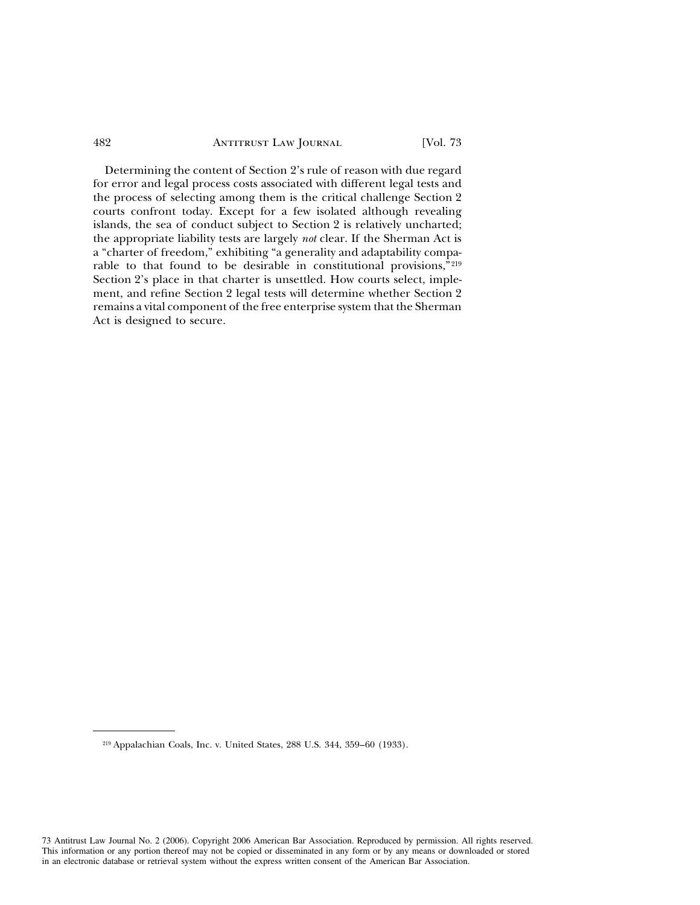Determining the content of Section 2's rule of reason with due regard for error and legal process costs associated with different legal tests and the process of selecting among them is the critical challenge Section 2 courts confront today. Except for a few isolated although revealing islands, the sea of conduct subject to Section 2 is relatively uncharted; the appropriate liability tests are largely *not* clear. If the Sherman Act is a "charter of freedom," exhibiting "a generality and adaptability comparable to that found to be desirable in constitutional provisions,"[219] Section 2's place in that charter is unsettled. How courts select, implement, and refine Section 2 legal tests will determine whether Section 2 remains a vital component of the free enterprise system that the Sherman Act is designed to secure.

[219] Appalachian Coals, Inc. v. United States, 288 U.S. 344, 359–60 (1933).

73 Antitrust Law Journal No. 2 (2006). Copyright 2006 American Bar Association. Reproduced by permission. All rights reserved. This information or any portion thereof may not be copied or disseminated in any form or by any means or downloaded or stored in an electronic database or retrieval system without the express written consent of the American Bar Association.